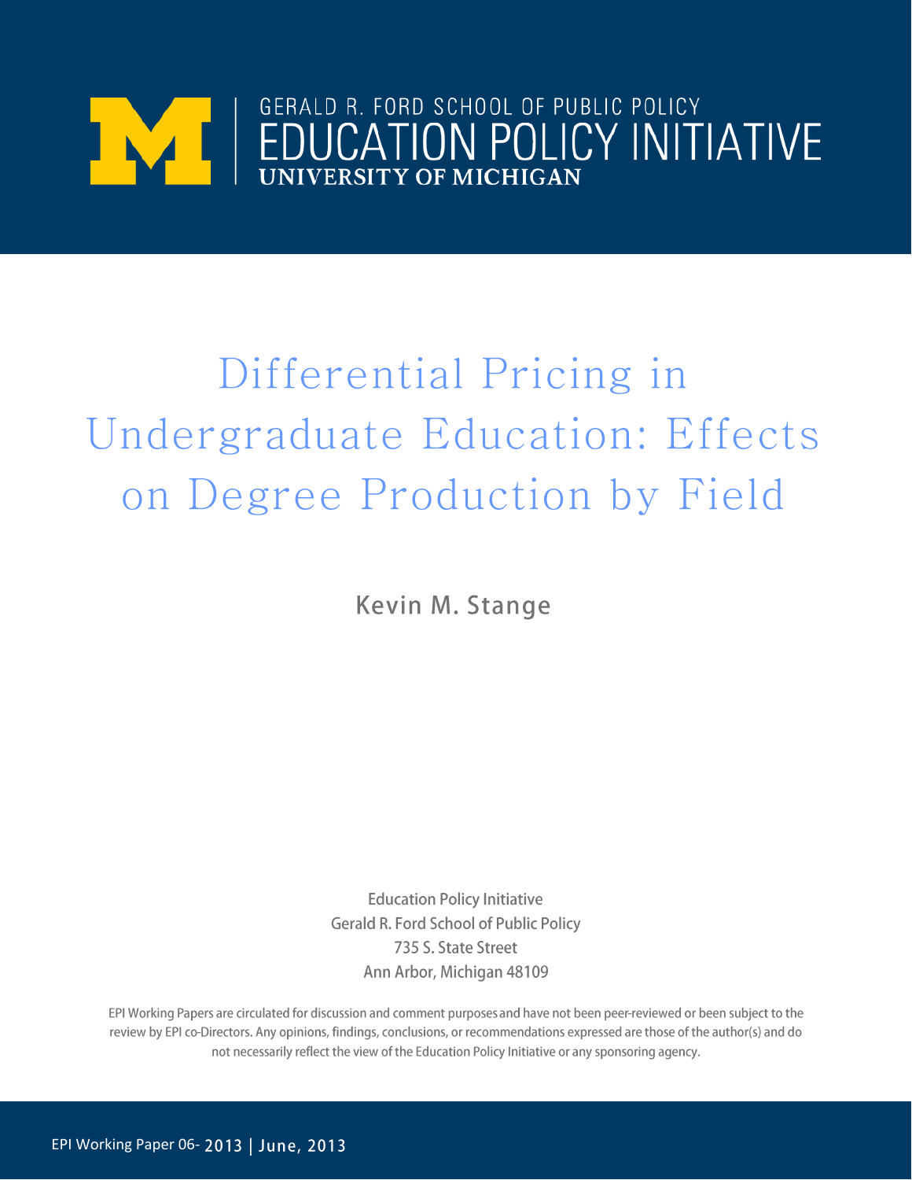GERALD R. FORD SCHOOL OF PUBLIC POLICY

EDUCATION POLICY INITIATIVE

UNIVERSITY OF MICHIGAN

# Differential Pricing in Undergraduate Education: Effects on Degree Production by Field

Kevin M. Stange

Education Policy Initiative
Gerald R. Ford School of Public Policy
735 S. State Street
Ann Arbor, Michigan 48109

EPI Working Papers are circulated for discussion and comment purposes and have not been peer-reviewed or been subject to the review by EPI co-Directors. Any opinions, findings, conclusions, or recommendations expressed are those of the author(s) and do not necessarily reflect the view of the Education Policy Initiative or any sponsoring agency.

EPI Working Paper 06- 2013 | June, 2013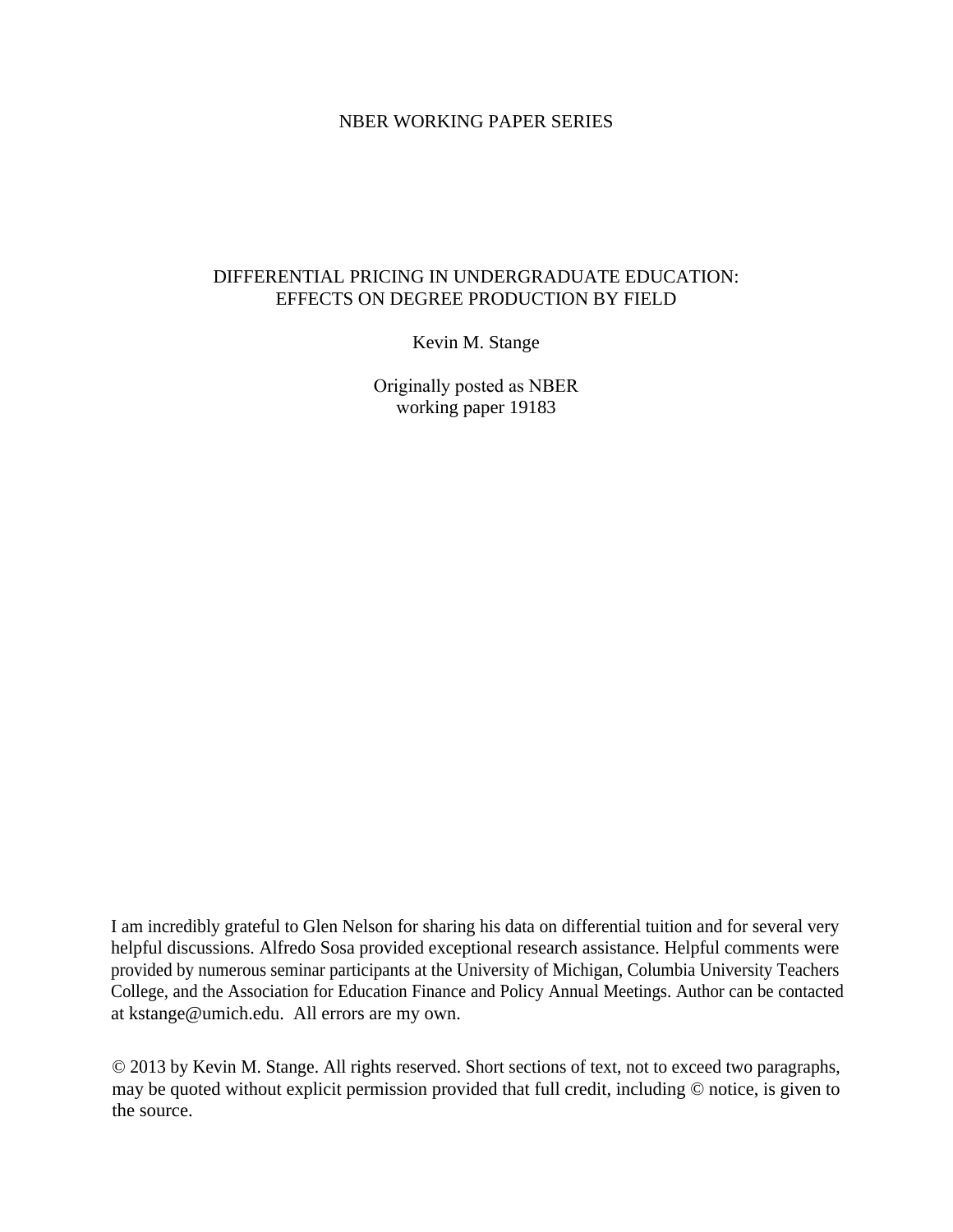NBER WORKING PAPER SERIES

# DIFFERENTIAL PRICING IN UNDERGRADUATE EDUCATION: EFFECTS ON DEGREE PRODUCTION BY FIELD

Kevin M. Stange

Originally posted as NBER working paper 19183

I am incredibly grateful to Glen Nelson for sharing his data on differential tuition and for several very helpful discussions. Alfredo Sosa provided exceptional research assistance. Helpful comments were provided by numerous seminar participants at the University of Michigan, Columbia University Teachers College, and the Association for Education Finance and Policy Annual Meetings. Author can be contacted at kstange@umich.edu. All errors are my own.

© 2013 by Kevin M. Stange. All rights reserved. Short sections of text, not to exceed two paragraphs, may be quoted without explicit permission provided that full credit, including © notice, is given to the source.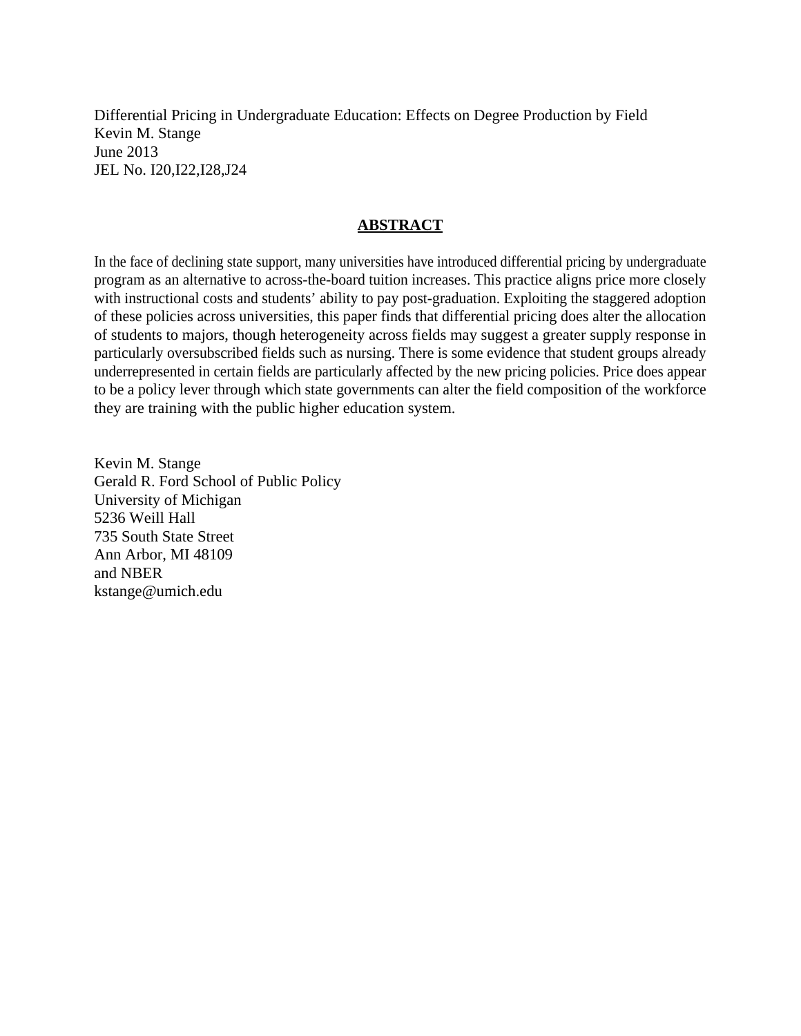Differential Pricing in Undergraduate Education: Effects on Degree Production by Field
Kevin M. Stange
June 2013
JEL No. I20,I22,I28,J24

## ABSTRACT

In the face of declining state support, many universities have introduced differential pricing by undergraduate program as an alternative to across-the-board tuition increases. This practice aligns price more closely with instructional costs and students' ability to pay post-graduation. Exploiting the staggered adoption of these policies across universities, this paper finds that differential pricing does alter the allocation of students to majors, though heterogeneity across fields may suggest a greater supply response in particularly oversubscribed fields such as nursing. There is some evidence that student groups already underrepresented in certain fields are particularly affected by the new pricing policies. Price does appear to be a policy lever through which state governments can alter the field composition of the workforce they are training with the public higher education system.

Kevin M. Stange
Gerald R. Ford School of Public Policy
University of Michigan
5236 Weill Hall
735 South State Street
Ann Arbor, MI 48109
and NBER
kstange@umich.edu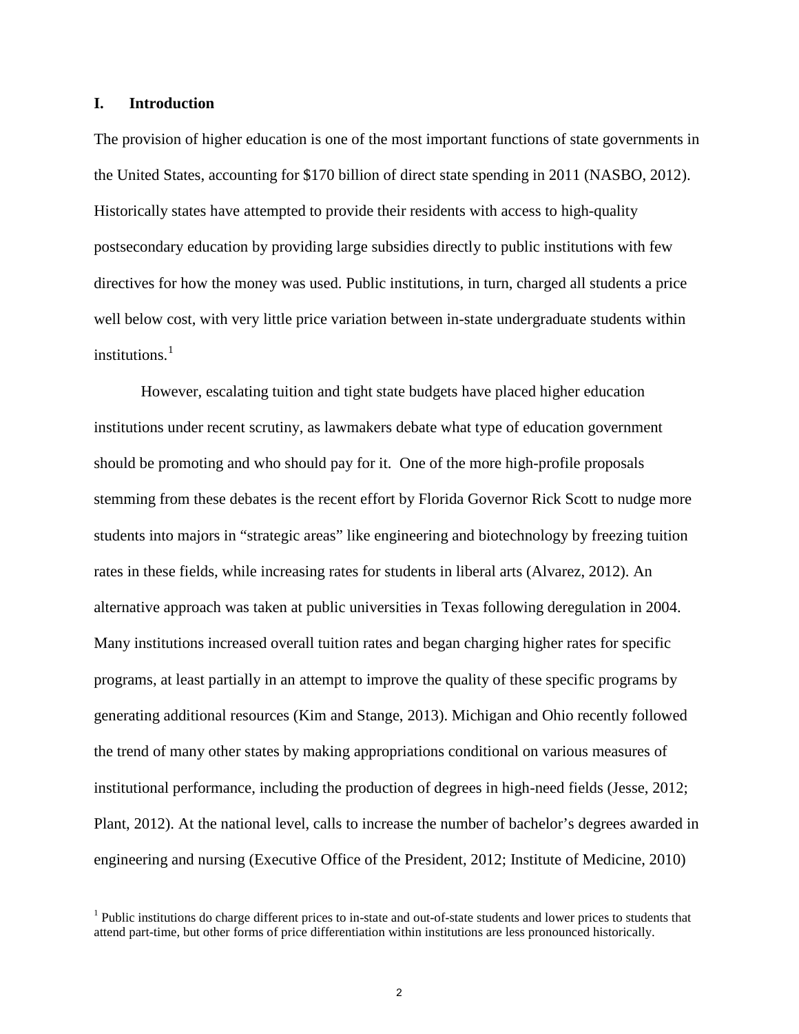## I. Introduction

The provision of higher education is one of the most important functions of state governments in the United States, accounting for $170 billion of direct state spending in 2011 (NASBO, 2012). Historically states have attempted to provide their residents with access to high-quality postsecondary education by providing large subsidies directly to public institutions with few directives for how the money was used. Public institutions, in turn, charged all students a price well below cost, with very little price variation between in-state undergraduate students within institutions.[1]

However, escalating tuition and tight state budgets have placed higher education institutions under recent scrutiny, as lawmakers debate what type of education government should be promoting and who should pay for it. One of the more high-profile proposals stemming from these debates is the recent effort by Florida Governor Rick Scott to nudge more students into majors in "strategic areas" like engineering and biotechnology by freezing tuition rates in these fields, while increasing rates for students in liberal arts (Alvarez, 2012). An alternative approach was taken at public universities in Texas following deregulation in 2004. Many institutions increased overall tuition rates and began charging higher rates for specific programs, at least partially in an attempt to improve the quality of these specific programs by generating additional resources (Kim and Stange, 2013). Michigan and Ohio recently followed the trend of many other states by making appropriations conditional on various measures of institutional performance, including the production of degrees in high-need fields (Jesse, 2012; Plant, 2012). At the national level, calls to increase the number of bachelor's degrees awarded in engineering and nursing (Executive Office of the President, 2012; Institute of Medicine, 2010)

[1] Public institutions do charge different prices to in-state and out-of-state students and lower prices to students that attend part-time, but other forms of price differentiation within institutions are less pronounced historically.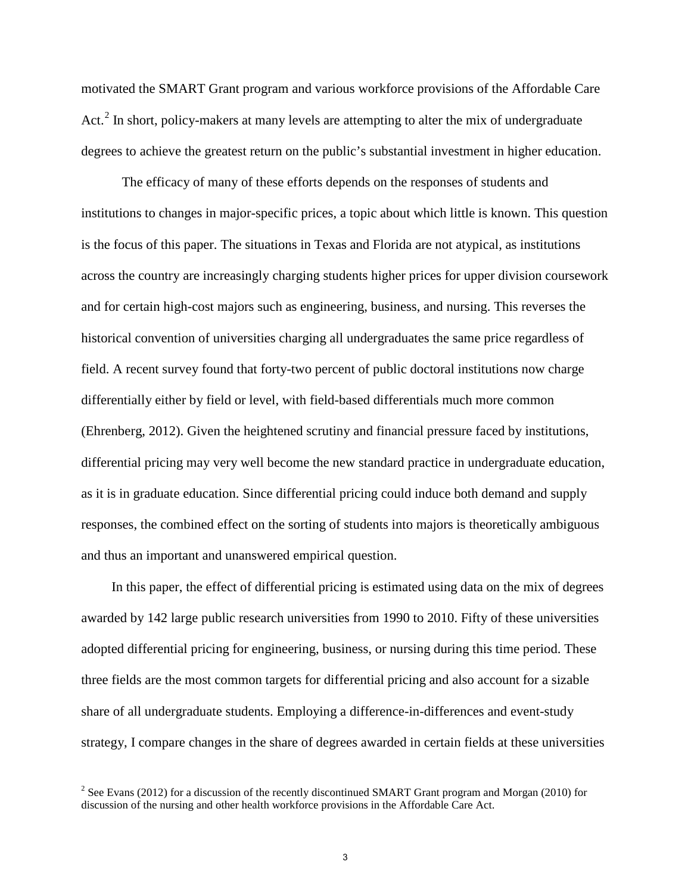motivated the SMART Grant program and various workforce provisions of the Affordable Care Act.[2] In short, policy-makers at many levels are attempting to alter the mix of undergraduate degrees to achieve the greatest return on the public's substantial investment in higher education.

The efficacy of many of these efforts depends on the responses of students and institutions to changes in major-specific prices, a topic about which little is known. This question is the focus of this paper. The situations in Texas and Florida are not atypical, as institutions across the country are increasingly charging students higher prices for upper division coursework and for certain high-cost majors such as engineering, business, and nursing. This reverses the historical convention of universities charging all undergraduates the same price regardless of field. A recent survey found that forty-two percent of public doctoral institutions now charge differentially either by field or level, with field-based differentials much more common (Ehrenberg, 2012). Given the heightened scrutiny and financial pressure faced by institutions, differential pricing may very well become the new standard practice in undergraduate education, as it is in graduate education. Since differential pricing could induce both demand and supply responses, the combined effect on the sorting of students into majors is theoretically ambiguous and thus an important and unanswered empirical question.

In this paper, the effect of differential pricing is estimated using data on the mix of degrees awarded by 142 large public research universities from 1990 to 2010. Fifty of these universities adopted differential pricing for engineering, business, or nursing during this time period. These three fields are the most common targets for differential pricing and also account for a sizable share of all undergraduate students. Employing a difference-in-differences and event-study strategy, I compare changes in the share of degrees awarded in certain fields at these universities

[2] See Evans (2012) for a discussion of the recently discontinued SMART Grant program and Morgan (2010) for discussion of the nursing and other health workforce provisions in the Affordable Care Act.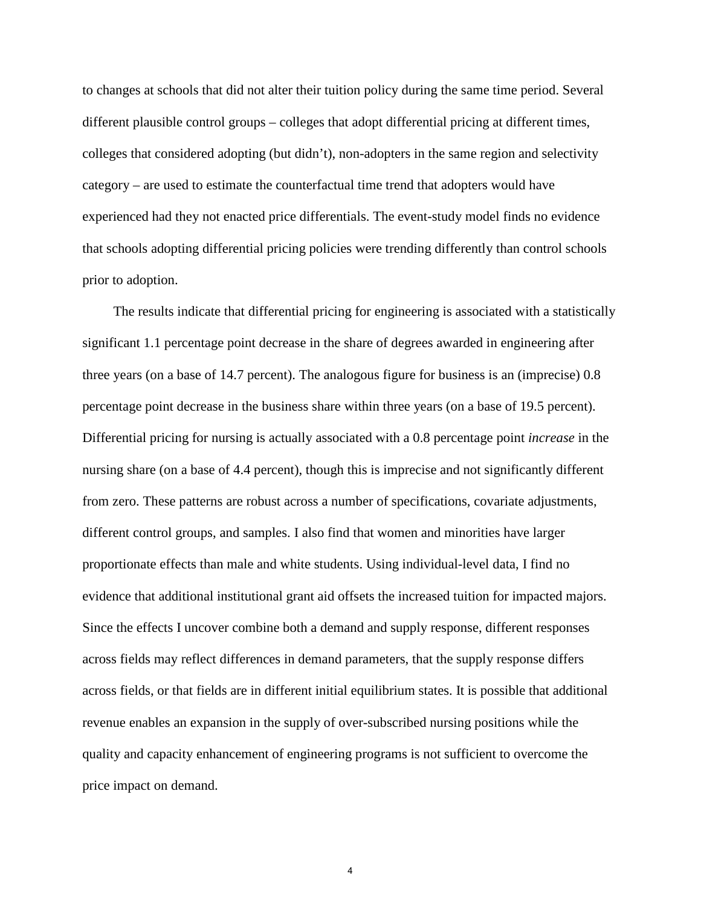to changes at schools that did not alter their tuition policy during the same time period. Several different plausible control groups – colleges that adopt differential pricing at different times, colleges that considered adopting (but didn't), non-adopters in the same region and selectivity category – are used to estimate the counterfactual time trend that adopters would have experienced had they not enacted price differentials. The event-study model finds no evidence that schools adopting differential pricing policies were trending differently than control schools prior to adoption.

The results indicate that differential pricing for engineering is associated with a statistically significant 1.1 percentage point decrease in the share of degrees awarded in engineering after three years (on a base of 14.7 percent). The analogous figure for business is an (imprecise) 0.8 percentage point decrease in the business share within three years (on a base of 19.5 percent). Differential pricing for nursing is actually associated with a 0.8 percentage point *increase* in the nursing share (on a base of 4.4 percent), though this is imprecise and not significantly different from zero. These patterns are robust across a number of specifications, covariate adjustments, different control groups, and samples. I also find that women and minorities have larger proportionate effects than male and white students. Using individual-level data, I find no evidence that additional institutional grant aid offsets the increased tuition for impacted majors. Since the effects I uncover combine both a demand and supply response, different responses across fields may reflect differences in demand parameters, that the supply response differs across fields, or that fields are in different initial equilibrium states. It is possible that additional revenue enables an expansion in the supply of over-subscribed nursing positions while the quality and capacity enhancement of engineering programs is not sufficient to overcome the price impact on demand.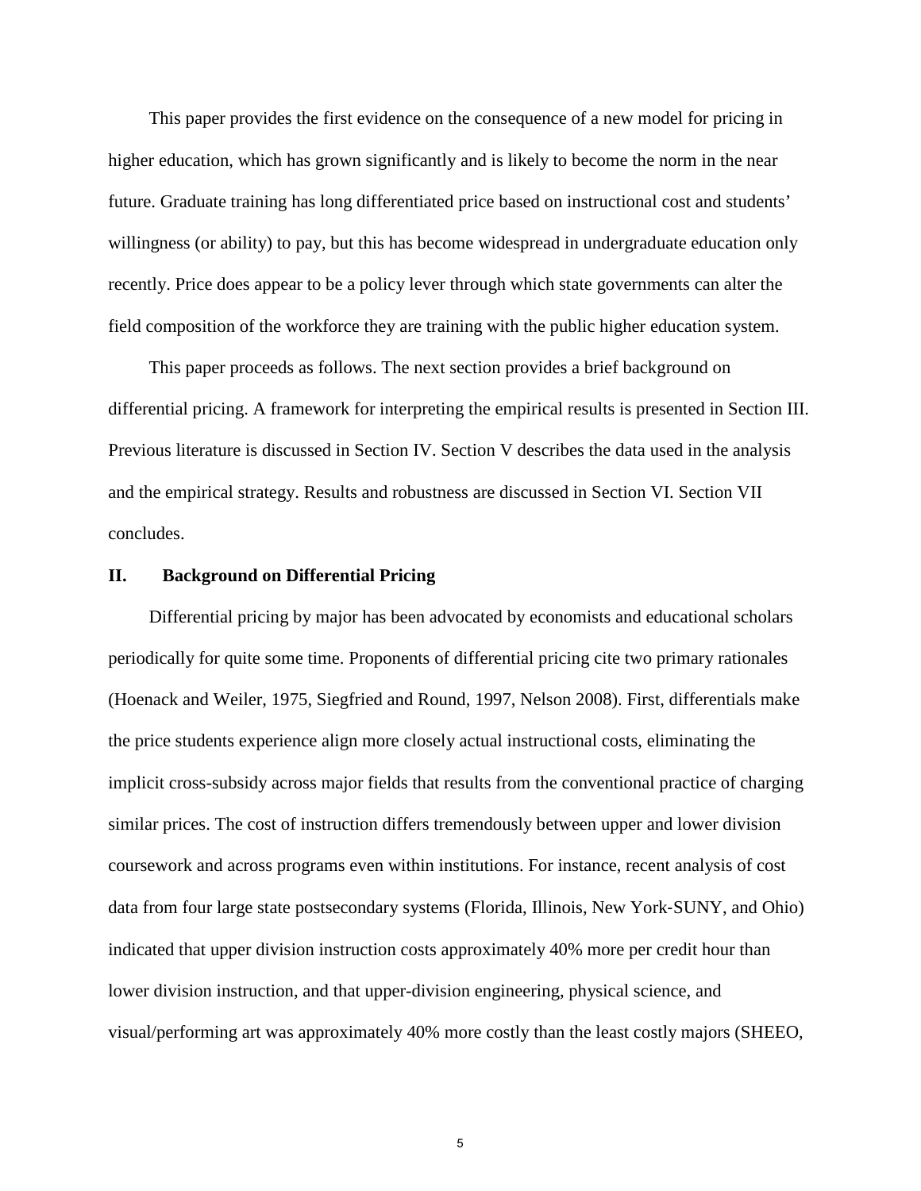This paper provides the first evidence on the consequence of a new model for pricing in higher education, which has grown significantly and is likely to become the norm in the near future. Graduate training has long differentiated price based on instructional cost and students' willingness (or ability) to pay, but this has become widespread in undergraduate education only recently. Price does appear to be a policy lever through which state governments can alter the field composition of the workforce they are training with the public higher education system.

This paper proceeds as follows. The next section provides a brief background on differential pricing. A framework for interpreting the empirical results is presented in Section III. Previous literature is discussed in Section IV. Section V describes the data used in the analysis and the empirical strategy. Results and robustness are discussed in Section VI. Section VII concludes.

## II. Background on Differential Pricing

Differential pricing by major has been advocated by economists and educational scholars periodically for quite some time. Proponents of differential pricing cite two primary rationales (Hoenack and Weiler, 1975, Siegfried and Round, 1997, Nelson 2008). First, differentials make the price students experience align more closely actual instructional costs, eliminating the implicit cross-subsidy across major fields that results from the conventional practice of charging similar prices. The cost of instruction differs tremendously between upper and lower division coursework and across programs even within institutions. For instance, recent analysis of cost data from four large state postsecondary systems (Florida, Illinois, New York-SUNY, and Ohio) indicated that upper division instruction costs approximately 40% more per credit hour than lower division instruction, and that upper-division engineering, physical science, and visual/performing art was approximately 40% more costly than the least costly majors (SHEEO,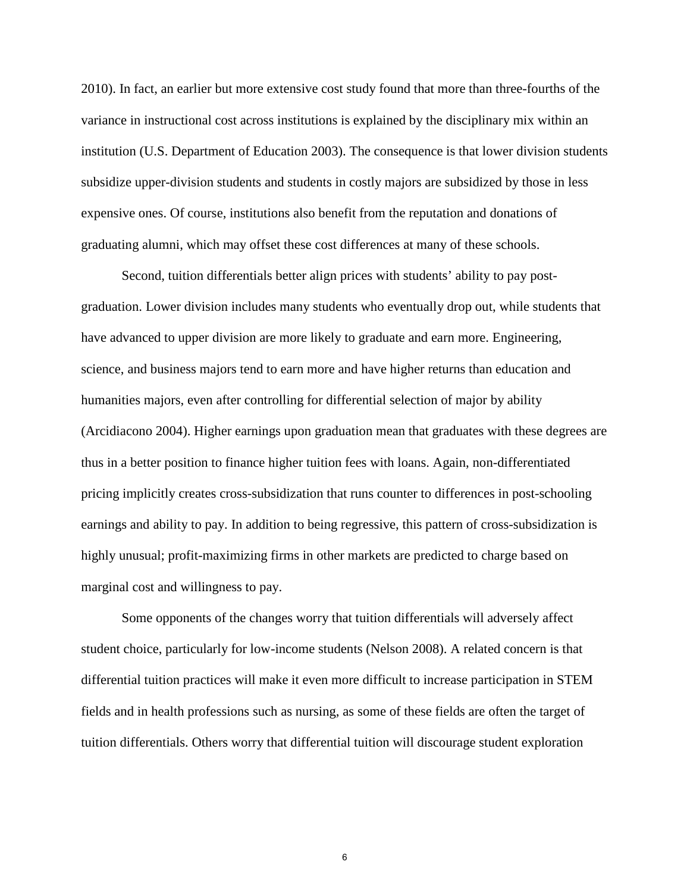2010). In fact, an earlier but more extensive cost study found that more than three-fourths of the variance in instructional cost across institutions is explained by the disciplinary mix within an institution (U.S. Department of Education 2003). The consequence is that lower division students subsidize upper-division students and students in costly majors are subsidized by those in less expensive ones. Of course, institutions also benefit from the reputation and donations of graduating alumni, which may offset these cost differences at many of these schools.

Second, tuition differentials better align prices with students' ability to pay post-graduation. Lower division includes many students who eventually drop out, while students that have advanced to upper division are more likely to graduate and earn more. Engineering, science, and business majors tend to earn more and have higher returns than education and humanities majors, even after controlling for differential selection of major by ability (Arcidiacono 2004). Higher earnings upon graduation mean that graduates with these degrees are thus in a better position to finance higher tuition fees with loans. Again, non-differentiated pricing implicitly creates cross-subsidization that runs counter to differences in post-schooling earnings and ability to pay. In addition to being regressive, this pattern of cross-subsidization is highly unusual; profit-maximizing firms in other markets are predicted to charge based on marginal cost and willingness to pay.

Some opponents of the changes worry that tuition differentials will adversely affect student choice, particularly for low-income students (Nelson 2008). A related concern is that differential tuition practices will make it even more difficult to increase participation in STEM fields and in health professions such as nursing, as some of these fields are often the target of tuition differentials. Others worry that differential tuition will discourage student exploration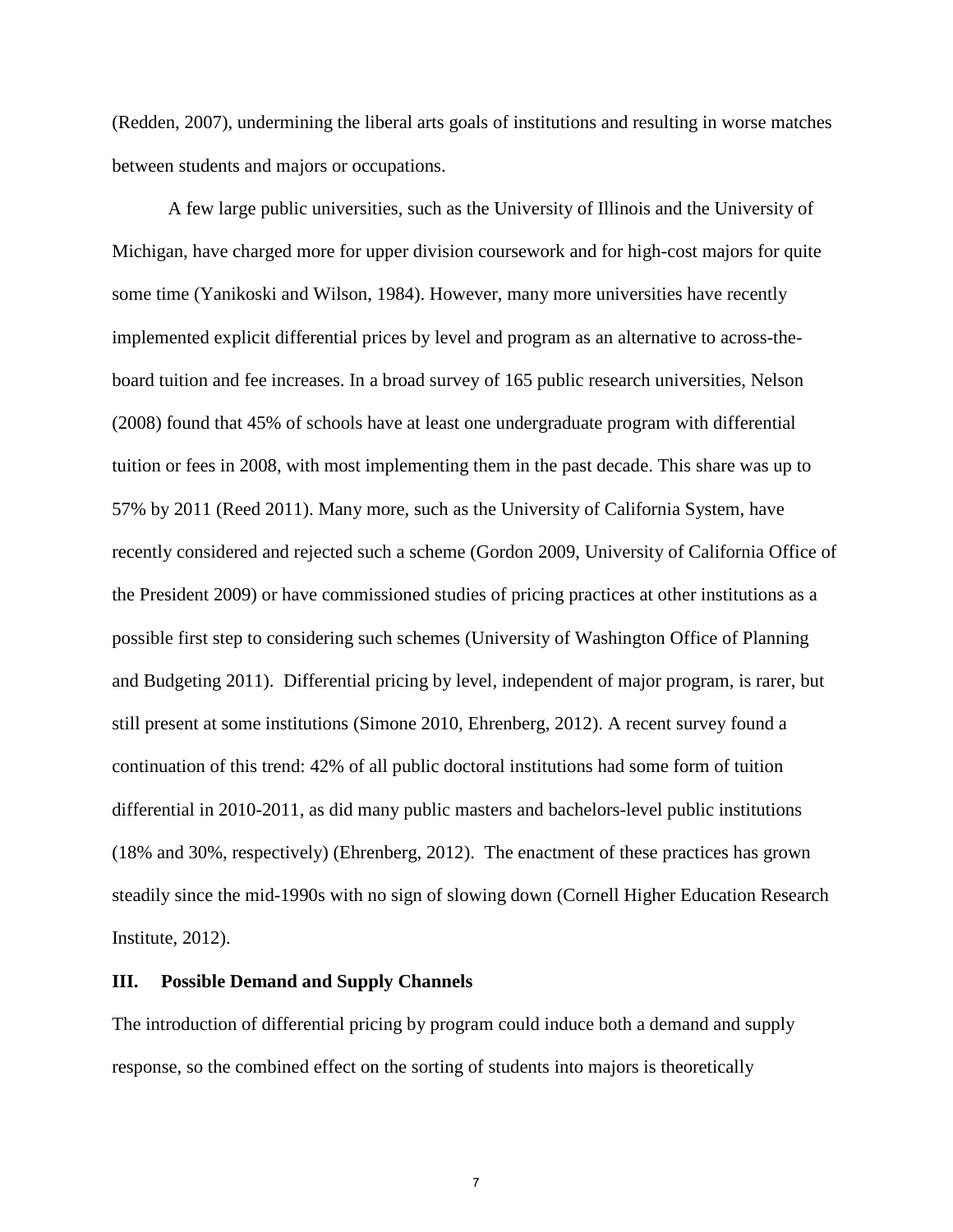(Redden, 2007), undermining the liberal arts goals of institutions and resulting in worse matches between students and majors or occupations.

A few large public universities, such as the University of Illinois and the University of Michigan, have charged more for upper division coursework and for high-cost majors for quite some time (Yanikoski and Wilson, 1984). However, many more universities have recently implemented explicit differential prices by level and program as an alternative to across-the-board tuition and fee increases. In a broad survey of 165 public research universities, Nelson (2008) found that 45% of schools have at least one undergraduate program with differential tuition or fees in 2008, with most implementing them in the past decade. This share was up to 57% by 2011 (Reed 2011). Many more, such as the University of California System, have recently considered and rejected such a scheme (Gordon 2009, University of California Office of the President 2009) or have commissioned studies of pricing practices at other institutions as a possible first step to considering such schemes (University of Washington Office of Planning and Budgeting 2011). Differential pricing by level, independent of major program, is rarer, but still present at some institutions (Simone 2010, Ehrenberg, 2012). A recent survey found a continuation of this trend: 42% of all public doctoral institutions had some form of tuition differential in 2010-2011, as did many public masters and bachelors-level public institutions (18% and 30%, respectively) (Ehrenberg, 2012). The enactment of these practices has grown steadily since the mid-1990s with no sign of slowing down (Cornell Higher Education Research Institute, 2012).

## III. Possible Demand and Supply Channels

The introduction of differential pricing by program could induce both a demand and supply response, so the combined effect on the sorting of students into majors is theoretically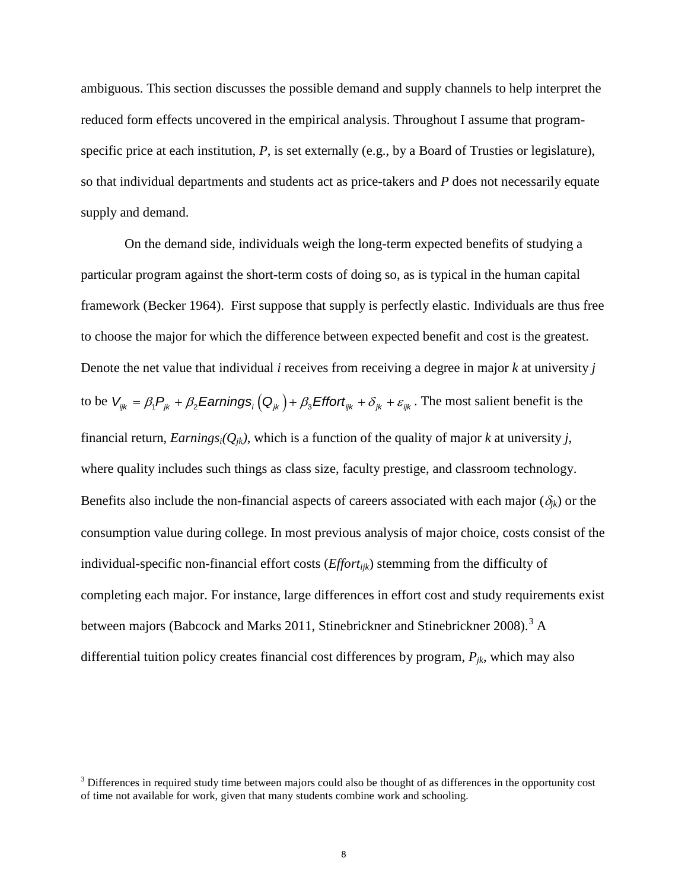ambiguous. This section discusses the possible demand and supply channels to help interpret the reduced form effects uncovered in the empirical analysis. Throughout I assume that program-specific price at each institution, *P*, is set externally (e.g., by a Board of Trusties or legislature), so that individual departments and students act as price-takers and *P* does not necessarily equate supply and demand.

On the demand side, individuals weigh the long-term expected benefits of studying a particular program against the short-term costs of doing so, as is typical in the human capital framework (Becker 1964). First suppose that supply is perfectly elastic. Individuals are thus free to choose the major for which the difference between expected benefit and cost is the greatest. Denote the net value that individual *i* receives from receiving a degree in major *k* at university *j* to be $V_{ijk} = \beta_1 P_{jk} + \beta_2 Earnings_i\left(Q_{jk}\right) + \beta_3 Effort_{ijk} + \delta_{jk} + \varepsilon_{ijk}$. The most salient benefit is the financial return, $Earnings_i(Q_{jk})$, which is a function of the quality of major *k* at university *j*, where quality includes such things as class size, faculty prestige, and classroom technology. Benefits also include the non-financial aspects of careers associated with each major ($\delta_{jk}$) or the consumption value during college. In most previous analysis of major choice, costs consist of the individual-specific non-financial effort costs ($Effort_{ijk}$) stemming from the difficulty of completing each major. For instance, large differences in effort cost and study requirements exist between majors (Babcock and Marks 2011, Stinebrickner and Stinebrickner 2008).[3] A differential tuition policy creates financial cost differences by program, $P_{jk}$, which may also

[3] Differences in required study time between majors could also be thought of as differences in the opportunity cost of time not available for work, given that many students combine work and schooling.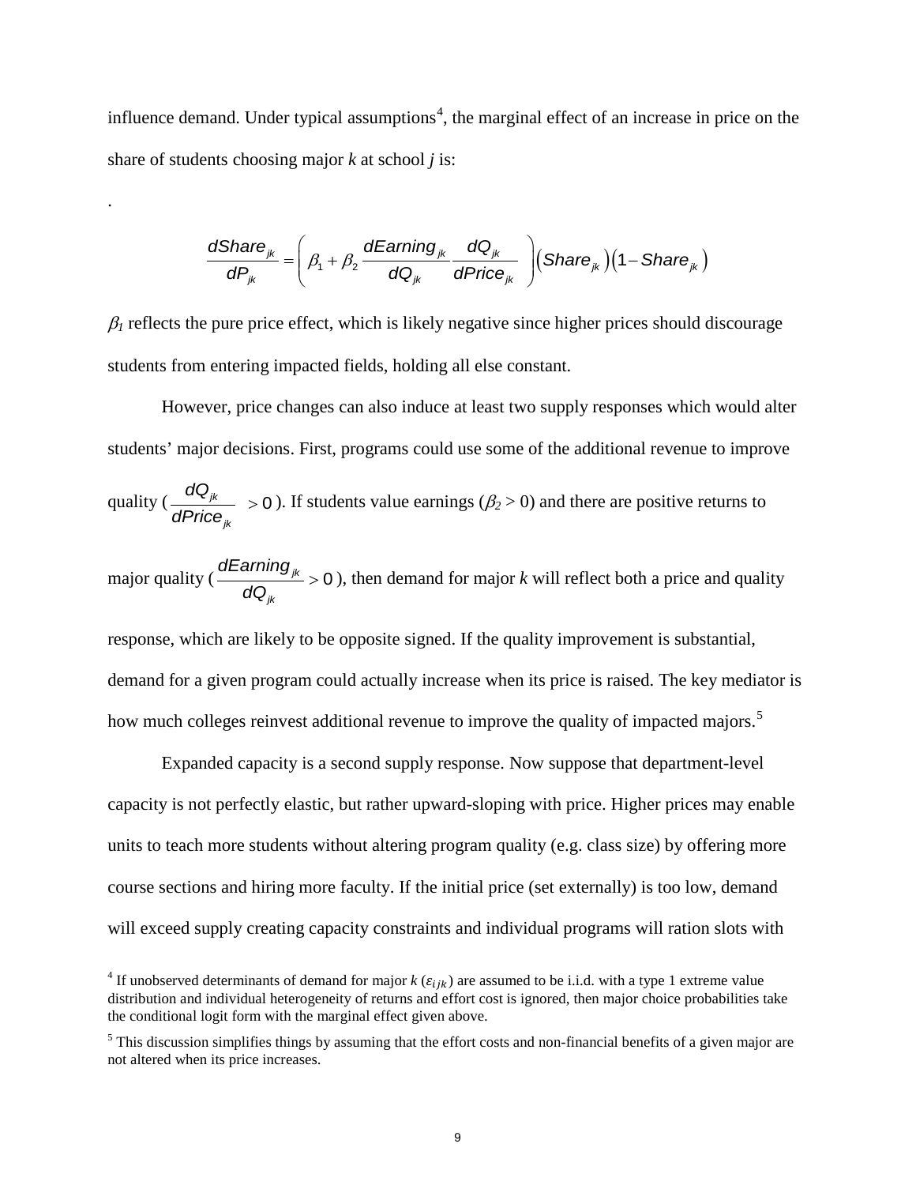influence demand. Under typical assumptions[4], the marginal effect of an increase in price on the share of students choosing major *k* at school *j* is:

.

$$\frac{dShare_{jk}}{dP_{jk}} = \left( \beta_1 + \beta_2 \frac{dEarning_{jk}}{dQ_{jk}} \frac{dQ_{jk}}{dPrice_{jk}} \right) \left( Share_{jk} \right) \left( 1 - Share_{jk} \right)$$

$\beta_1$ reflects the pure price effect, which is likely negative since higher prices should discourage students from entering impacted fields, holding all else constant.

However, price changes can also induce at least two supply responses which would alter students' major decisions. First, programs could use some of the additional revenue to improve quality ($\frac{dQ_{jk}}{dPrice_{jk}} > 0$). If students value earnings ($\beta_2 > 0$) and there are positive returns to major quality ($\frac{dEarning_{jk}}{dQ_{jk}} > 0$), then demand for major *k* will reflect both a price and quality response, which are likely to be opposite signed. If the quality improvement is substantial, demand for a given program could actually increase when its price is raised. The key mediator is how much colleges reinvest additional revenue to improve the quality of impacted majors.[5]

Expanded capacity is a second supply response. Now suppose that department-level capacity is not perfectly elastic, but rather upward-sloping with price. Higher prices may enable units to teach more students without altering program quality (e.g. class size) by offering more course sections and hiring more faculty. If the initial price (set externally) is too low, demand will exceed supply creating capacity constraints and individual programs will ration slots with

[4] If unobserved determinants of demand for major *k* ($\varepsilon_{ijk}$) are assumed to be i.i.d. with a type 1 extreme value distribution and individual heterogeneity of returns and effort cost is ignored, then major choice probabilities take the conditional logit form with the marginal effect given above.

[5] This discussion simplifies things by assuming that the effort costs and non-financial benefits of a given major are not altered when its price increases.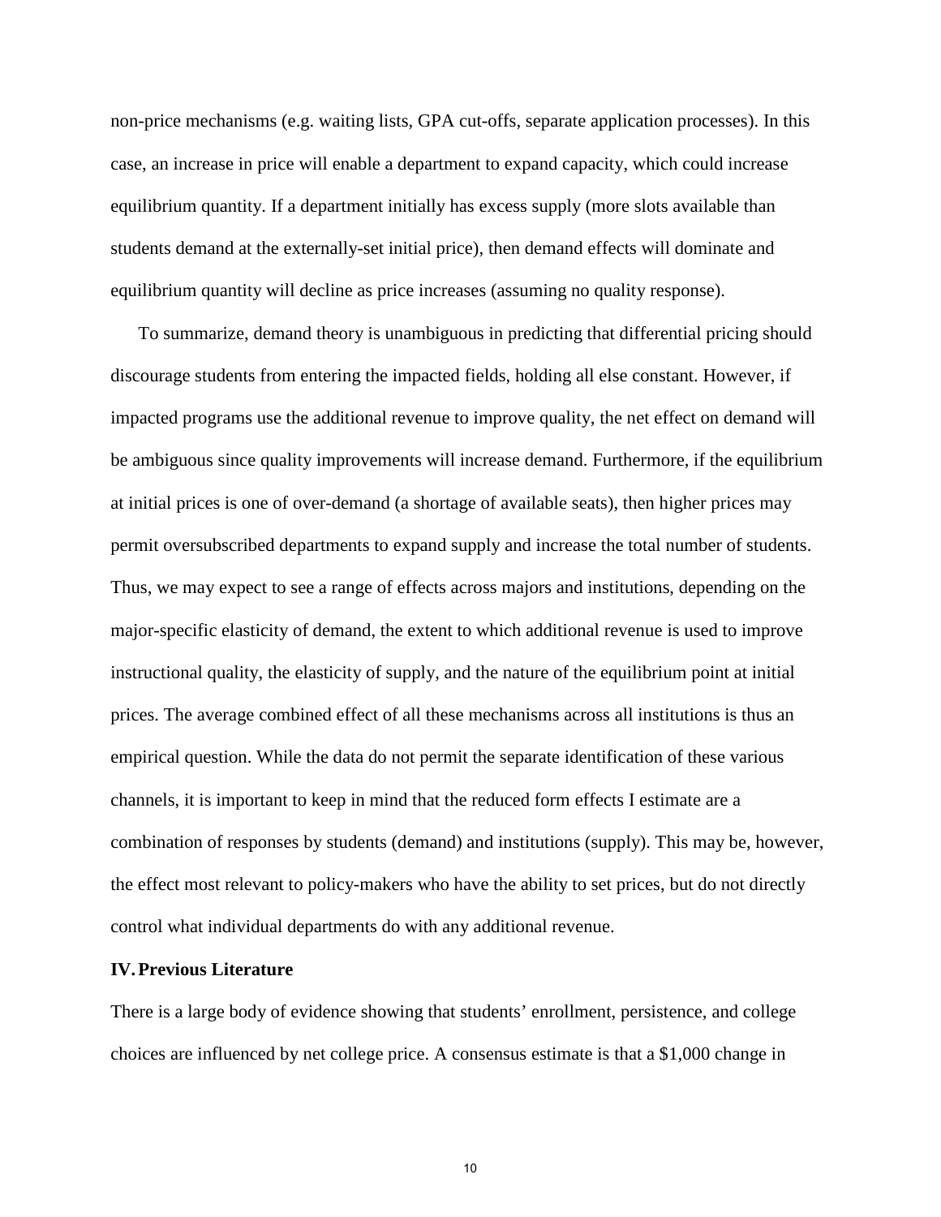non-price mechanisms (e.g. waiting lists, GPA cut-offs, separate application processes). In this case, an increase in price will enable a department to expand capacity, which could increase equilibrium quantity. If a department initially has excess supply (more slots available than students demand at the externally-set initial price), then demand effects will dominate and equilibrium quantity will decline as price increases (assuming no quality response).

To summarize, demand theory is unambiguous in predicting that differential pricing should discourage students from entering the impacted fields, holding all else constant. However, if impacted programs use the additional revenue to improve quality, the net effect on demand will be ambiguous since quality improvements will increase demand. Furthermore, if the equilibrium at initial prices is one of over-demand (a shortage of available seats), then higher prices may permit oversubscribed departments to expand supply and increase the total number of students. Thus, we may expect to see a range of effects across majors and institutions, depending on the major-specific elasticity of demand, the extent to which additional revenue is used to improve instructional quality, the elasticity of supply, and the nature of the equilibrium point at initial prices. The average combined effect of all these mechanisms across all institutions is thus an empirical question. While the data do not permit the separate identification of these various channels, it is important to keep in mind that the reduced form effects I estimate are a combination of responses by students (demand) and institutions (supply). This may be, however, the effect most relevant to policy-makers who have the ability to set prices, but do not directly control what individual departments do with any additional revenue.

## IV. Previous Literature

There is a large body of evidence showing that students' enrollment, persistence, and college choices are influenced by net college price. A consensus estimate is that a $1,000 change in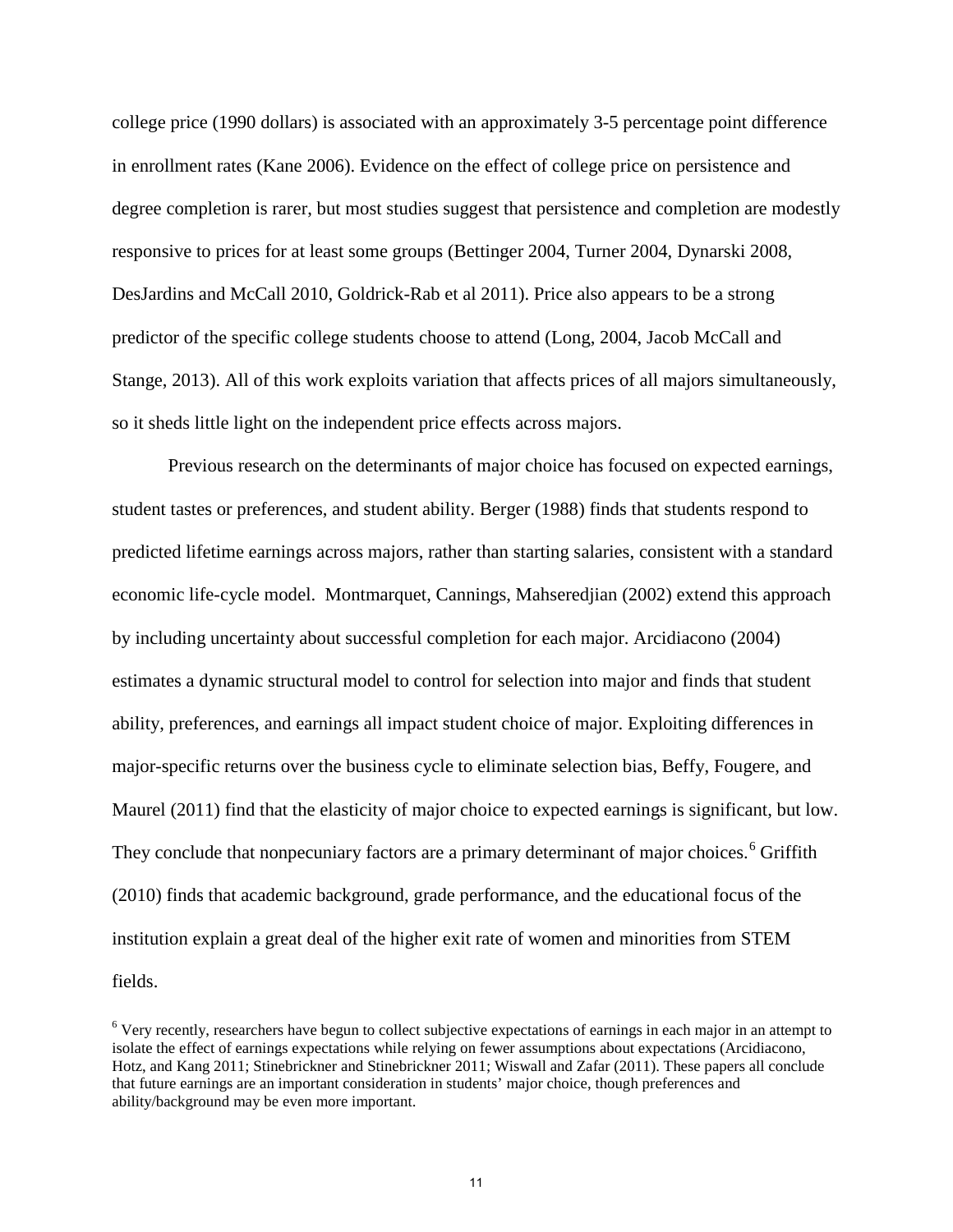college price (1990 dollars) is associated with an approximately 3-5 percentage point difference in enrollment rates (Kane 2006). Evidence on the effect of college price on persistence and degree completion is rarer, but most studies suggest that persistence and completion are modestly responsive to prices for at least some groups (Bettinger 2004, Turner 2004, Dynarski 2008, DesJardins and McCall 2010, Goldrick-Rab et al 2011). Price also appears to be a strong predictor of the specific college students choose to attend (Long, 2004, Jacob McCall and Stange, 2013). All of this work exploits variation that affects prices of all majors simultaneously, so it sheds little light on the independent price effects across majors.

Previous research on the determinants of major choice has focused on expected earnings, student tastes or preferences, and student ability. Berger (1988) finds that students respond to predicted lifetime earnings across majors, rather than starting salaries, consistent with a standard economic life-cycle model. Montmarquet, Cannings, Mahseredjian (2002) extend this approach by including uncertainty about successful completion for each major. Arcidiacono (2004) estimates a dynamic structural model to control for selection into major and finds that student ability, preferences, and earnings all impact student choice of major. Exploiting differences in major-specific returns over the business cycle to eliminate selection bias, Beffy, Fougere, and Maurel (2011) find that the elasticity of major choice to expected earnings is significant, but low. They conclude that nonpecuniary factors are a primary determinant of major choices.[6] Griffith (2010) finds that academic background, grade performance, and the educational focus of the institution explain a great deal of the higher exit rate of women and minorities from STEM fields.

[6] Very recently, researchers have begun to collect subjective expectations of earnings in each major in an attempt to isolate the effect of earnings expectations while relying on fewer assumptions about expectations (Arcidiacono, Hotz, and Kang 2011; Stinebrickner and Stinebrickner 2011; Wiswall and Zafar (2011). These papers all conclude that future earnings are an important consideration in students' major choice, though preferences and ability/background may be even more important.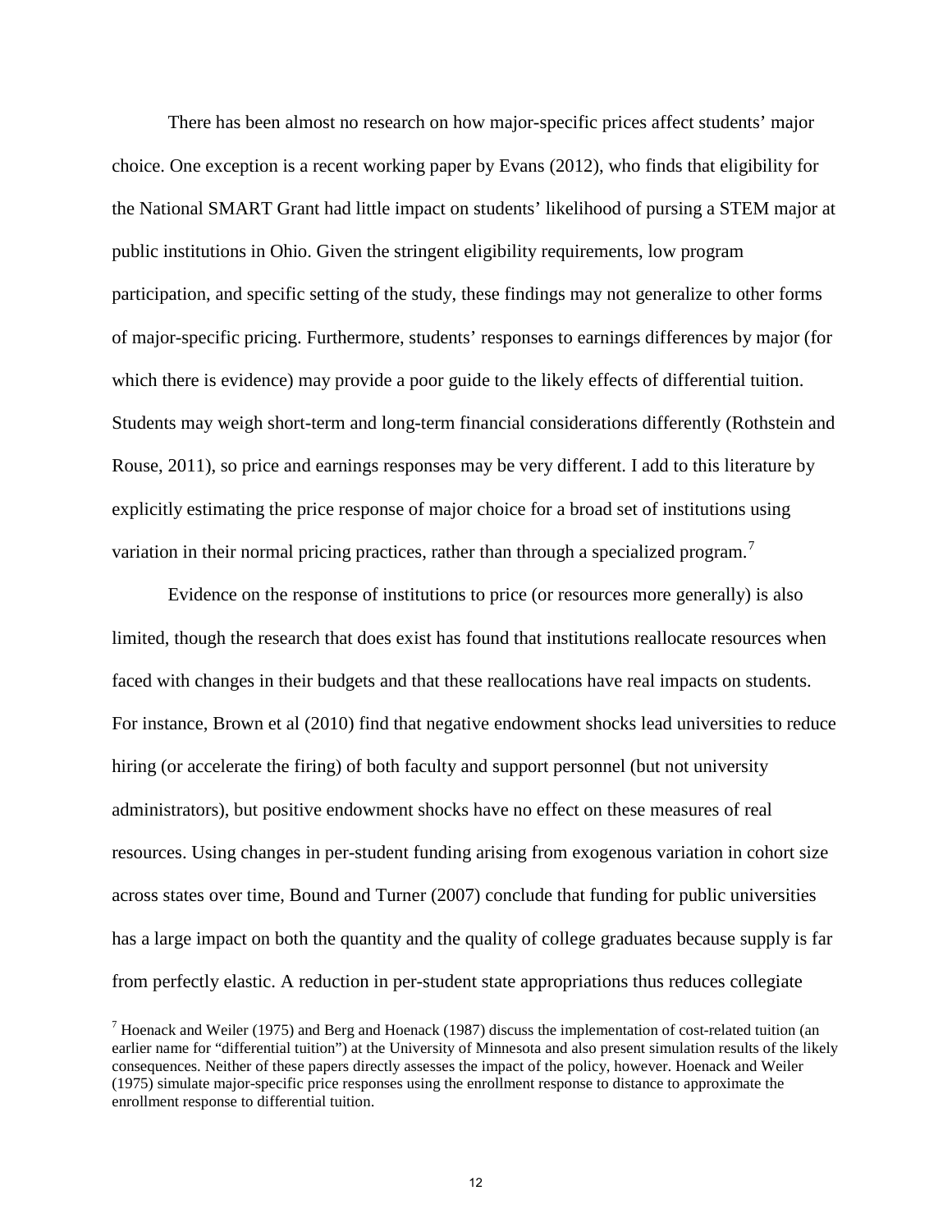There has been almost no research on how major-specific prices affect students' major choice. One exception is a recent working paper by Evans (2012), who finds that eligibility for the National SMART Grant had little impact on students' likelihood of pursing a STEM major at public institutions in Ohio. Given the stringent eligibility requirements, low program participation, and specific setting of the study, these findings may not generalize to other forms of major-specific pricing. Furthermore, students' responses to earnings differences by major (for which there is evidence) may provide a poor guide to the likely effects of differential tuition. Students may weigh short-term and long-term financial considerations differently (Rothstein and Rouse, 2011), so price and earnings responses may be very different. I add to this literature by explicitly estimating the price response of major choice for a broad set of institutions using variation in their normal pricing practices, rather than through a specialized program.[7]

Evidence on the response of institutions to price (or resources more generally) is also limited, though the research that does exist has found that institutions reallocate resources when faced with changes in their budgets and that these reallocations have real impacts on students. For instance, Brown et al (2010) find that negative endowment shocks lead universities to reduce hiring (or accelerate the firing) of both faculty and support personnel (but not university administrators), but positive endowment shocks have no effect on these measures of real resources. Using changes in per-student funding arising from exogenous variation in cohort size across states over time, Bound and Turner (2007) conclude that funding for public universities has a large impact on both the quantity and the quality of college graduates because supply is far from perfectly elastic. A reduction in per-student state appropriations thus reduces collegiate

[7] Hoenack and Weiler (1975) and Berg and Hoenack (1987) discuss the implementation of cost-related tuition (an earlier name for "differential tuition") at the University of Minnesota and also present simulation results of the likely consequences. Neither of these papers directly assesses the impact of the policy, however. Hoenack and Weiler (1975) simulate major-specific price responses using the enrollment response to distance to approximate the enrollment response to differential tuition.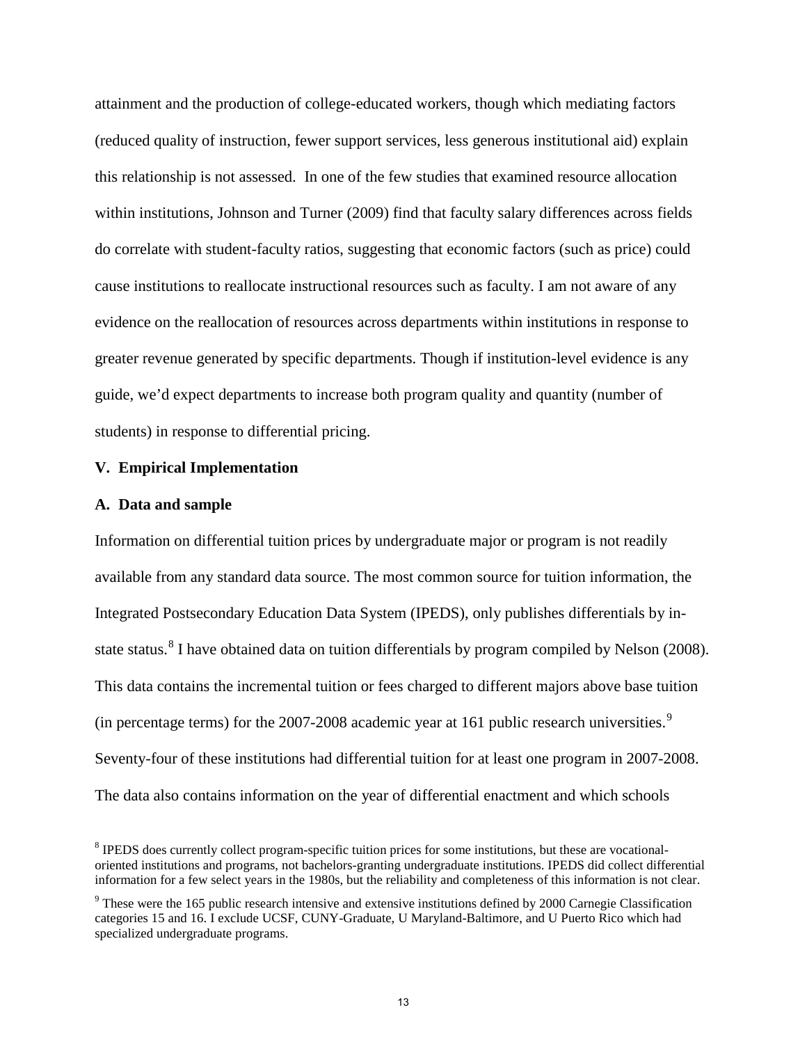attainment and the production of college-educated workers, though which mediating factors (reduced quality of instruction, fewer support services, less generous institutional aid) explain this relationship is not assessed. In one of the few studies that examined resource allocation within institutions, Johnson and Turner (2009) find that faculty salary differences across fields do correlate with student-faculty ratios, suggesting that economic factors (such as price) could cause institutions to reallocate instructional resources such as faculty. I am not aware of any evidence on the reallocation of resources across departments within institutions in response to greater revenue generated by specific departments. Though if institution-level evidence is any guide, we'd expect departments to increase both program quality and quantity (number of students) in response to differential pricing.

## V. Empirical Implementation

### A. Data and sample

Information on differential tuition prices by undergraduate major or program is not readily available from any standard data source. The most common source for tuition information, the Integrated Postsecondary Education Data System (IPEDS), only publishes differentials by in-state status.[8] I have obtained data on tuition differentials by program compiled by Nelson (2008). This data contains the incremental tuition or fees charged to different majors above base tuition (in percentage terms) for the 2007-2008 academic year at 161 public research universities.[9] Seventy-four of these institutions had differential tuition for at least one program in 2007-2008. The data also contains information on the year of differential enactment and which schools

[8] IPEDS does currently collect program-specific tuition prices for some institutions, but these are vocational-oriented institutions and programs, not bachelors-granting undergraduate institutions. IPEDS did collect differential information for a few select years in the 1980s, but the reliability and completeness of this information is not clear.

[9] These were the 165 public research intensive and extensive institutions defined by 2000 Carnegie Classification categories 15 and 16. I exclude UCSF, CUNY-Graduate, U Maryland-Baltimore, and U Puerto Rico which had specialized undergraduate programs.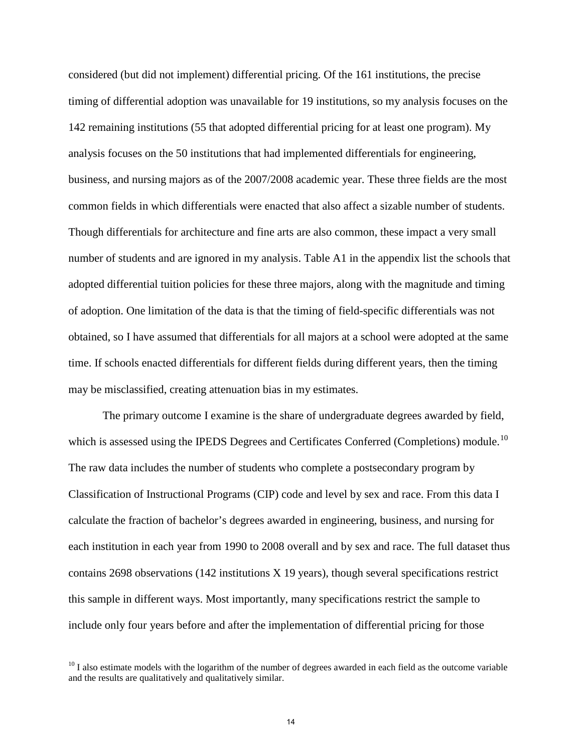considered (but did not implement) differential pricing. Of the 161 institutions, the precise timing of differential adoption was unavailable for 19 institutions, so my analysis focuses on the 142 remaining institutions (55 that adopted differential pricing for at least one program). My analysis focuses on the 50 institutions that had implemented differentials for engineering, business, and nursing majors as of the 2007/2008 academic year. These three fields are the most common fields in which differentials were enacted that also affect a sizable number of students. Though differentials for architecture and fine arts are also common, these impact a very small number of students and are ignored in my analysis. Table A1 in the appendix list the schools that adopted differential tuition policies for these three majors, along with the magnitude and timing of adoption. One limitation of the data is that the timing of field-specific differentials was not obtained, so I have assumed that differentials for all majors at a school were adopted at the same time. If schools enacted differentials for different fields during different years, then the timing may be misclassified, creating attenuation bias in my estimates.

The primary outcome I examine is the share of undergraduate degrees awarded by field, which is assessed using the IPEDS Degrees and Certificates Conferred (Completions) module.[10] The raw data includes the number of students who complete a postsecondary program by Classification of Instructional Programs (CIP) code and level by sex and race. From this data I calculate the fraction of bachelor's degrees awarded in engineering, business, and nursing for each institution in each year from 1990 to 2008 overall and by sex and race. The full dataset thus contains 2698 observations (142 institutions X 19 years), though several specifications restrict this sample in different ways. Most importantly, many specifications restrict the sample to include only four years before and after the implementation of differential pricing for those

[10] I also estimate models with the logarithm of the number of degrees awarded in each field as the outcome variable and the results are qualitatively and qualitatively similar.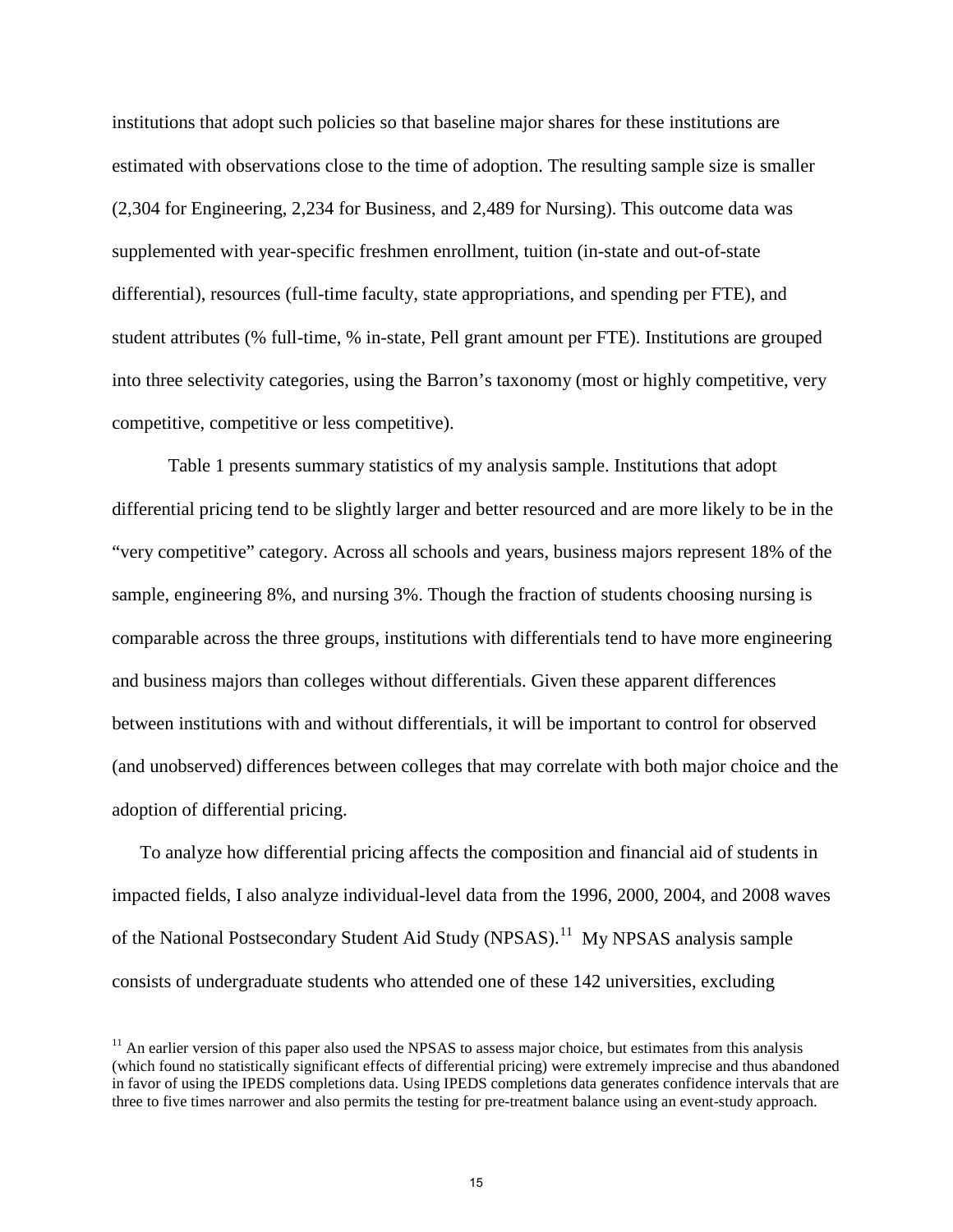institutions that adopt such policies so that baseline major shares for these institutions are estimated with observations close to the time of adoption. The resulting sample size is smaller (2,304 for Engineering, 2,234 for Business, and 2,489 for Nursing). This outcome data was supplemented with year-specific freshmen enrollment, tuition (in-state and out-of-state differential), resources (full-time faculty, state appropriations, and spending per FTE), and student attributes (% full-time, % in-state, Pell grant amount per FTE). Institutions are grouped into three selectivity categories, using the Barron's taxonomy (most or highly competitive, very competitive, competitive or less competitive).

Table 1 presents summary statistics of my analysis sample. Institutions that adopt differential pricing tend to be slightly larger and better resourced and are more likely to be in the "very competitive" category. Across all schools and years, business majors represent 18% of the sample, engineering 8%, and nursing 3%. Though the fraction of students choosing nursing is comparable across the three groups, institutions with differentials tend to have more engineering and business majors than colleges without differentials. Given these apparent differences between institutions with and without differentials, it will be important to control for observed (and unobserved) differences between colleges that may correlate with both major choice and the adoption of differential pricing.

To analyze how differential pricing affects the composition and financial aid of students in impacted fields, I also analyze individual-level data from the 1996, 2000, 2004, and 2008 waves of the National Postsecondary Student Aid Study (NPSAS).[11] My NPSAS analysis sample consists of undergraduate students who attended one of these 142 universities, excluding

[11] An earlier version of this paper also used the NPSAS to assess major choice, but estimates from this analysis (which found no statistically significant effects of differential pricing) were extremely imprecise and thus abandoned in favor of using the IPEDS completions data. Using IPEDS completions data generates confidence intervals that are three to five times narrower and also permits the testing for pre-treatment balance using an event-study approach.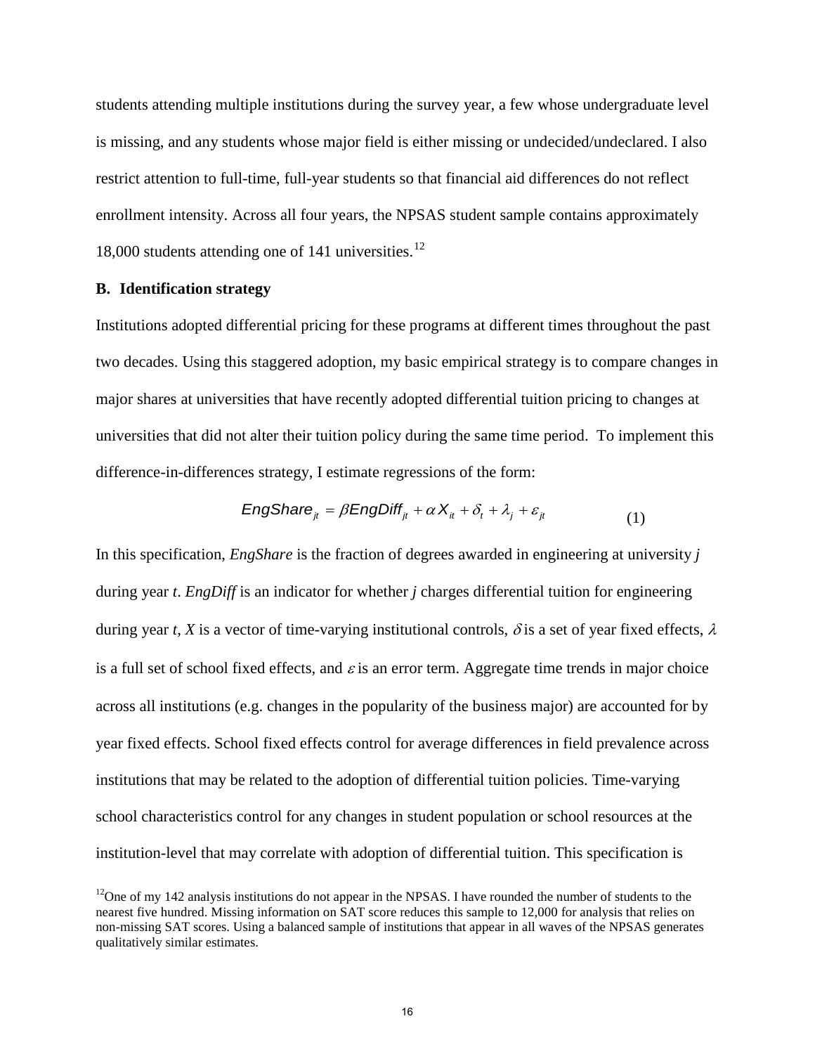students attending multiple institutions during the survey year, a few whose undergraduate level is missing, and any students whose major field is either missing or undecided/undeclared. I also restrict attention to full-time, full-year students so that financial aid differences do not reflect enrollment intensity. Across all four years, the NPSAS student sample contains approximately 18,000 students attending one of 141 universities.[12]

### B. Identification strategy

Institutions adopted differential pricing for these programs at different times throughout the past two decades. Using this staggered adoption, my basic empirical strategy is to compare changes in major shares at universities that have recently adopted differential tuition pricing to changes at universities that did not alter their tuition policy during the same time period. To implement this difference-in-differences strategy, I estimate regressions of the form:

$$EngShare_{jt} = \beta EngDiff_{jt} + \alpha X_{it} + \delta_t + \lambda_j + \varepsilon_{jt} \tag{1}$$

In this specification, *EngShare* is the fraction of degrees awarded in engineering at university *j* during year *t*. *EngDiff* is an indicator for whether *j* charges differential tuition for engineering during year *t*, *X* is a vector of time-varying institutional controls, $\delta$ is a set of year fixed effects, $\lambda$ is a full set of school fixed effects, and $\varepsilon$ is an error term. Aggregate time trends in major choice across all institutions (e.g. changes in the popularity of the business major) are accounted for by year fixed effects. School fixed effects control for average differences in field prevalence across institutions that may be related to the adoption of differential tuition policies. Time-varying school characteristics control for any changes in student population or school resources at the institution-level that may correlate with adoption of differential tuition. This specification is

[12]One of my 142 analysis institutions do not appear in the NPSAS. I have rounded the number of students to the nearest five hundred. Missing information on SAT score reduces this sample to 12,000 for analysis that relies on non-missing SAT scores. Using a balanced sample of institutions that appear in all waves of the NPSAS generates qualitatively similar estimates.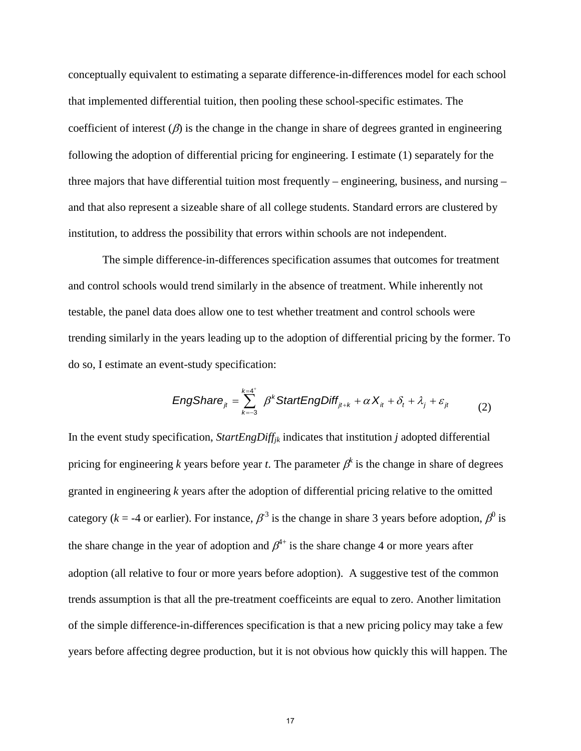conceptually equivalent to estimating a separate difference-in-differences model for each school that implemented differential tuition, then pooling these school-specific estimates. The coefficient of interest ($\beta$) is the change in the change in share of degrees granted in engineering following the adoption of differential pricing for engineering. I estimate (1) separately for the three majors that have differential tuition most frequently – engineering, business, and nursing – and that also represent a sizeable share of all college students. Standard errors are clustered by institution, to address the possibility that errors within schools are not independent.

The simple difference-in-differences specification assumes that outcomes for treatment and control schools would trend similarly in the absence of treatment. While inherently not testable, the panel data does allow one to test whether treatment and control schools were trending similarly in the years leading up to the adoption of differential pricing by the former. To do so, I estimate an event-study specification:

$$EngShare_{jt} = \sum_{k=-3}^{k=4^{+}} \beta^{k} StartEngDiff_{jt+k} + \alpha X_{it} + \delta_{t} + \lambda_{j} + \varepsilon_{jt} \qquad (2)$$

In the event study specification, $StartEngDiff_{jk}$ indicates that institution *j* adopted differential pricing for engineering *k* years before year *t*. The parameter $\beta^{k}$ is the change in share of degrees granted in engineering *k* years after the adoption of differential pricing relative to the omitted category ($k$ = -4 or earlier). For instance, $\beta^{-3}$ is the change in share 3 years before adoption, $\beta^{0}$ is the share change in the year of adoption and $\beta^{4+}$ is the share change 4 or more years after adoption (all relative to four or more years before adoption). A suggestive test of the common trends assumption is that all the pre-treatment coefficeints are equal to zero. Another limitation of the simple difference-in-differences specification is that a new pricing policy may take a few years before affecting degree production, but it is not obvious how quickly this will happen. The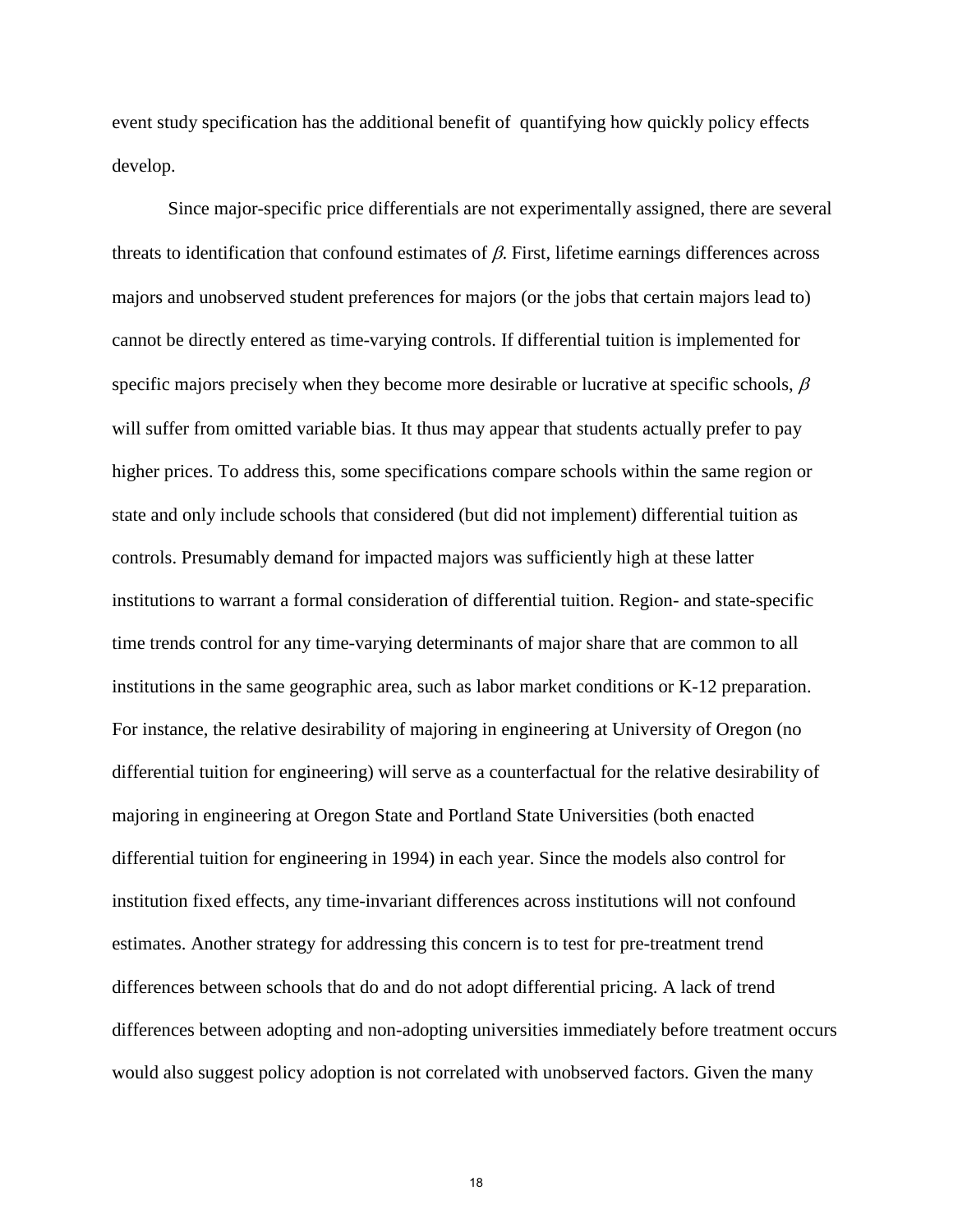event study specification has the additional benefit of quantifying how quickly policy effects develop.

Since major-specific price differentials are not experimentally assigned, there are several threats to identification that confound estimates of $\beta$. First, lifetime earnings differences across majors and unobserved student preferences for majors (or the jobs that certain majors lead to) cannot be directly entered as time-varying controls. If differential tuition is implemented for specific majors precisely when they become more desirable or lucrative at specific schools, $\beta$ will suffer from omitted variable bias. It thus may appear that students actually prefer to pay higher prices. To address this, some specifications compare schools within the same region or state and only include schools that considered (but did not implement) differential tuition as controls. Presumably demand for impacted majors was sufficiently high at these latter institutions to warrant a formal consideration of differential tuition. Region- and state-specific time trends control for any time-varying determinants of major share that are common to all institutions in the same geographic area, such as labor market conditions or K-12 preparation. For instance, the relative desirability of majoring in engineering at University of Oregon (no differential tuition for engineering) will serve as a counterfactual for the relative desirability of majoring in engineering at Oregon State and Portland State Universities (both enacted differential tuition for engineering in 1994) in each year. Since the models also control for institution fixed effects, any time-invariant differences across institutions will not confound estimates. Another strategy for addressing this concern is to test for pre-treatment trend differences between schools that do and do not adopt differential pricing. A lack of trend differences between adopting and non-adopting universities immediately before treatment occurs would also suggest policy adoption is not correlated with unobserved factors. Given the many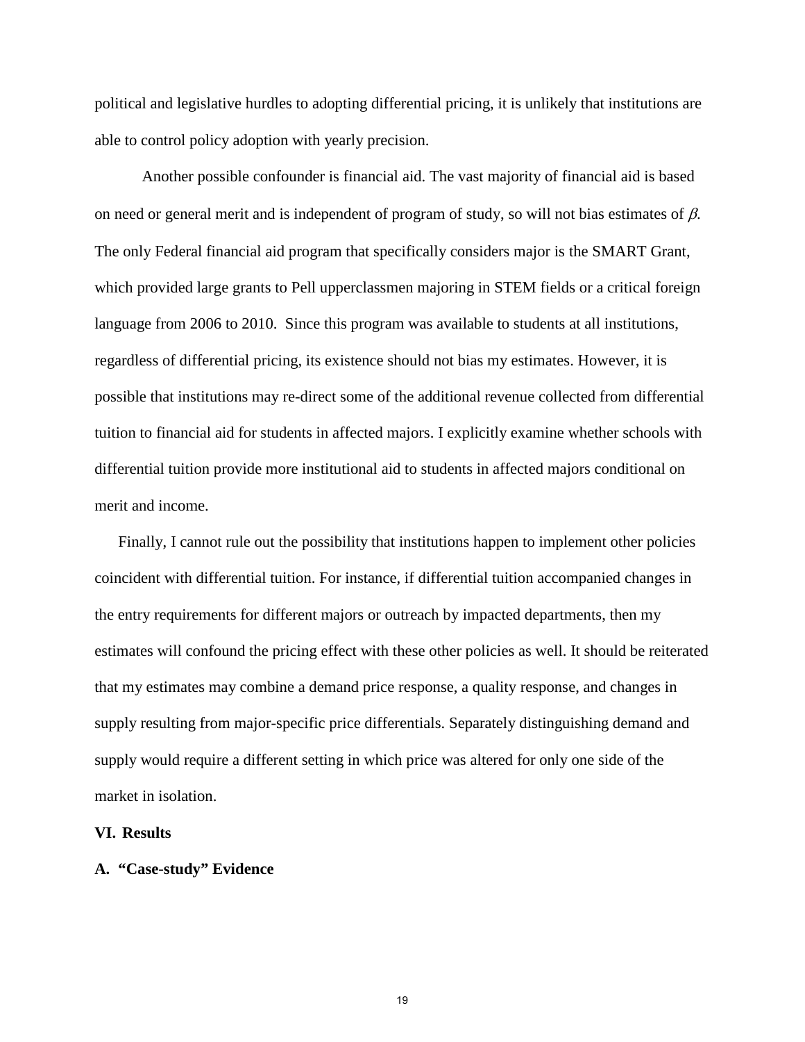political and legislative hurdles to adopting differential pricing, it is unlikely that institutions are able to control policy adoption with yearly precision.

Another possible confounder is financial aid. The vast majority of financial aid is based on need or general merit and is independent of program of study, so will not bias estimates of $\beta$. The only Federal financial aid program that specifically considers major is the SMART Grant, which provided large grants to Pell upperclassmen majoring in STEM fields or a critical foreign language from 2006 to 2010. Since this program was available to students at all institutions, regardless of differential pricing, its existence should not bias my estimates. However, it is possible that institutions may re-direct some of the additional revenue collected from differential tuition to financial aid for students in affected majors. I explicitly examine whether schools with differential tuition provide more institutional aid to students in affected majors conditional on merit and income.

Finally, I cannot rule out the possibility that institutions happen to implement other policies coincident with differential tuition. For instance, if differential tuition accompanied changes in the entry requirements for different majors or outreach by impacted departments, then my estimates will confound the pricing effect with these other policies as well. It should be reiterated that my estimates may combine a demand price response, a quality response, and changes in supply resulting from major-specific price differentials. Separately distinguishing demand and supply would require a different setting in which price was altered for only one side of the market in isolation.

## VI. Results

### A. "Case-study" Evidence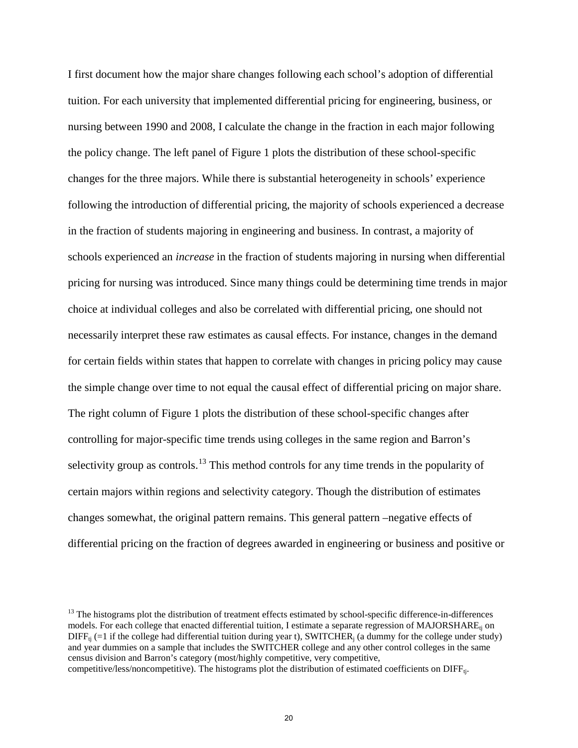I first document how the major share changes following each school's adoption of differential tuition. For each university that implemented differential pricing for engineering, business, or nursing between 1990 and 2008, I calculate the change in the fraction in each major following the policy change. The left panel of Figure 1 plots the distribution of these school-specific changes for the three majors. While there is substantial heterogeneity in schools' experience following the introduction of differential pricing, the majority of schools experienced a decrease in the fraction of students majoring in engineering and business. In contrast, a majority of schools experienced an *increase* in the fraction of students majoring in nursing when differential pricing for nursing was introduced. Since many things could be determining time trends in major choice at individual colleges and also be correlated with differential pricing, one should not necessarily interpret these raw estimates as causal effects. For instance, changes in the demand for certain fields within states that happen to correlate with changes in pricing policy may cause the simple change over time to not equal the causal effect of differential pricing on major share. The right column of Figure 1 plots the distribution of these school-specific changes after controlling for major-specific time trends using colleges in the same region and Barron's selectivity group as controls.[13] This method controls for any time trends in the popularity of certain majors within regions and selectivity category. Though the distribution of estimates changes somewhat, the original pattern remains. This general pattern –negative effects of differential pricing on the fraction of degrees awarded in engineering or business and positive or

[13] The histograms plot the distribution of treatment effects estimated by school-specific difference-in-differences models. For each college that enacted differential tuition, I estimate a separate regression of $MAJORSHARE_{tj}$ on $DIFF_{tj}$ (=1 if the college had differential tuition during year t), $SWITCHER_j$ (a dummy for the college under study) and year dummies on a sample that includes the SWITCHER college and any other control colleges in the same census division and Barron's category (most/highly competitive, very competitive, competitive/less/noncompetitive). The histograms plot the distribution of estimated coefficients on $DIFF_{tj}$.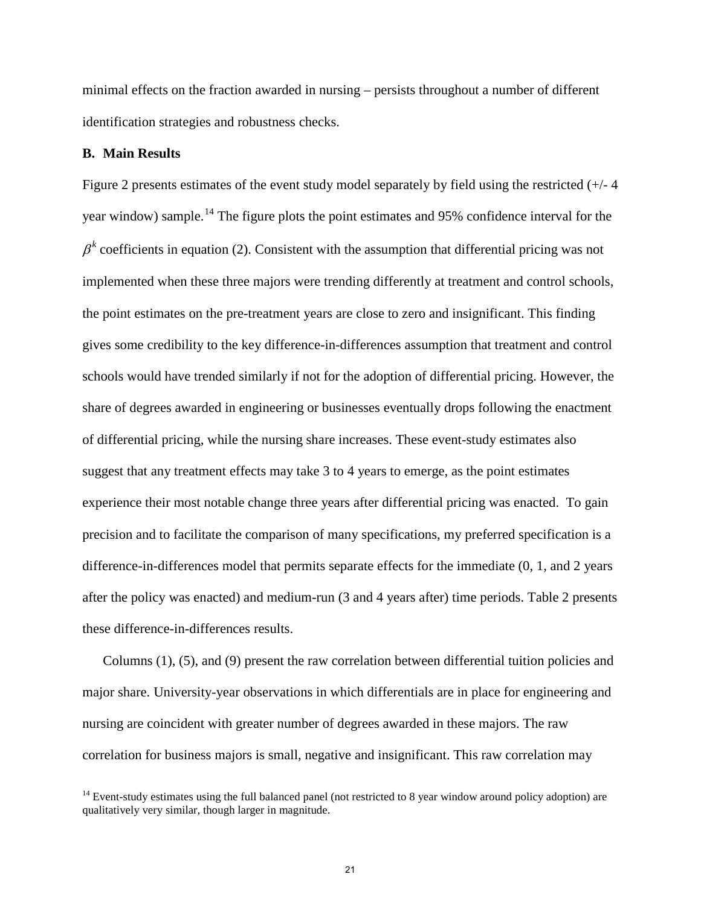minimal effects on the fraction awarded in nursing – persists throughout a number of different identification strategies and robustness checks.

### B. Main Results

Figure 2 presents estimates of the event study model separately by field using the restricted (+/- 4 year window) sample.[14] The figure plots the point estimates and 95% confidence interval for the $\beta^k$ coefficients in equation (2). Consistent with the assumption that differential pricing was not implemented when these three majors were trending differently at treatment and control schools, the point estimates on the pre-treatment years are close to zero and insignificant. This finding gives some credibility to the key difference-in-differences assumption that treatment and control schools would have trended similarly if not for the adoption of differential pricing. However, the share of degrees awarded in engineering or businesses eventually drops following the enactment of differential pricing, while the nursing share increases. These event-study estimates also suggest that any treatment effects may take 3 to 4 years to emerge, as the point estimates experience their most notable change three years after differential pricing was enacted. To gain precision and to facilitate the comparison of many specifications, my preferred specification is a difference-in-differences model that permits separate effects for the immediate (0, 1, and 2 years after the policy was enacted) and medium-run (3 and 4 years after) time periods. Table 2 presents these difference-in-differences results.

Columns (1), (5), and (9) present the raw correlation between differential tuition policies and major share. University-year observations in which differentials are in place for engineering and nursing are coincident with greater number of degrees awarded in these majors. The raw correlation for business majors is small, negative and insignificant. This raw correlation may

[14] Event-study estimates using the full balanced panel (not restricted to 8 year window around policy adoption) are qualitatively very similar, though larger in magnitude.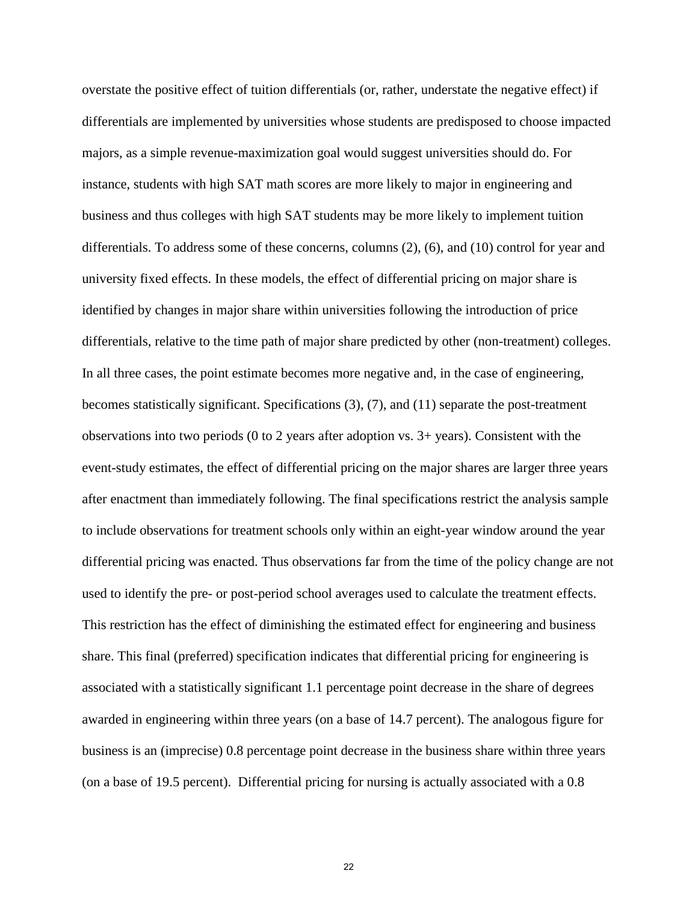overstate the positive effect of tuition differentials (or, rather, understate the negative effect) if differentials are implemented by universities whose students are predisposed to choose impacted majors, as a simple revenue-maximization goal would suggest universities should do. For instance, students with high SAT math scores are more likely to major in engineering and business and thus colleges with high SAT students may be more likely to implement tuition differentials. To address some of these concerns, columns (2), (6), and (10) control for year and university fixed effects. In these models, the effect of differential pricing on major share is identified by changes in major share within universities following the introduction of price differentials, relative to the time path of major share predicted by other (non-treatment) colleges. In all three cases, the point estimate becomes more negative and, in the case of engineering, becomes statistically significant. Specifications (3), (7), and (11) separate the post-treatment observations into two periods (0 to 2 years after adoption vs. 3+ years). Consistent with the event-study estimates, the effect of differential pricing on the major shares are larger three years after enactment than immediately following. The final specifications restrict the analysis sample to include observations for treatment schools only within an eight-year window around the year differential pricing was enacted. Thus observations far from the time of the policy change are not used to identify the pre- or post-period school averages used to calculate the treatment effects. This restriction has the effect of diminishing the estimated effect for engineering and business share. This final (preferred) specification indicates that differential pricing for engineering is associated with a statistically significant 1.1 percentage point decrease in the share of degrees awarded in engineering within three years (on a base of 14.7 percent). The analogous figure for business is an (imprecise) 0.8 percentage point decrease in the business share within three years (on a base of 19.5 percent). Differential pricing for nursing is actually associated with a 0.8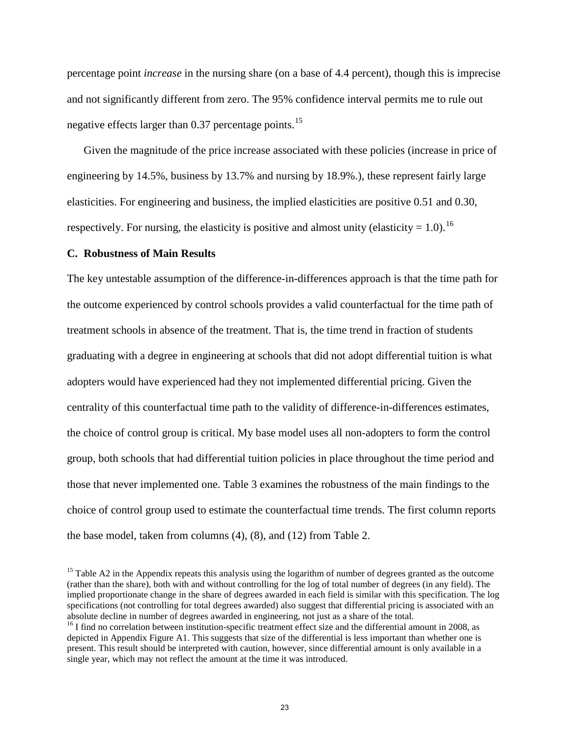percentage point *increase* in the nursing share (on a base of 4.4 percent), though this is imprecise and not significantly different from zero. The 95% confidence interval permits me to rule out negative effects larger than 0.37 percentage points.[15]

Given the magnitude of the price increase associated with these policies (increase in price of engineering by 14.5%, business by 13.7% and nursing by 18.9%.), these represent fairly large elasticities. For engineering and business, the implied elasticities are positive 0.51 and 0.30, respectively. For nursing, the elasticity is positive and almost unity (elasticity = 1.0).[16]

### C. Robustness of Main Results

The key untestable assumption of the difference-in-differences approach is that the time path for the outcome experienced by control schools provides a valid counterfactual for the time path of treatment schools in absence of the treatment. That is, the time trend in fraction of students graduating with a degree in engineering at schools that did not adopt differential tuition is what adopters would have experienced had they not implemented differential pricing. Given the centrality of this counterfactual time path to the validity of difference-in-differences estimates, the choice of control group is critical. My base model uses all non-adopters to form the control group, both schools that had differential tuition policies in place throughout the time period and those that never implemented one. Table 3 examines the robustness of the main findings to the choice of control group used to estimate the counterfactual time trends. The first column reports the base model, taken from columns (4), (8), and (12) from Table 2.

[15] Table A2 in the Appendix repeats this analysis using the logarithm of number of degrees granted as the outcome (rather than the share), both with and without controlling for the log of total number of degrees (in any field). The implied proportionate change in the share of degrees awarded in each field is similar with this specification. The log specifications (not controlling for total degrees awarded) also suggest that differential pricing is associated with an absolute decline in number of degrees awarded in engineering, not just as a share of the total.

[16] I find no correlation between institution-specific treatment effect size and the differential amount in 2008, as depicted in Appendix Figure A1. This suggests that size of the differential is less important than whether one is present. This result should be interpreted with caution, however, since differential amount is only available in a single year, which may not reflect the amount at the time it was introduced.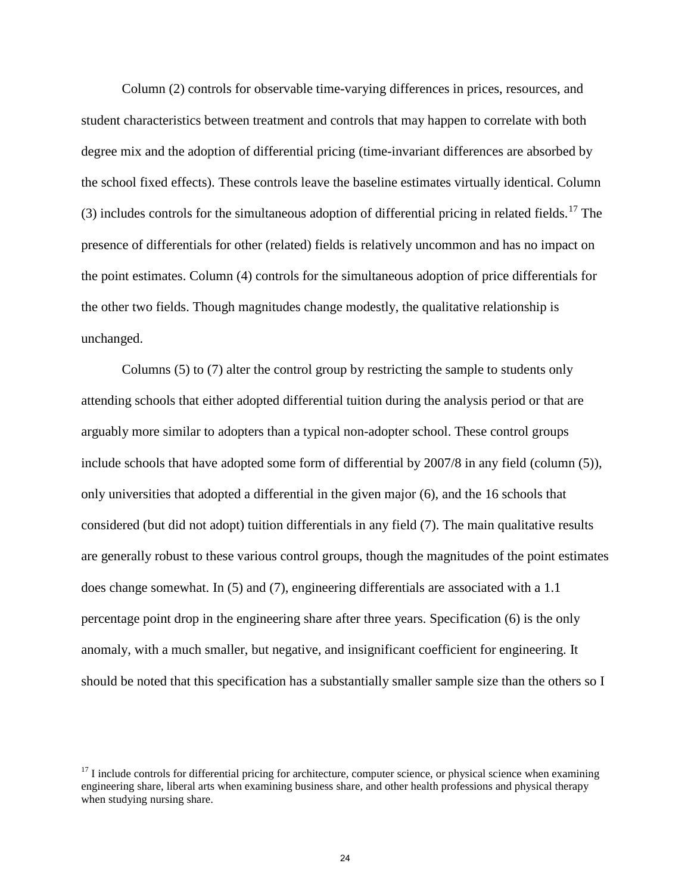Column (2) controls for observable time-varying differences in prices, resources, and student characteristics between treatment and controls that may happen to correlate with both degree mix and the adoption of differential pricing (time-invariant differences are absorbed by the school fixed effects). These controls leave the baseline estimates virtually identical. Column (3) includes controls for the simultaneous adoption of differential pricing in related fields.[17] The presence of differentials for other (related) fields is relatively uncommon and has no impact on the point estimates. Column (4) controls for the simultaneous adoption of price differentials for the other two fields. Though magnitudes change modestly, the qualitative relationship is unchanged.

Columns (5) to (7) alter the control group by restricting the sample to students only attending schools that either adopted differential tuition during the analysis period or that are arguably more similar to adopters than a typical non-adopter school. These control groups include schools that have adopted some form of differential by 2007/8 in any field (column (5)), only universities that adopted a differential in the given major (6), and the 16 schools that considered (but did not adopt) tuition differentials in any field (7). The main qualitative results are generally robust to these various control groups, though the magnitudes of the point estimates does change somewhat. In (5) and (7), engineering differentials are associated with a 1.1 percentage point drop in the engineering share after three years. Specification (6) is the only anomaly, with a much smaller, but negative, and insignificant coefficient for engineering. It should be noted that this specification has a substantially smaller sample size than the others so I

[17] I include controls for differential pricing for architecture, computer science, or physical science when examining engineering share, liberal arts when examining business share, and other health professions and physical therapy when studying nursing share.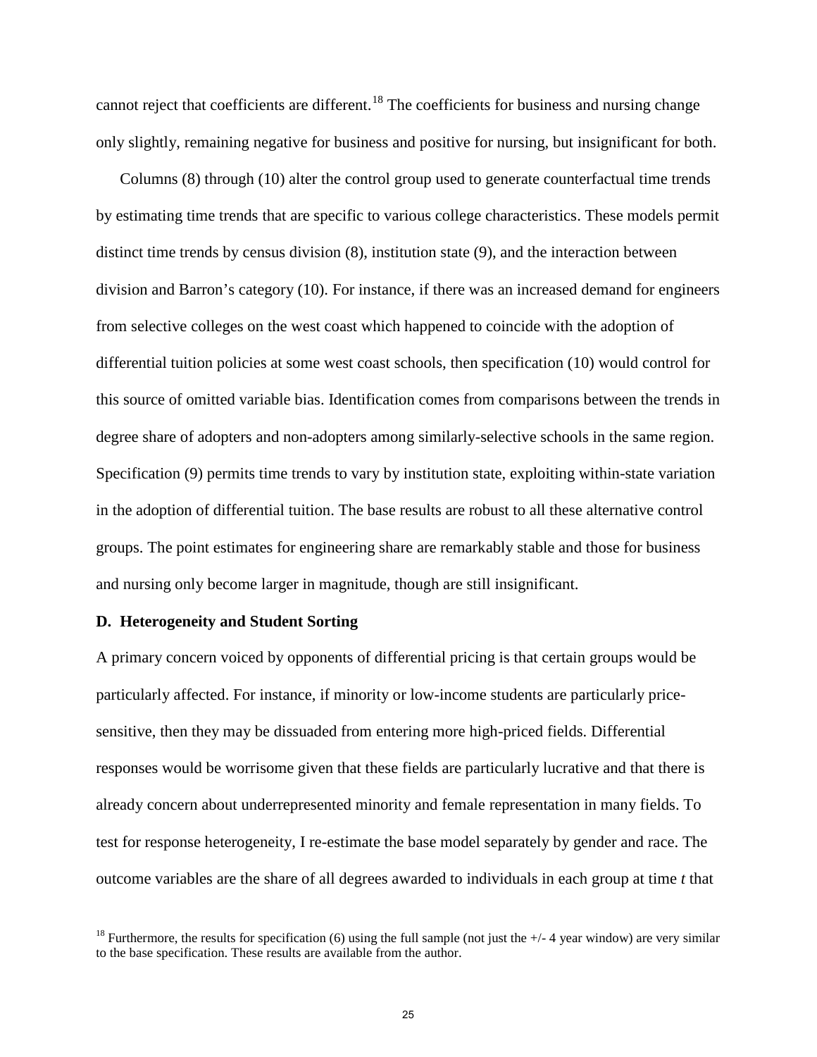cannot reject that coefficients are different.[18] The coefficients for business and nursing change only slightly, remaining negative for business and positive for nursing, but insignificant for both.

Columns (8) through (10) alter the control group used to generate counterfactual time trends by estimating time trends that are specific to various college characteristics. These models permit distinct time trends by census division (8), institution state (9), and the interaction between division and Barron's category (10). For instance, if there was an increased demand for engineers from selective colleges on the west coast which happened to coincide with the adoption of differential tuition policies at some west coast schools, then specification (10) would control for this source of omitted variable bias. Identification comes from comparisons between the trends in degree share of adopters and non-adopters among similarly-selective schools in the same region. Specification (9) permits time trends to vary by institution state, exploiting within-state variation in the adoption of differential tuition. The base results are robust to all these alternative control groups. The point estimates for engineering share are remarkably stable and those for business and nursing only become larger in magnitude, though are still insignificant.

### D. Heterogeneity and Student Sorting

A primary concern voiced by opponents of differential pricing is that certain groups would be particularly affected. For instance, if minority or low-income students are particularly price-sensitive, then they may be dissuaded from entering more high-priced fields. Differential responses would be worrisome given that these fields are particularly lucrative and that there is already concern about underrepresented minority and female representation in many fields. To test for response heterogeneity, I re-estimate the base model separately by gender and race. The outcome variables are the share of all degrees awarded to individuals in each group at time *t* that

[18] Furthermore, the results for specification (6) using the full sample (not just the +/- 4 year window) are very similar to the base specification. These results are available from the author.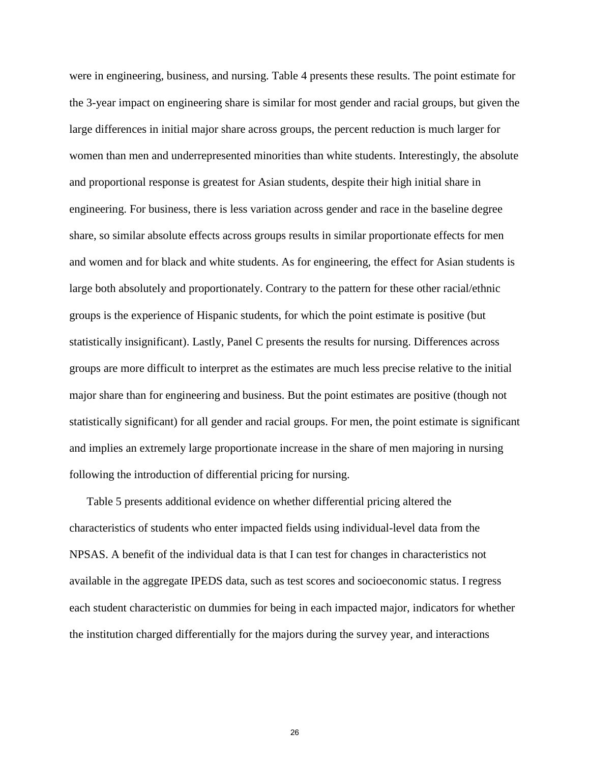were in engineering, business, and nursing. Table 4 presents these results. The point estimate for the 3-year impact on engineering share is similar for most gender and racial groups, but given the large differences in initial major share across groups, the percent reduction is much larger for women than men and underrepresented minorities than white students. Interestingly, the absolute and proportional response is greatest for Asian students, despite their high initial share in engineering. For business, there is less variation across gender and race in the baseline degree share, so similar absolute effects across groups results in similar proportionate effects for men and women and for black and white students. As for engineering, the effect for Asian students is large both absolutely and proportionately. Contrary to the pattern for these other racial/ethnic groups is the experience of Hispanic students, for which the point estimate is positive (but statistically insignificant). Lastly, Panel C presents the results for nursing. Differences across groups are more difficult to interpret as the estimates are much less precise relative to the initial major share than for engineering and business. But the point estimates are positive (though not statistically significant) for all gender and racial groups. For men, the point estimate is significant and implies an extremely large proportionate increase in the share of men majoring in nursing following the introduction of differential pricing for nursing.

Table 5 presents additional evidence on whether differential pricing altered the characteristics of students who enter impacted fields using individual-level data from the NPSAS. A benefit of the individual data is that I can test for changes in characteristics not available in the aggregate IPEDS data, such as test scores and socioeconomic status. I regress each student characteristic on dummies for being in each impacted major, indicators for whether the institution charged differentially for the majors during the survey year, and interactions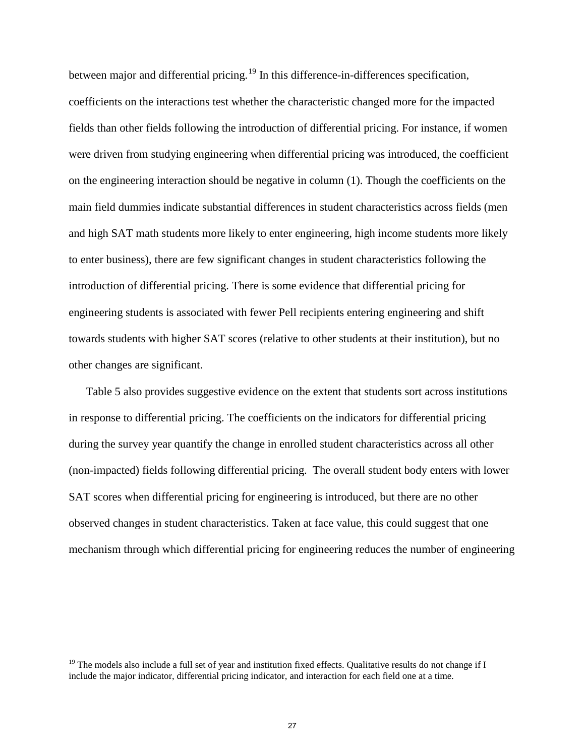between major and differential pricing.[19] In this difference-in-differences specification, coefficients on the interactions test whether the characteristic changed more for the impacted fields than other fields following the introduction of differential pricing. For instance, if women were driven from studying engineering when differential pricing was introduced, the coefficient on the engineering interaction should be negative in column (1). Though the coefficients on the main field dummies indicate substantial differences in student characteristics across fields (men and high SAT math students more likely to enter engineering, high income students more likely to enter business), there are few significant changes in student characteristics following the introduction of differential pricing. There is some evidence that differential pricing for engineering students is associated with fewer Pell recipients entering engineering and shift towards students with higher SAT scores (relative to other students at their institution), but no other changes are significant.

Table 5 also provides suggestive evidence on the extent that students sort across institutions in response to differential pricing. The coefficients on the indicators for differential pricing during the survey year quantify the change in enrolled student characteristics across all other (non-impacted) fields following differential pricing. The overall student body enters with lower SAT scores when differential pricing for engineering is introduced, but there are no other observed changes in student characteristics. Taken at face value, this could suggest that one mechanism through which differential pricing for engineering reduces the number of engineering

[19] The models also include a full set of year and institution fixed effects. Qualitative results do not change if I include the major indicator, differential pricing indicator, and interaction for each field one at a time.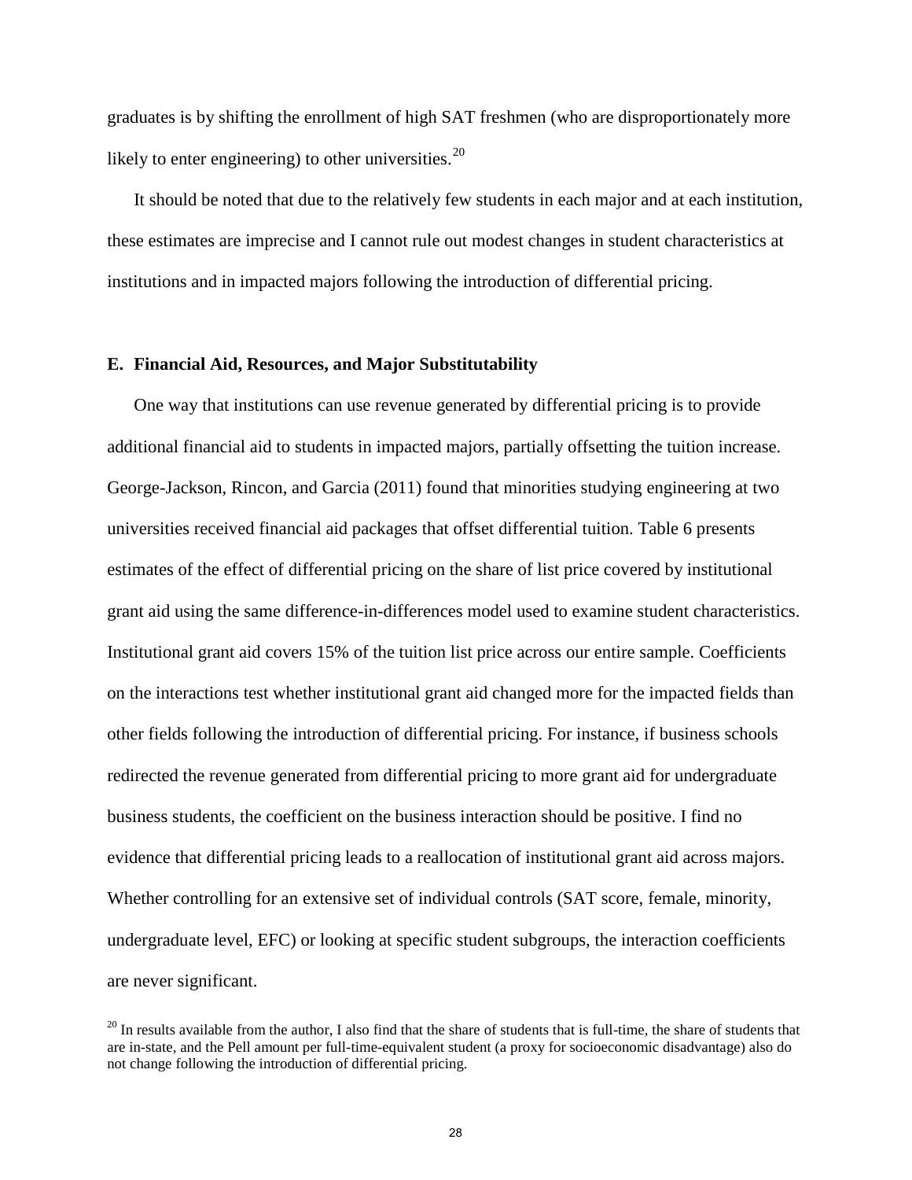graduates is by shifting the enrollment of high SAT freshmen (who are disproportionately more likely to enter engineering) to other universities.[20]

It should be noted that due to the relatively few students in each major and at each institution, these estimates are imprecise and I cannot rule out modest changes in student characteristics at institutions and in impacted majors following the introduction of differential pricing.

### E. Financial Aid, Resources, and Major Substitutability

One way that institutions can use revenue generated by differential pricing is to provide additional financial aid to students in impacted majors, partially offsetting the tuition increase. George-Jackson, Rincon, and Garcia (2011) found that minorities studying engineering at two universities received financial aid packages that offset differential tuition. Table 6 presents estimates of the effect of differential pricing on the share of list price covered by institutional grant aid using the same difference-in-differences model used to examine student characteristics. Institutional grant aid covers 15% of the tuition list price across our entire sample. Coefficients on the interactions test whether institutional grant aid changed more for the impacted fields than other fields following the introduction of differential pricing. For instance, if business schools redirected the revenue generated from differential pricing to more grant aid for undergraduate business students, the coefficient on the business interaction should be positive. I find no evidence that differential pricing leads to a reallocation of institutional grant aid across majors. Whether controlling for an extensive set of individual controls (SAT score, female, minority, undergraduate level, EFC) or looking at specific student subgroups, the interaction coefficients are never significant.

[20] In results available from the author, I also find that the share of students that is full-time, the share of students that are in-state, and the Pell amount per full-time-equivalent student (a proxy for socioeconomic disadvantage) also do not change following the introduction of differential pricing.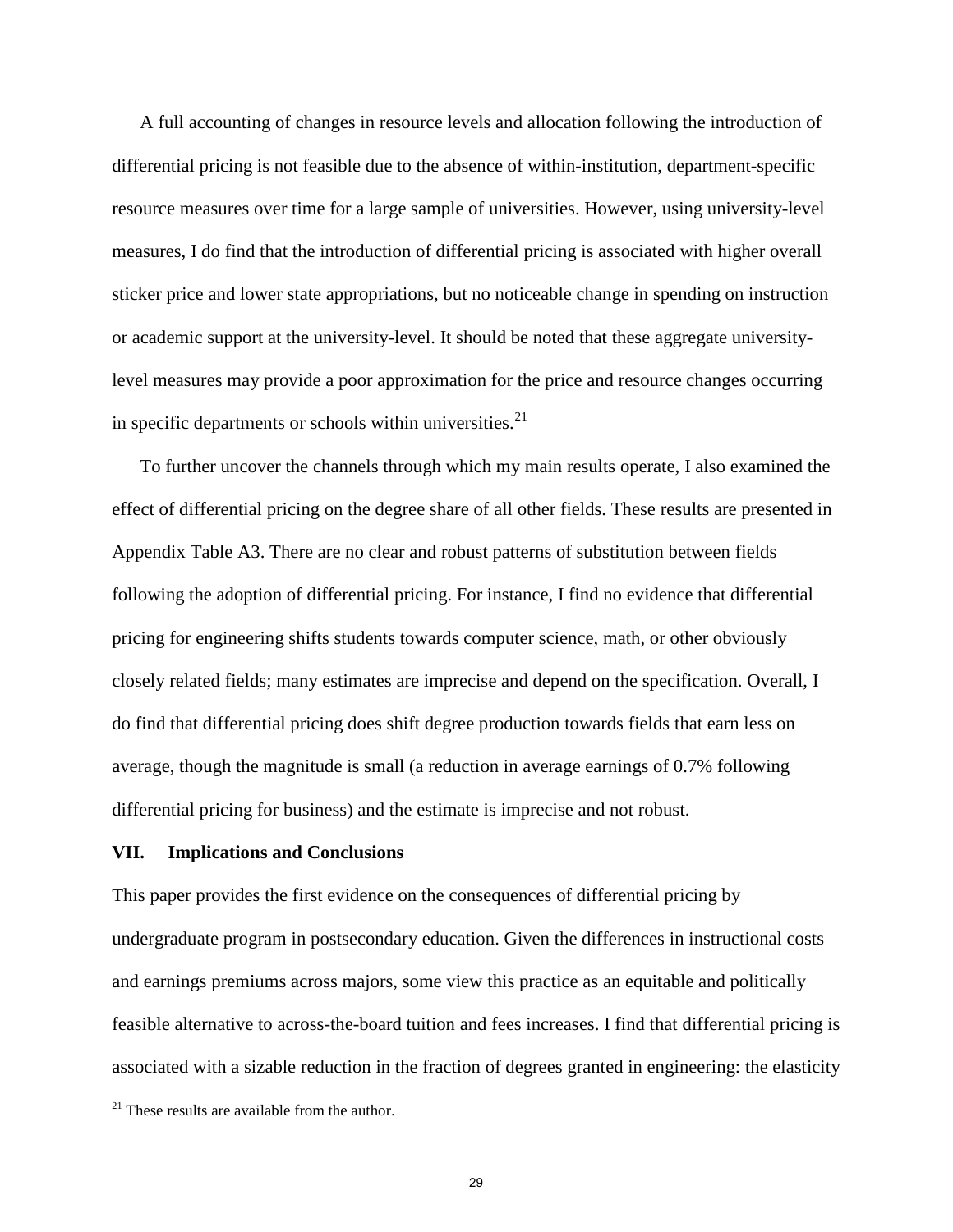A full accounting of changes in resource levels and allocation following the introduction of differential pricing is not feasible due to the absence of within-institution, department-specific resource measures over time for a large sample of universities. However, using university-level measures, I do find that the introduction of differential pricing is associated with higher overall sticker price and lower state appropriations, but no noticeable change in spending on instruction or academic support at the university-level. It should be noted that these aggregate university-level measures may provide a poor approximation for the price and resource changes occurring in specific departments or schools within universities.[21]

To further uncover the channels through which my main results operate, I also examined the effect of differential pricing on the degree share of all other fields. These results are presented in Appendix Table A3. There are no clear and robust patterns of substitution between fields following the adoption of differential pricing. For instance, I find no evidence that differential pricing for engineering shifts students towards computer science, math, or other obviously closely related fields; many estimates are imprecise and depend on the specification. Overall, I do find that differential pricing does shift degree production towards fields that earn less on average, though the magnitude is small (a reduction in average earnings of 0.7% following differential pricing for business) and the estimate is imprecise and not robust.

## VII. Implications and Conclusions

This paper provides the first evidence on the consequences of differential pricing by undergraduate program in postsecondary education. Given the differences in instructional costs and earnings premiums across majors, some view this practice as an equitable and politically feasible alternative to across-the-board tuition and fees increases. I find that differential pricing is associated with a sizable reduction in the fraction of degrees granted in engineering: the elasticity

[21] These results are available from the author.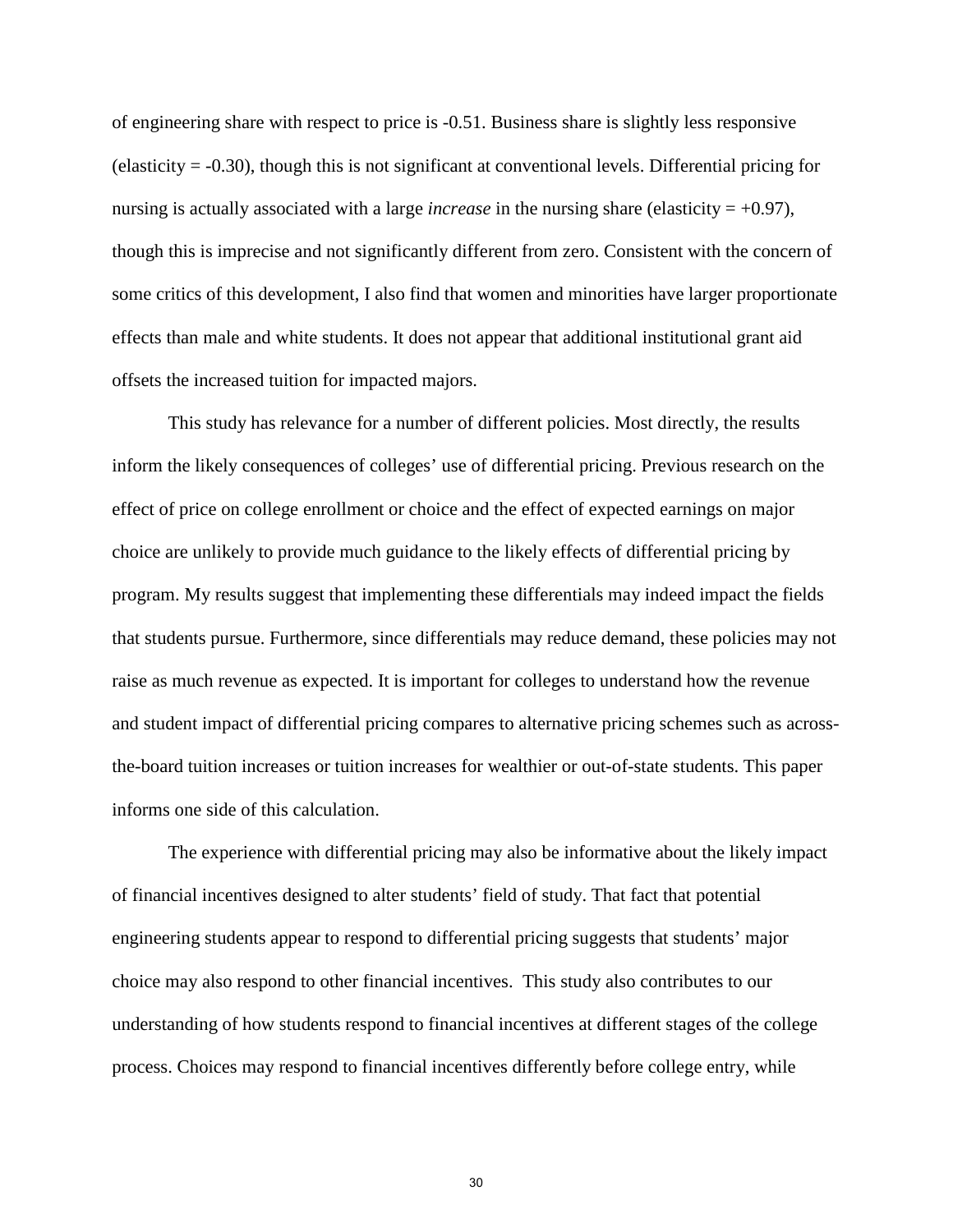of engineering share with respect to price is -0.51. Business share is slightly less responsive (elasticity = -0.30), though this is not significant at conventional levels. Differential pricing for nursing is actually associated with a large *increase* in the nursing share (elasticity = +0.97), though this is imprecise and not significantly different from zero. Consistent with the concern of some critics of this development, I also find that women and minorities have larger proportionate effects than male and white students. It does not appear that additional institutional grant aid offsets the increased tuition for impacted majors.

This study has relevance for a number of different policies. Most directly, the results inform the likely consequences of colleges' use of differential pricing. Previous research on the effect of price on college enrollment or choice and the effect of expected earnings on major choice are unlikely to provide much guidance to the likely effects of differential pricing by program. My results suggest that implementing these differentials may indeed impact the fields that students pursue. Furthermore, since differentials may reduce demand, these policies may not raise as much revenue as expected. It is important for colleges to understand how the revenue and student impact of differential pricing compares to alternative pricing schemes such as across-the-board tuition increases or tuition increases for wealthier or out-of-state students. This paper informs one side of this calculation.

The experience with differential pricing may also be informative about the likely impact of financial incentives designed to alter students' field of study. That fact that potential engineering students appear to respond to differential pricing suggests that students' major choice may also respond to other financial incentives. This study also contributes to our understanding of how students respond to financial incentives at different stages of the college process. Choices may respond to financial incentives differently before college entry, while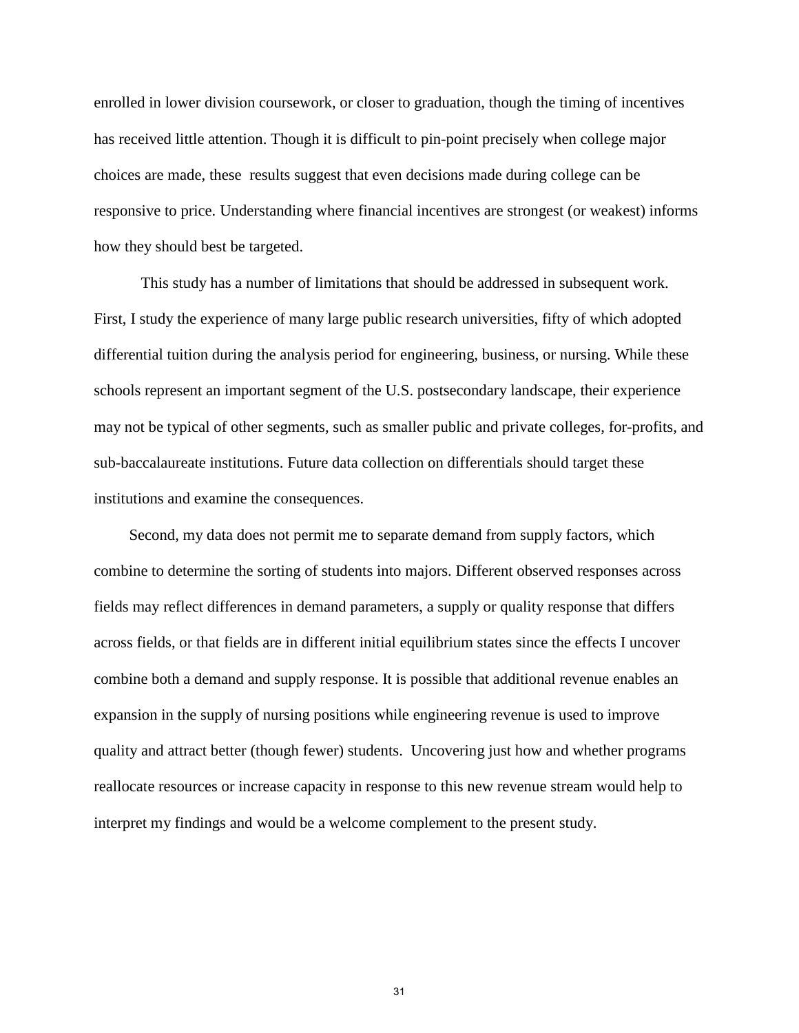enrolled in lower division coursework, or closer to graduation, though the timing of incentives has received little attention. Though it is difficult to pin-point precisely when college major choices are made, these results suggest that even decisions made during college can be responsive to price. Understanding where financial incentives are strongest (or weakest) informs how they should best be targeted.

This study has a number of limitations that should be addressed in subsequent work. First, I study the experience of many large public research universities, fifty of which adopted differential tuition during the analysis period for engineering, business, or nursing. While these schools represent an important segment of the U.S. postsecondary landscape, their experience may not be typical of other segments, such as smaller public and private colleges, for-profits, and sub-baccalaureate institutions. Future data collection on differentials should target these institutions and examine the consequences.

Second, my data does not permit me to separate demand from supply factors, which combine to determine the sorting of students into majors. Different observed responses across fields may reflect differences in demand parameters, a supply or quality response that differs across fields, or that fields are in different initial equilibrium states since the effects I uncover combine both a demand and supply response. It is possible that additional revenue enables an expansion in the supply of nursing positions while engineering revenue is used to improve quality and attract better (though fewer) students. Uncovering just how and whether programs reallocate resources or increase capacity in response to this new revenue stream would help to interpret my findings and would be a welcome complement to the present study.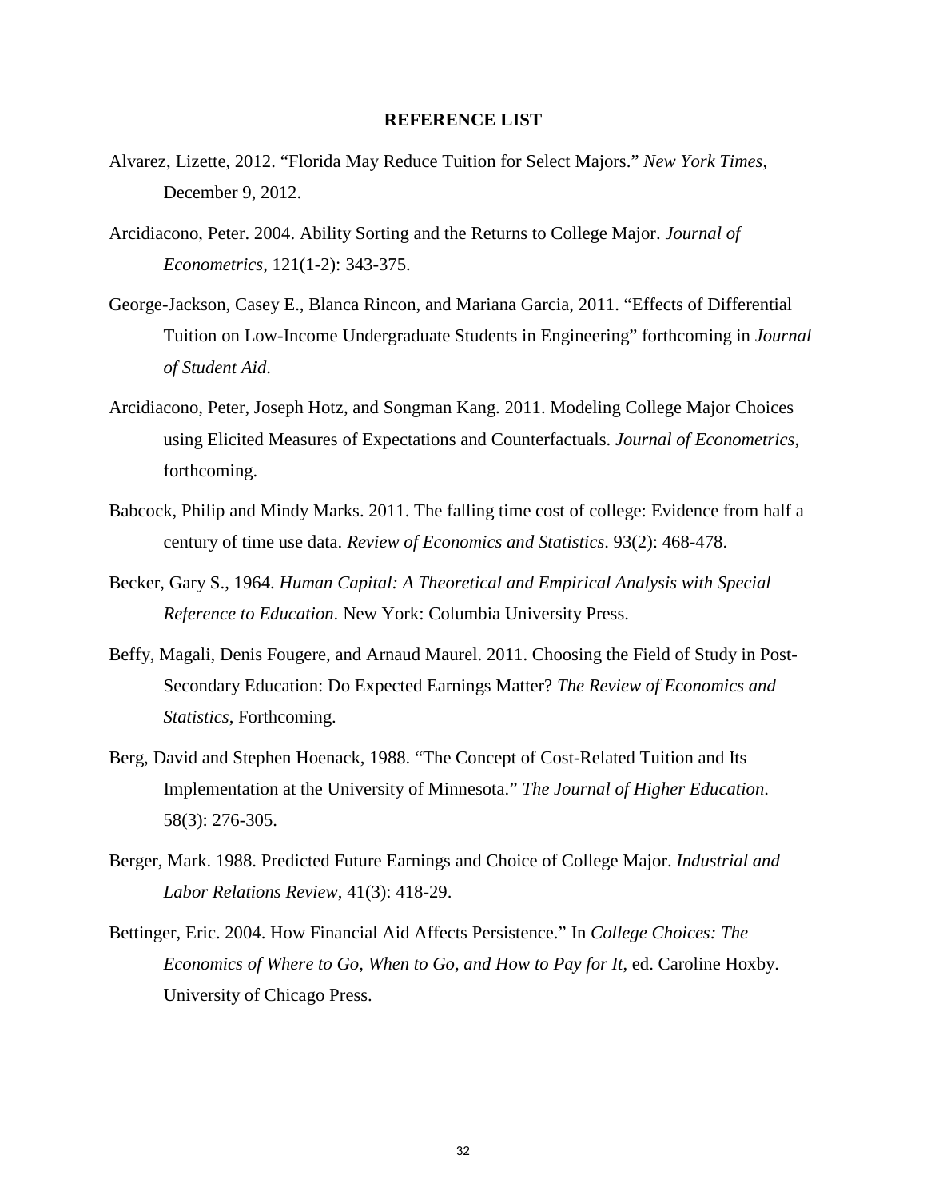## REFERENCE LIST

Alvarez, Lizette, 2012. "Florida May Reduce Tuition for Select Majors." *New York Times*, December 9, 2012.

Arcidiacono, Peter. 2004. Ability Sorting and the Returns to College Major. *Journal of Econometrics*, 121(1-2): 343-375.

George-Jackson, Casey E., Blanca Rincon, and Mariana Garcia, 2011. "Effects of Differential Tuition on Low-Income Undergraduate Students in Engineering" forthcoming in *Journal of Student Aid*.

Arcidiacono, Peter, Joseph Hotz, and Songman Kang. 2011. Modeling College Major Choices using Elicited Measures of Expectations and Counterfactuals. *Journal of Econometrics*, forthcoming.

Babcock, Philip and Mindy Marks. 2011. The falling time cost of college: Evidence from half a century of time use data. *Review of Economics and Statistics*. 93(2): 468-478.

Becker, Gary S., 1964. *Human Capital: A Theoretical and Empirical Analysis with Special Reference to Education*. New York: Columbia University Press.

Beffy, Magali, Denis Fougere, and Arnaud Maurel. 2011. Choosing the Field of Study in Post-Secondary Education: Do Expected Earnings Matter? *The Review of Economics and Statistics*, Forthcoming.

Berg, David and Stephen Hoenack, 1988. "The Concept of Cost-Related Tuition and Its Implementation at the University of Minnesota." *The Journal of Higher Education*. 58(3): 276-305.

Berger, Mark. 1988. Predicted Future Earnings and Choice of College Major. *Industrial and Labor Relations Review*, 41(3): 418-29.

Bettinger, Eric. 2004. How Financial Aid Affects Persistence." In *College Choices: The Economics of Where to Go, When to Go, and How to Pay for It*, ed. Caroline Hoxby. University of Chicago Press.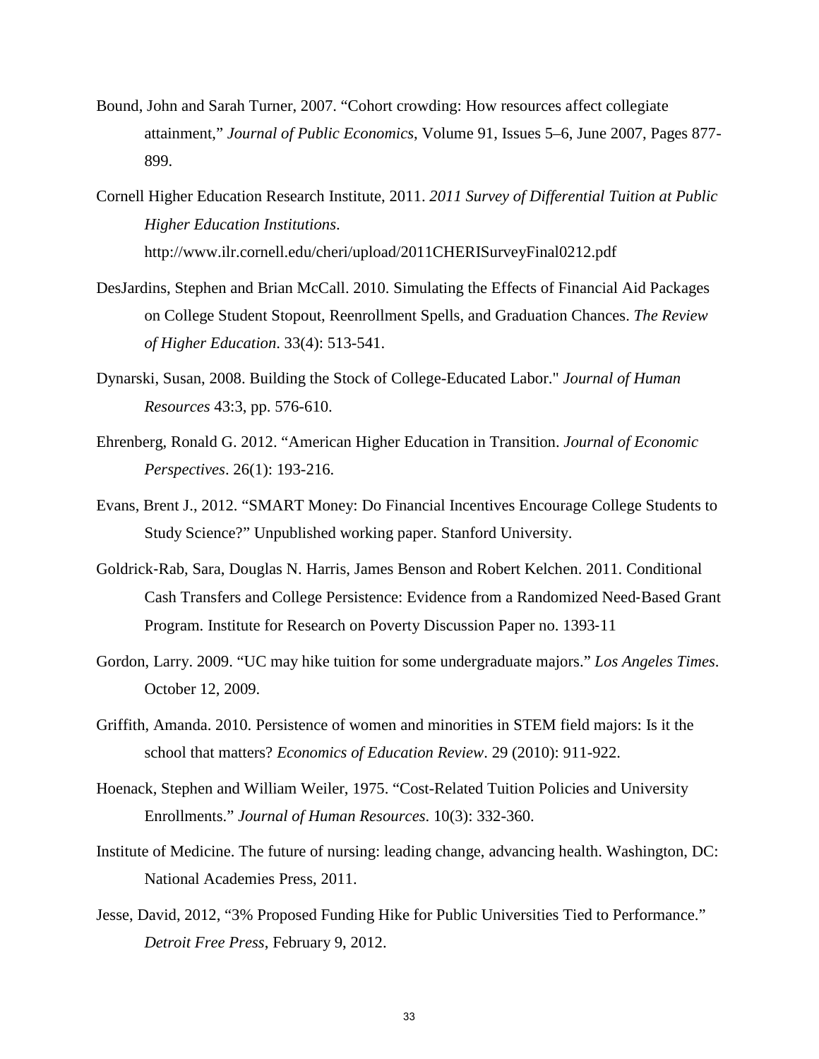Bound, John and Sarah Turner, 2007. “Cohort crowding: How resources affect collegiate attainment,” *Journal of Public Economics*, Volume 91, Issues 5–6, June 2007, Pages 877-899.

Cornell Higher Education Research Institute, 2011. *2011 Survey of Differential Tuition at Public Higher Education Institutions*. http://www.ilr.cornell.edu/cheri/upload/2011CHERISurveyFinal0212.pdf

DesJardins, Stephen and Brian McCall. 2010. Simulating the Effects of Financial Aid Packages on College Student Stopout, Reenrollment Spells, and Graduation Chances. *The Review of Higher Education*. 33(4): 513-541.

Dynarski, Susan, 2008. Building the Stock of College-Educated Labor." *Journal of Human Resources* 43:3, pp. 576-610.

Ehrenberg, Ronald G. 2012. “American Higher Education in Transition. *Journal of Economic Perspectives*. 26(1): 193-216.

Evans, Brent J., 2012. “SMART Money: Do Financial Incentives Encourage College Students to Study Science?” Unpublished working paper. Stanford University.

Goldrick-Rab, Sara, Douglas N. Harris, James Benson and Robert Kelchen. 2011. Conditional Cash Transfers and College Persistence: Evidence from a Randomized Need-Based Grant Program. Institute for Research on Poverty Discussion Paper no. 1393-11

Gordon, Larry. 2009. “UC may hike tuition for some undergraduate majors.” *Los Angeles Times*. October 12, 2009.

Griffith, Amanda. 2010. Persistence of women and minorities in STEM field majors: Is it the school that matters? *Economics of Education Review*. 29 (2010): 911-922.

Hoenack, Stephen and William Weiler, 1975. “Cost-Related Tuition Policies and University Enrollments.” *Journal of Human Resources*. 10(3): 332-360.

Institute of Medicine. The future of nursing: leading change, advancing health. Washington, DC: National Academies Press, 2011.

Jesse, David, 2012, “3% Proposed Funding Hike for Public Universities Tied to Performance.” *Detroit Free Press*, February 9, 2012.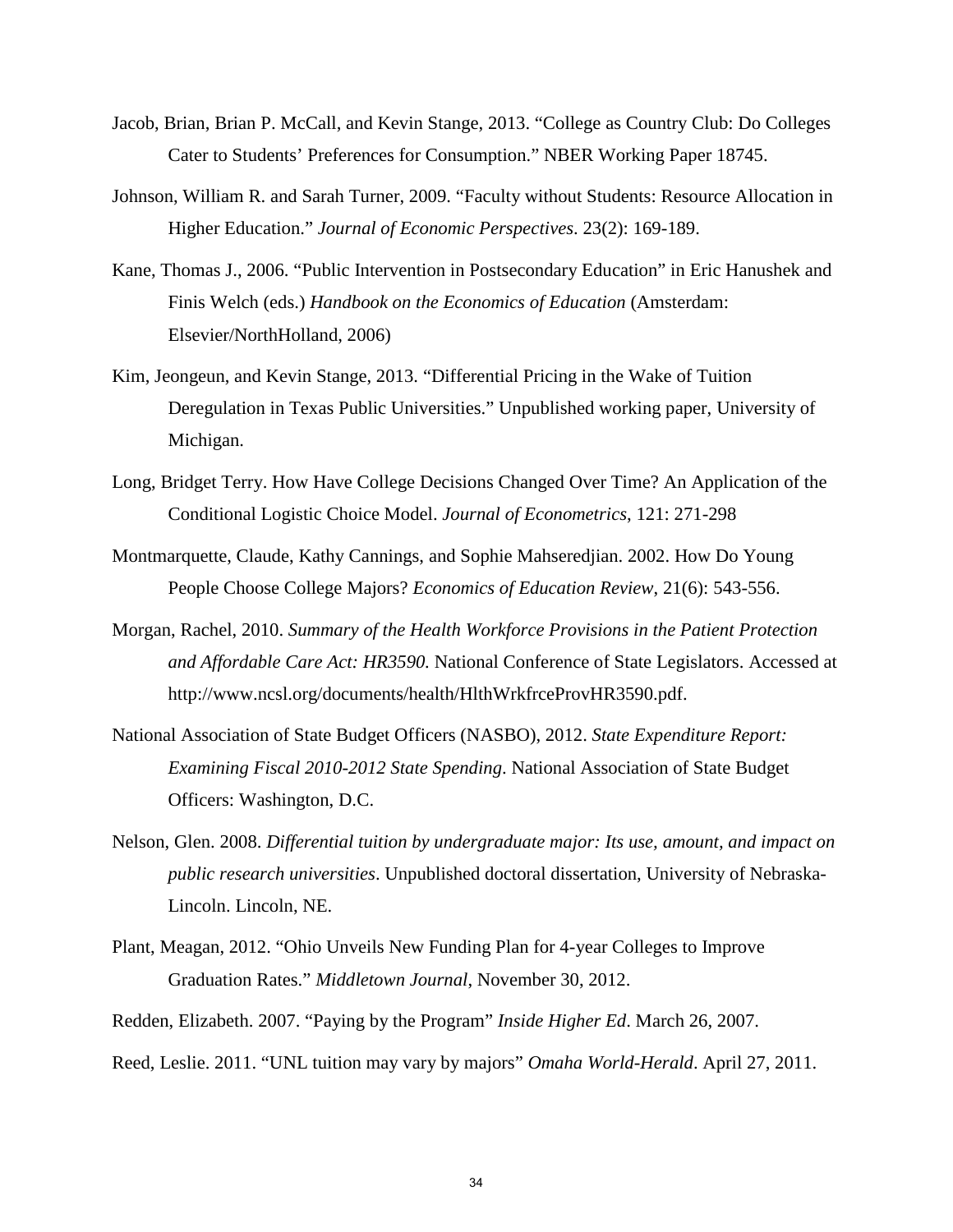Jacob, Brian, Brian P. McCall, and Kevin Stange, 2013. "College as Country Club: Do Colleges Cater to Students' Preferences for Consumption." NBER Working Paper 18745.

Johnson, William R. and Sarah Turner, 2009. "Faculty without Students: Resource Allocation in Higher Education." *Journal of Economic Perspectives*. 23(2): 169-189.

Kane, Thomas J., 2006. "Public Intervention in Postsecondary Education" in Eric Hanushek and Finis Welch (eds.) *Handbook on the Economics of Education* (Amsterdam: Elsevier/NorthHolland, 2006)

Kim, Jeongeun, and Kevin Stange, 2013. "Differential Pricing in the Wake of Tuition Deregulation in Texas Public Universities." Unpublished working paper, University of Michigan.

Long, Bridget Terry. How Have College Decisions Changed Over Time? An Application of the Conditional Logistic Choice Model. *Journal of Econometrics*, 121: 271-298

Montmarquette, Claude, Kathy Cannings, and Sophie Mahseredjian. 2002. How Do Young People Choose College Majors? *Economics of Education Review*, 21(6): 543-556.

Morgan, Rachel, 2010. *Summary of the Health Workforce Provisions in the Patient Protection and Affordable Care Act: HR3590.* National Conference of State Legislators. Accessed at http://www.ncsl.org/documents/health/HlthWrkfrceProvHR3590.pdf.

National Association of State Budget Officers (NASBO), 2012. *State Expenditure Report: Examining Fiscal 2010-2012 State Spending*. National Association of State Budget Officers: Washington, D.C.

Nelson, Glen. 2008. *Differential tuition by undergraduate major: Its use, amount, and impact on public research universities*. Unpublished doctoral dissertation, University of Nebraska-Lincoln. Lincoln, NE.

Plant, Meagan, 2012. "Ohio Unveils New Funding Plan for 4-year Colleges to Improve Graduation Rates." *Middletown Journal*, November 30, 2012.

Redden, Elizabeth. 2007. "Paying by the Program" *Inside Higher Ed*. March 26, 2007.

Reed, Leslie. 2011. "UNL tuition may vary by majors" *Omaha World-Herald*. April 27, 2011.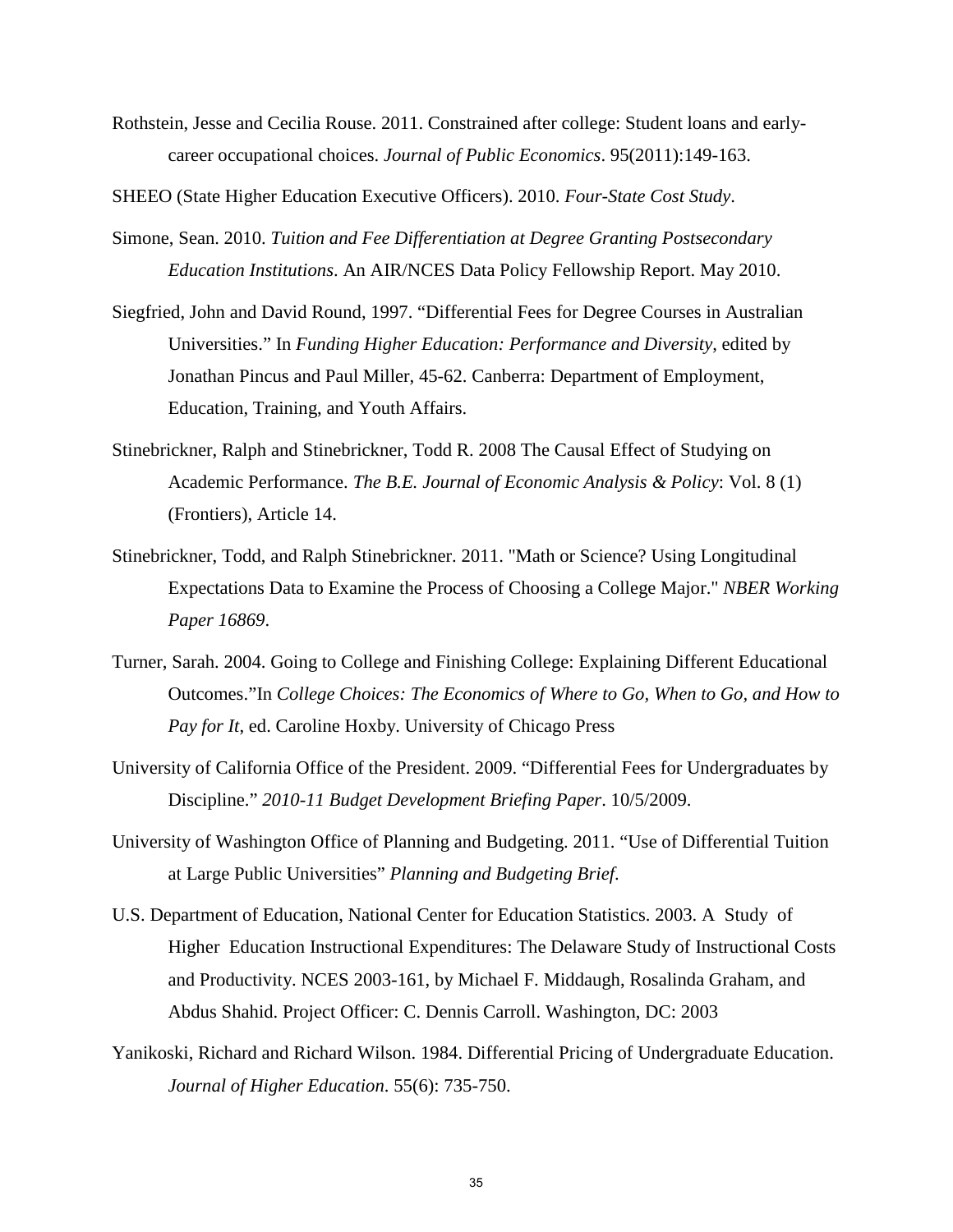Rothstein, Jesse and Cecilia Rouse. 2011. Constrained after college: Student loans and early-career occupational choices. *Journal of Public Economics*. 95(2011):149-163.

SHEEO (State Higher Education Executive Officers). 2010. *Four-State Cost Study*.

Simone, Sean. 2010. *Tuition and Fee Differentiation at Degree Granting Postsecondary Education Institutions*. An AIR/NCES Data Policy Fellowship Report. May 2010.

Siegfried, John and David Round, 1997. "Differential Fees for Degree Courses in Australian Universities." In *Funding Higher Education: Performance and Diversity*, edited by Jonathan Pincus and Paul Miller, 45-62. Canberra: Department of Employment, Education, Training, and Youth Affairs.

Stinebrickner, Ralph and Stinebrickner, Todd R. 2008 The Causal Effect of Studying on Academic Performance. *The B.E. Journal of Economic Analysis & Policy*: Vol. 8 (1) (Frontiers), Article 14.

Stinebrickner, Todd, and Ralph Stinebrickner. 2011. "Math or Science? Using Longitudinal Expectations Data to Examine the Process of Choosing a College Major." *NBER Working Paper 16869*.

Turner, Sarah. 2004. Going to College and Finishing College: Explaining Different Educational Outcomes."In *College Choices: The Economics of Where to Go, When to Go, and How to Pay for It*, ed. Caroline Hoxby. University of Chicago Press

University of California Office of the President. 2009. "Differential Fees for Undergraduates by Discipline." *2010-11 Budget Development Briefing Paper*. 10/5/2009.

University of Washington Office of Planning and Budgeting. 2011. "Use of Differential Tuition at Large Public Universities" *Planning and Budgeting Brief*.

U.S. Department of Education, National Center for Education Statistics. 2003. A Study of Higher Education Instructional Expenditures: The Delaware Study of Instructional Costs and Productivity. NCES 2003-161, by Michael F. Middaugh, Rosalinda Graham, and Abdus Shahid. Project Officer: C. Dennis Carroll. Washington, DC: 2003

Yanikoski, Richard and Richard Wilson. 1984. Differential Pricing of Undergraduate Education. *Journal of Higher Education*. 55(6): 735-750.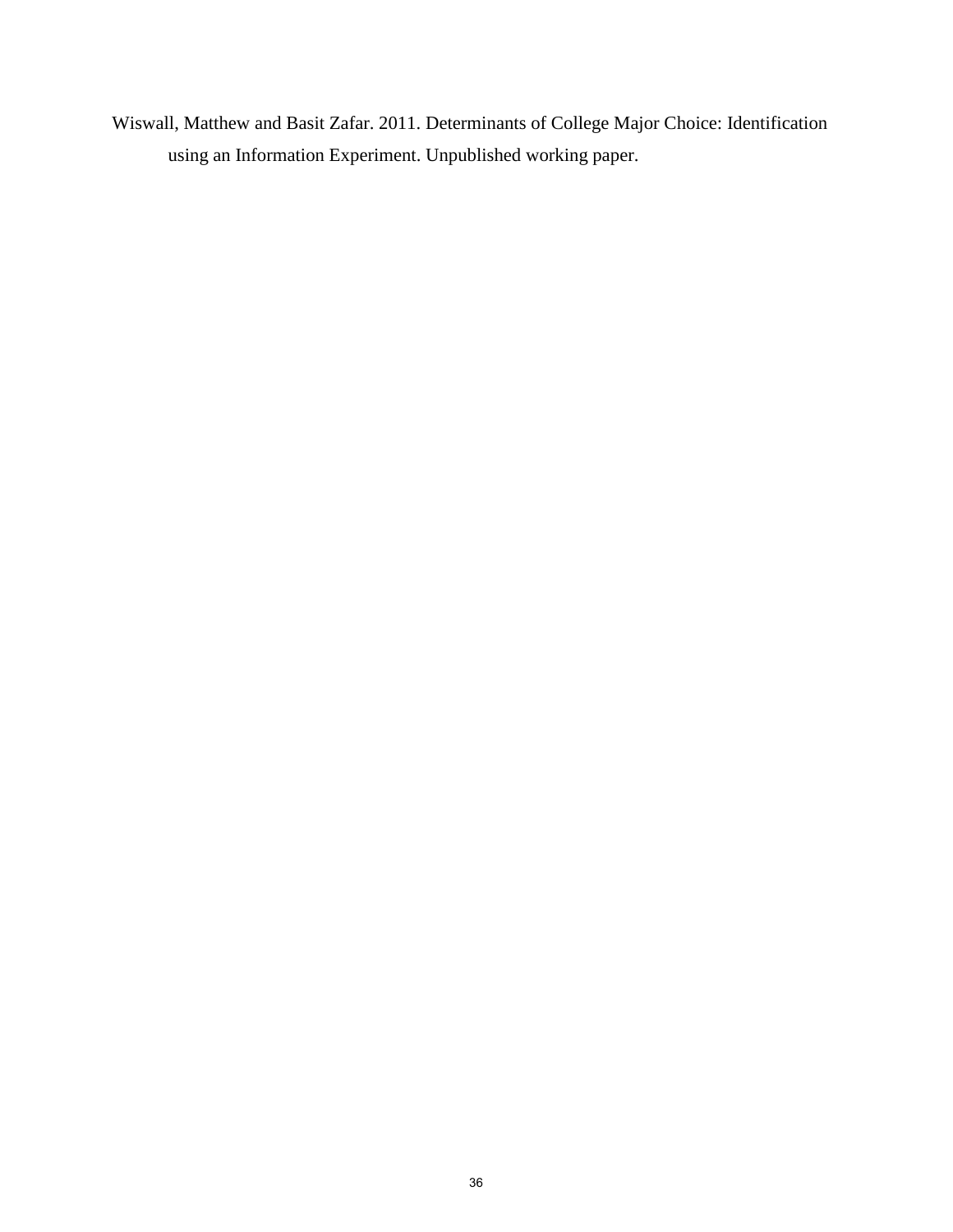Wiswall, Matthew and Basit Zafar. 2011. Determinants of College Major Choice: Identification using an Information Experiment. Unpublished working paper.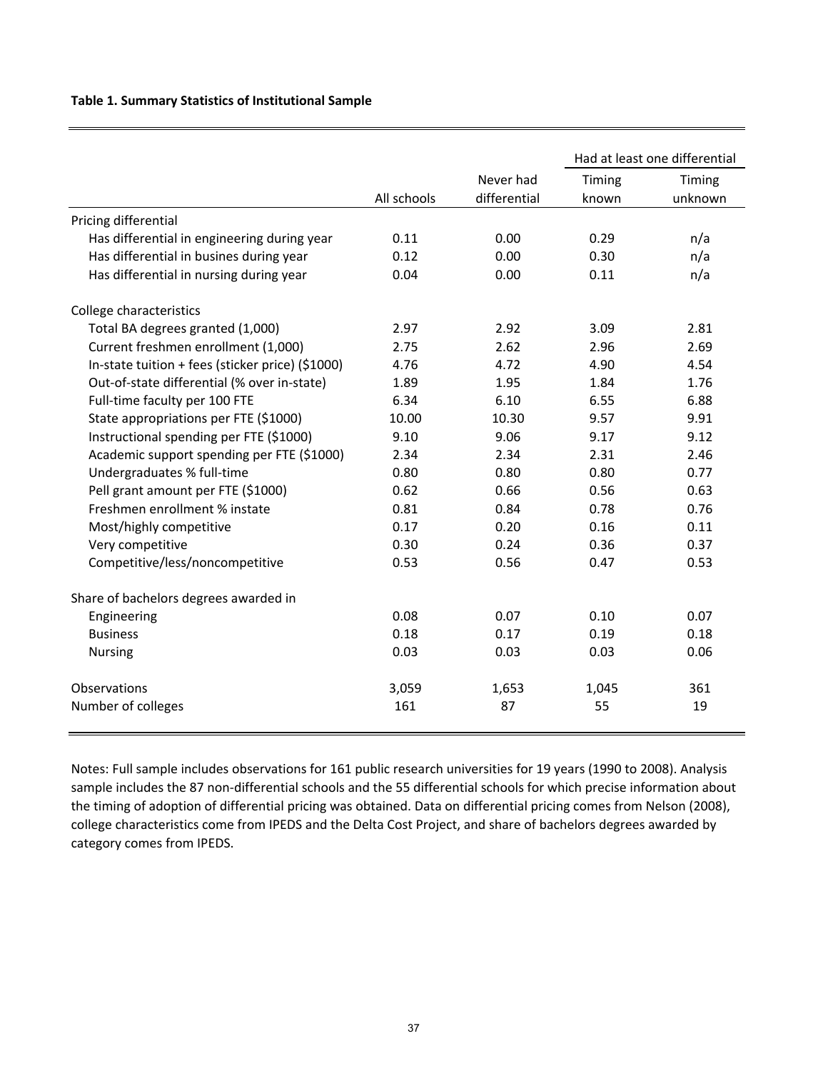**Table 1. Summary Statistics of Institutional Sample**

| | All schools | Never had differential | Had at least one differential: Timing known | Had at least one differential: Timing unknown |
|---|---|---|---|---|
| Pricing differential | | | | |
| Has differential in engineering during year | 0.11 | 0.00 | 0.29 | n/a |
| Has differential in busines during year | 0.12 | 0.00 | 0.30 | n/a |
| Has differential in nursing during year | 0.04 | 0.00 | 0.11 | n/a |
| College characteristics | | | | |
| Total BA degrees granted (1,000) | 2.97 | 2.92 | 3.09 | 2.81 |
| Current freshmen enrollment (1,000) | 2.75 | 2.62 | 2.96 | 2.69 |
| In-state tuition + fees (sticker price) ($1000) | 4.76 | 4.72 | 4.90 | 4.54 |
| Out-of-state differential (% over in-state) | 1.89 | 1.95 | 1.84 | 1.76 |
| Full-time faculty per 100 FTE | 6.34 | 6.10 | 6.55 | 6.88 |
| State appropriations per FTE ($1000) | 10.00 | 10.30 | 9.57 | 9.91 |
| Instructional spending per FTE ($1000) | 9.10 | 9.06 | 9.17 | 9.12 |
| Academic support spending per FTE ($1000) | 2.34 | 2.34 | 2.31 | 2.46 |
| Undergraduates % full-time | 0.80 | 0.80 | 0.80 | 0.77 |
| Pell grant amount per FTE ($1000) | 0.62 | 0.66 | 0.56 | 0.63 |
| Freshmen enrollment % instate | 0.81 | 0.84 | 0.78 | 0.76 |
| Most/highly competitive | 0.17 | 0.20 | 0.16 | 0.11 |
| Very competitive | 0.30 | 0.24 | 0.36 | 0.37 |
| Competitive/less/noncompetitive | 0.53 | 0.56 | 0.47 | 0.53 |
| Share of bachelors degrees awarded in | | | | |
| Engineering | 0.08 | 0.07 | 0.10 | 0.07 |
| Business | 0.18 | 0.17 | 0.19 | 0.18 |
| Nursing | 0.03 | 0.03 | 0.03 | 0.06 |
| Observations | 3,059 | 1,653 | 1,045 | 361 |
| Number of colleges | 161 | 87 | 55 | 19 |

Notes: Full sample includes observations for 161 public research universities for 19 years (1990 to 2008). Analysis sample includes the 87 non-differential schools and the 55 differential schools for which precise information about the timing of adoption of differential pricing was obtained. Data on differential pricing comes from Nelson (2008), college characteristics come from IPEDS and the Delta Cost Project, and share of bachelors degrees awarded by category comes from IPEDS.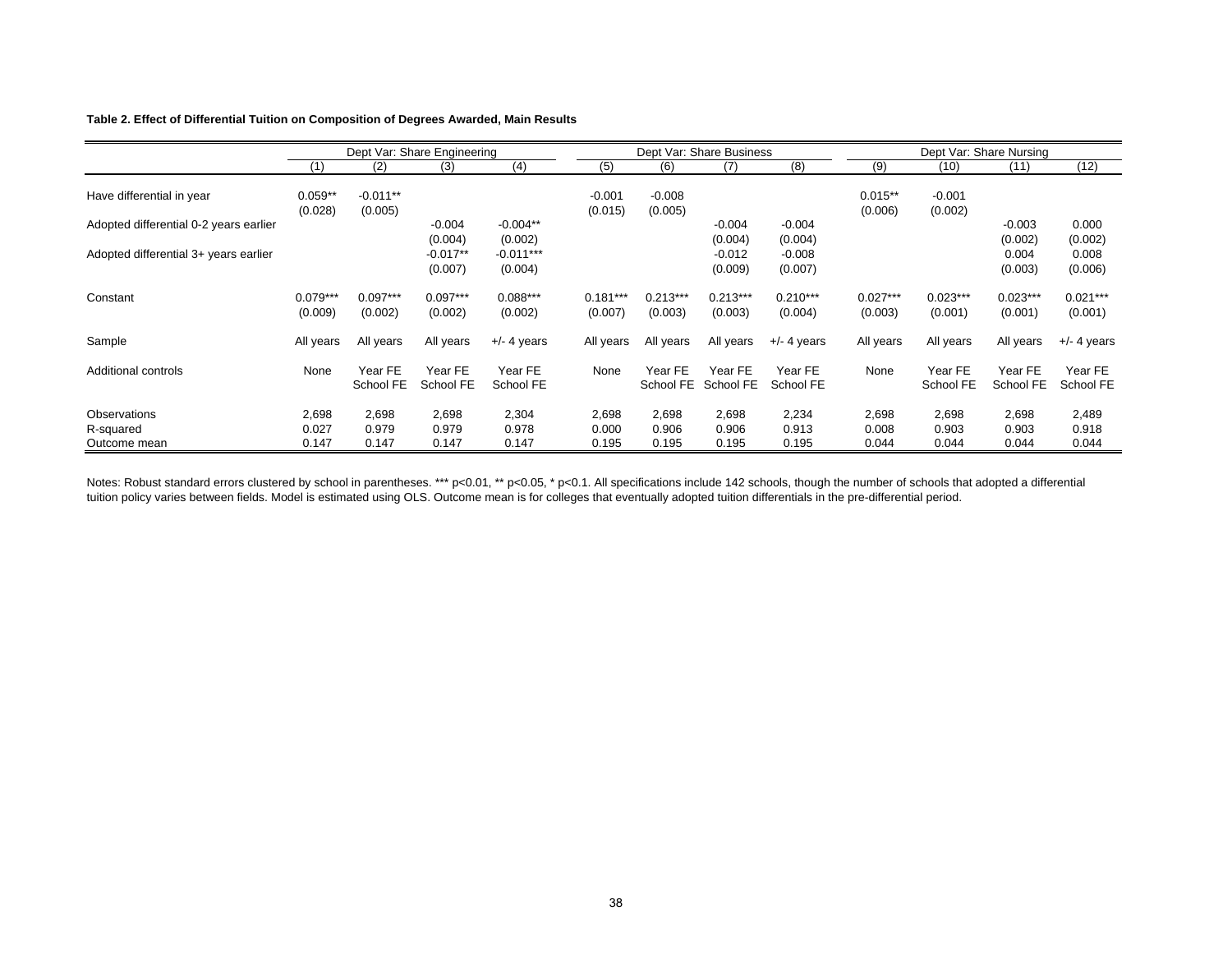**Table 2. Effect of Differential Tuition on Composition of Degrees Awarded, Main Results**

| | Dept Var: Share Engineering | | | | Dept Var: Share Business | | | | Dept Var: Share Nursing | | | |
|---|---|---|---|---|---|---|---|---|---|---|---|---|
| | (1) | (2) | (3) | (4) | (5) | (6) | (7) | (8) | (9) | (10) | (11) | (12) |
| Have differential in year | 0.059** | -0.011** | | | -0.001 | -0.008 | | | 0.015** | -0.001 | | |
| | (0.028) | (0.005) | | | (0.015) | (0.005) | | | (0.006) | (0.002) | | |
| Adopted differential 0-2 years earlier | | | -0.004 | -0.004** | | | -0.004 | -0.004 | | | -0.003 | 0.000 |
| | | | (0.004) | (0.002) | | | (0.004) | (0.004) | | | (0.002) | (0.002) |
| Adopted differential 3+ years earlier | | | -0.017** | -0.011*** | | | -0.012 | -0.008 | | | 0.004 | 0.008 |
| | | | (0.007) | (0.004) | | | (0.009) | (0.007) | | | (0.003) | (0.006) |
| Constant | 0.079*** | 0.097*** | 0.097*** | 0.088*** | 0.181*** | 0.213*** | 0.213*** | 0.210*** | 0.027*** | 0.023*** | 0.023*** | 0.021*** |
| | (0.009) | (0.002) | (0.002) | (0.002) | (0.007) | (0.003) | (0.003) | (0.004) | (0.003) | (0.001) | (0.001) | (0.001) |
| Sample | All years | All years | All years | +/- 4 years | All years | All years | All years | +/- 4 years | All years | All years | All years | +/- 4 years |
| Additional controls | None | Year FE School FE | Year FE School FE | Year FE School FE | None | Year FE School FE | Year FE School FE | Year FE School FE | None | Year FE School FE | Year FE School FE | Year FE School FE |
| Observations | 2,698 | 2,698 | 2,698 | 2,304 | 2,698 | 2,698 | 2,698 | 2,234 | 2,698 | 2,698 | 2,698 | 2,489 |
| R-squared | 0.027 | 0.979 | 0.979 | 0.978 | 0.000 | 0.906 | 0.906 | 0.913 | 0.008 | 0.903 | 0.903 | 0.918 |
| Outcome mean | 0.147 | 0.147 | 0.147 | 0.147 | 0.195 | 0.195 | 0.195 | 0.195 | 0.044 | 0.044 | 0.044 | 0.044 |

Notes: Robust standard errors clustered by school in parentheses. *** p<0.01, ** p<0.05, * p<0.1. All specifications include 142 schools, though the number of schools that adopted a differential tuition policy varies between fields. Model is estimated using OLS. Outcome mean is for colleges that eventually adopted tuition differentials in the pre-differential period.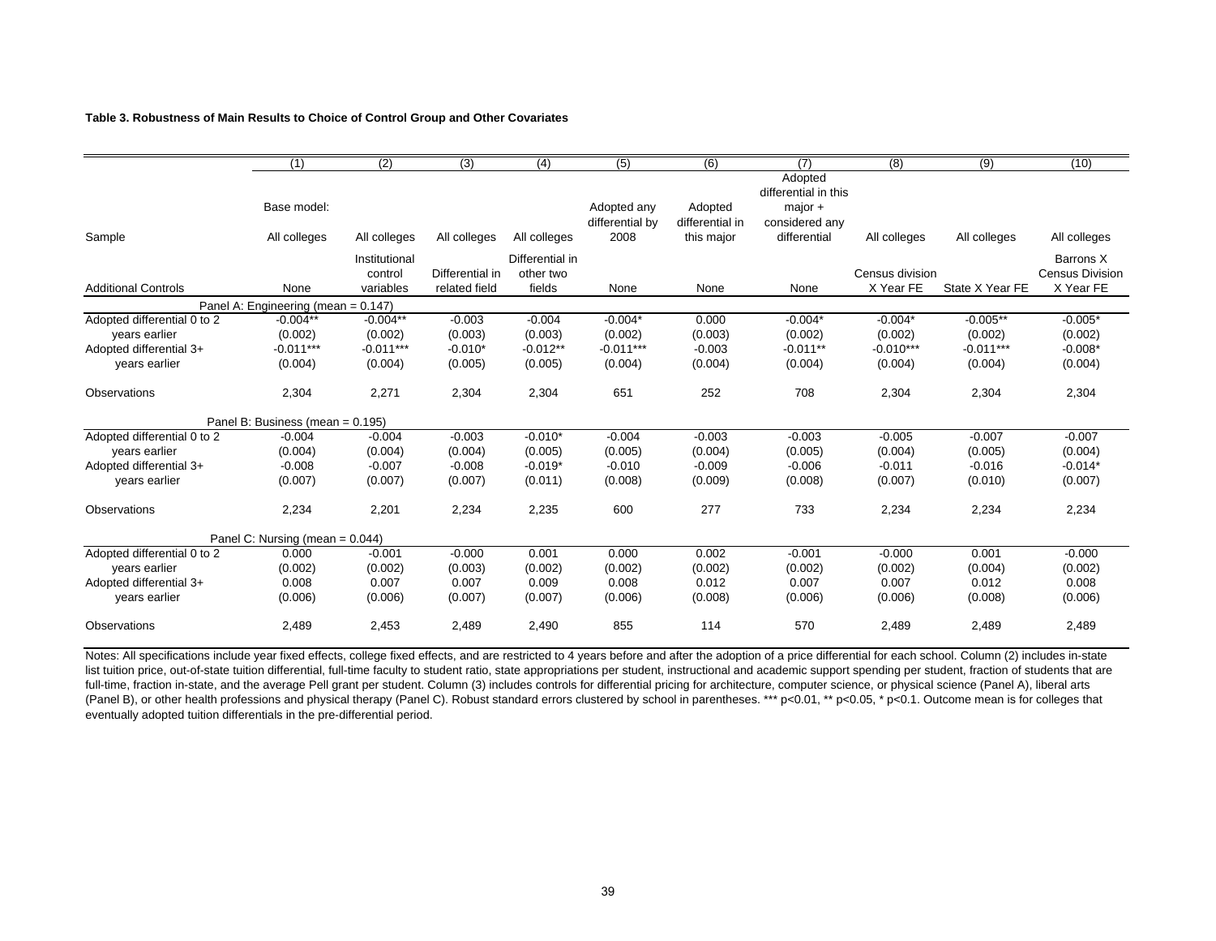**Table 3. Robustness of Main Results to Choice of Control Group and Other Covariates**

| | (1) | (2) | (3) | (4) | (5) | (6) | (7) | (8) | (9) | (10) |
|---|---|---|---|---|---|---|---|---|---|---|
| Sample | Base model: All colleges | All colleges | All colleges | All colleges | Adopted any differential by 2008 | Adopted differential in this major | Adopted differential in this major + considered any differential | All colleges | All colleges | All colleges |
| Additional Controls | None | Institutional control variables | Differential in related field | Differential in other two fields | None | None | None | Census division X Year FE | State X Year FE | Barrons X Census Division X Year FE |
| Panel A: Engineering (mean = 0.147) | | | | | | | | | | |
| Adopted differential 0 to 2 | -0.004** | -0.004** | -0.003 | -0.004 | -0.004* | 0.000 | -0.004* | -0.004* | -0.005** | -0.005* |
| years earlier | (0.002) | (0.002) | (0.003) | (0.003) | (0.002) | (0.003) | (0.002) | (0.002) | (0.002) | (0.002) |
| Adopted differential 3+ | -0.011*** | -0.011*** | -0.010* | -0.012** | -0.011*** | -0.003 | -0.011** | -0.010*** | -0.011*** | -0.008* |
| years earlier | (0.004) | (0.004) | (0.005) | (0.005) | (0.004) | (0.004) | (0.004) | (0.004) | (0.004) | (0.004) |
| Observations | 2,304 | 2,271 | 2,304 | 2,304 | 651 | 252 | 708 | 2,304 | 2,304 | 2,304 |
| Panel B: Business (mean = 0.195) | | | | | | | | | | |
| Adopted differential 0 to 2 | -0.004 | -0.004 | -0.003 | -0.010* | -0.004 | -0.003 | -0.003 | -0.005 | -0.007 | -0.007 |
| years earlier | (0.004) | (0.004) | (0.004) | (0.005) | (0.005) | (0.004) | (0.005) | (0.004) | (0.005) | (0.004) |
| Adopted differential 3+ | -0.008 | -0.007 | -0.008 | -0.019* | -0.010 | -0.009 | -0.006 | -0.011 | -0.016 | -0.014* |
| years earlier | (0.007) | (0.007) | (0.007) | (0.011) | (0.008) | (0.009) | (0.008) | (0.007) | (0.010) | (0.007) |
| Observations | 2,234 | 2,201 | 2,234 | 2,235 | 600 | 277 | 733 | 2,234 | 2,234 | 2,234 |
| Panel C: Nursing (mean = 0.044) | | | | | | | | | | |
| Adopted differential 0 to 2 | 0.000 | -0.001 | -0.000 | 0.001 | 0.000 | 0.002 | -0.001 | -0.000 | 0.001 | -0.000 |
| years earlier | (0.002) | (0.002) | (0.003) | (0.002) | (0.002) | (0.002) | (0.002) | (0.002) | (0.004) | (0.002) |
| Adopted differential 3+ | 0.008 | 0.007 | 0.007 | 0.009 | 0.008 | 0.012 | 0.007 | 0.007 | 0.012 | 0.008 |
| years earlier | (0.006) | (0.006) | (0.007) | (0.007) | (0.006) | (0.008) | (0.006) | (0.006) | (0.008) | (0.006) |
| Observations | 2,489 | 2,453 | 2,489 | 2,490 | 855 | 114 | 570 | 2,489 | 2,489 | 2,489 |

Notes: All specifications include year fixed effects, college fixed effects, and are restricted to 4 years before and after the adoption of a price differential for each school. Column (2) includes in-state list tuition price, out-of-state tuition differential, full-time faculty to student ratio, state appropriations per student, instructional and academic support spending per student, fraction of students that are full-time, fraction in-state, and the average Pell grant per student. Column (3) includes controls for differential pricing for architecture, computer science, or physical science (Panel A), liberal arts (Panel B), or other health professions and physical therapy (Panel C). Robust standard errors clustered by school in parentheses. *** p<0.01, ** p<0.05, * p<0.1. Outcome mean is for colleges that eventually adopted tuition differentials in the pre-differential period.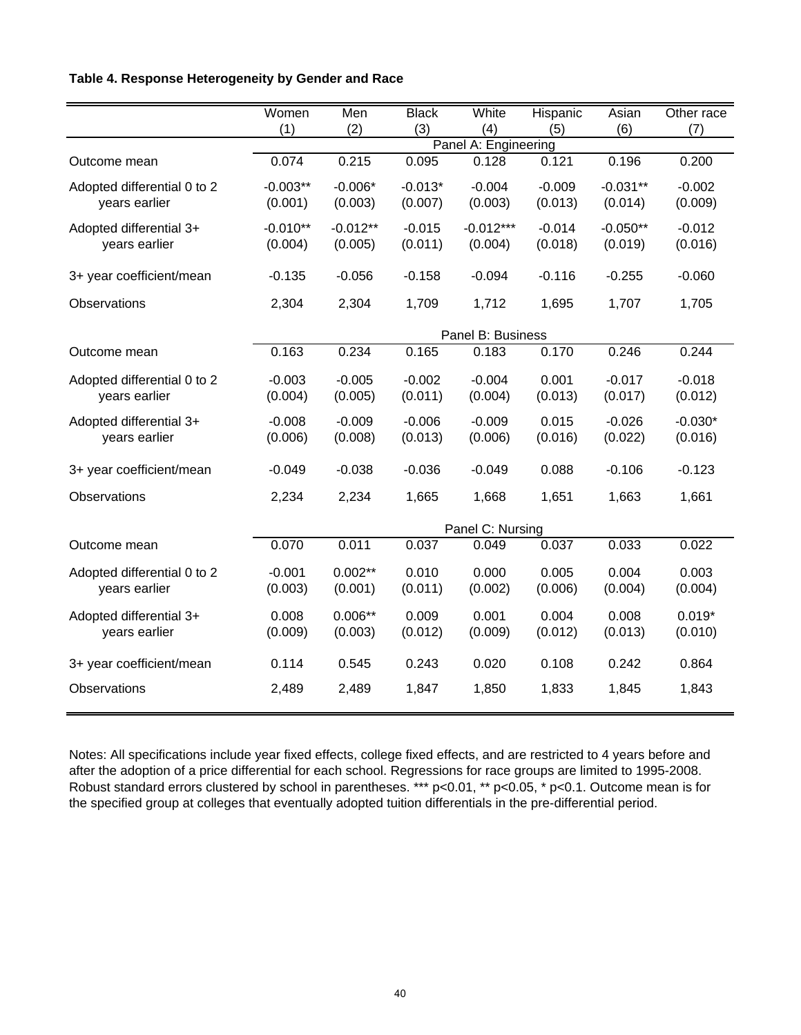**Table 4. Response Heterogeneity by Gender and Race**

| | Women | Men | Black | White | Hispanic | Asian | Other race |
|---|---|---|---|---|---|---|---|
| | (1) | (2) | (3) | (4) | (5) | (6) | (7) |
| | Panel A: Engineering | | | | | | |
| Outcome mean | 0.074 | 0.215 | 0.095 | 0.128 | 0.121 | 0.196 | 0.200 |
| Adopted differential 0 to 2 years earlier | -0.003** | -0.006* | -0.013* | -0.004 | -0.009 | -0.031** | -0.002 |
| | (0.001) | (0.003) | (0.007) | (0.003) | (0.013) | (0.014) | (0.009) |
| Adopted differential 3+ years earlier | -0.010** | -0.012** | -0.015 | -0.012*** | -0.014 | -0.050** | -0.012 |
| | (0.004) | (0.005) | (0.011) | (0.004) | (0.018) | (0.019) | (0.016) |
| 3+ year coefficient/mean | -0.135 | -0.056 | -0.158 | -0.094 | -0.116 | -0.255 | -0.060 |
| Observations | 2,304 | 2,304 | 1,709 | 1,712 | 1,695 | 1,707 | 1,705 |
| | Panel B: Business | | | | | | |
| Outcome mean | 0.163 | 0.234 | 0.165 | 0.183 | 0.170 | 0.246 | 0.244 |
| Adopted differential 0 to 2 years earlier | -0.003 | -0.005 | -0.002 | -0.004 | 0.001 | -0.017 | -0.018 |
| | (0.004) | (0.005) | (0.011) | (0.004) | (0.013) | (0.017) | (0.012) |
| Adopted differential 3+ years earlier | -0.008 | -0.009 | -0.006 | -0.009 | 0.015 | -0.026 | -0.030* |
| | (0.006) | (0.008) | (0.013) | (0.006) | (0.016) | (0.022) | (0.016) |
| 3+ year coefficient/mean | -0.049 | -0.038 | -0.036 | -0.049 | 0.088 | -0.106 | -0.123 |
| Observations | 2,234 | 2,234 | 1,665 | 1,668 | 1,651 | 1,663 | 1,661 |
| | Panel C: Nursing | | | | | | |
| Outcome mean | 0.070 | 0.011 | 0.037 | 0.049 | 0.037 | 0.033 | 0.022 |
| Adopted differential 0 to 2 years earlier | -0.001 | 0.002** | 0.010 | 0.000 | 0.005 | 0.004 | 0.003 |
| | (0.003) | (0.001) | (0.011) | (0.002) | (0.006) | (0.004) | (0.004) |
| Adopted differential 3+ years earlier | 0.008 | 0.006** | 0.009 | 0.001 | 0.004 | 0.008 | 0.019* |
| | (0.009) | (0.003) | (0.012) | (0.009) | (0.012) | (0.013) | (0.010) |
| 3+ year coefficient/mean | 0.114 | 0.545 | 0.243 | 0.020 | 0.108 | 0.242 | 0.864 |
| Observations | 2,489 | 2,489 | 1,847 | 1,850 | 1,833 | 1,845 | 1,843 |

Notes: All specifications include year fixed effects, college fixed effects, and are restricted to 4 years before and after the adoption of a price differential for each school. Regressions for race groups are limited to 1995-2008. Robust standard errors clustered by school in parentheses. *** p<0.01, ** p<0.05, * p<0.1. Outcome mean is for the specified group at colleges that eventually adopted tuition differentials in the pre-differential period.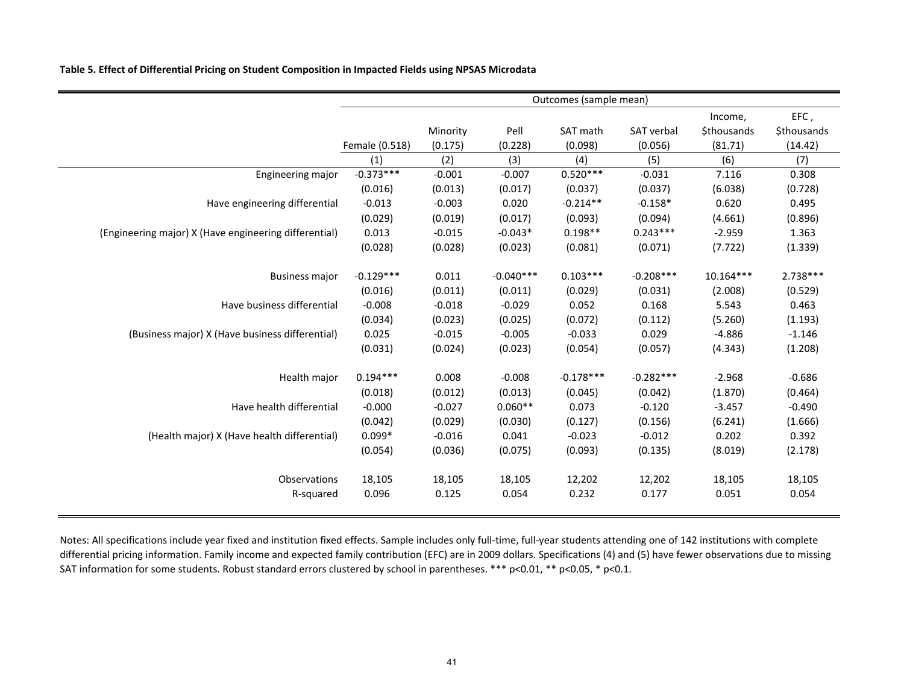**Table 5. Effect of Differential Pricing on Student Composition in Impacted Fields using NPSAS Microdata**

| | Outcomes (sample mean) | | | | | | |
|---|---|---|---|---|---|---|---|
| | Female (0.518) | Minority (0.175) | Pell (0.228) | SAT math (0.098) | SAT verbal (0.056) | Income, $thousands (81.71) | EFC , $thousands (14.42) |
| | (1) | (2) | (3) | (4) | (5) | (6) | (7) |
| Engineering major | -0.373*** | -0.001 | -0.007 | 0.520*** | -0.031 | 7.116 | 0.308 |
| | (0.016) | (0.013) | (0.017) | (0.037) | (0.037) | (6.038) | (0.728) |
| Have engineering differential | -0.013 | -0.003 | 0.020 | -0.214** | -0.158* | 0.620 | 0.495 |
| | (0.029) | (0.019) | (0.017) | (0.093) | (0.094) | (4.661) | (0.896) |
| (Engineering major) X (Have engineering differential) | 0.013 | -0.015 | -0.043* | 0.198** | 0.243*** | -2.959 | 1.363 |
| | (0.028) | (0.028) | (0.023) | (0.081) | (0.071) | (7.722) | (1.339) |
| Business major | -0.129*** | 0.011 | -0.040*** | 0.103*** | -0.208*** | 10.164*** | 2.738*** |
| | (0.016) | (0.011) | (0.011) | (0.029) | (0.031) | (2.008) | (0.529) |
| Have business differential | -0.008 | -0.018 | -0.029 | 0.052 | 0.168 | 5.543 | 0.463 |
| | (0.034) | (0.023) | (0.025) | (0.072) | (0.112) | (5.260) | (1.193) |
| (Business major) X (Have business differential) | 0.025 | -0.015 | -0.005 | -0.033 | 0.029 | -4.886 | -1.146 |
| | (0.031) | (0.024) | (0.023) | (0.054) | (0.057) | (4.343) | (1.208) |
| Health major | 0.194*** | 0.008 | -0.008 | -0.178*** | -0.282*** | -2.968 | -0.686 |
| | (0.018) | (0.012) | (0.013) | (0.045) | (0.042) | (1.870) | (0.464) |
| Have health differential | -0.000 | -0.027 | 0.060** | 0.073 | -0.120 | -3.457 | -0.490 |
| | (0.042) | (0.029) | (0.030) | (0.127) | (0.156) | (6.241) | (1.666) |
| (Health major) X (Have health differential) | 0.099* | -0.016 | 0.041 | -0.023 | -0.012 | 0.202 | 0.392 |
| | (0.054) | (0.036) | (0.075) | (0.093) | (0.135) | (8.019) | (2.178) |
| Observations | 18,105 | 18,105 | 18,105 | 12,202 | 12,202 | 18,105 | 18,105 |
| R-squared | 0.096 | 0.125 | 0.054 | 0.232 | 0.177 | 0.051 | 0.054 |

Notes: All specifications include year fixed and institution fixed effects. Sample includes only full-time, full-year students attending one of 142 institutions with complete differential pricing information. Family income and expected family contribution (EFC) are in 2009 dollars. Specifications (4) and (5) have fewer observations due to missing SAT information for some students. Robust standard errors clustered by school in parentheses. *** p<0.01, ** p<0.05, * p<0.1.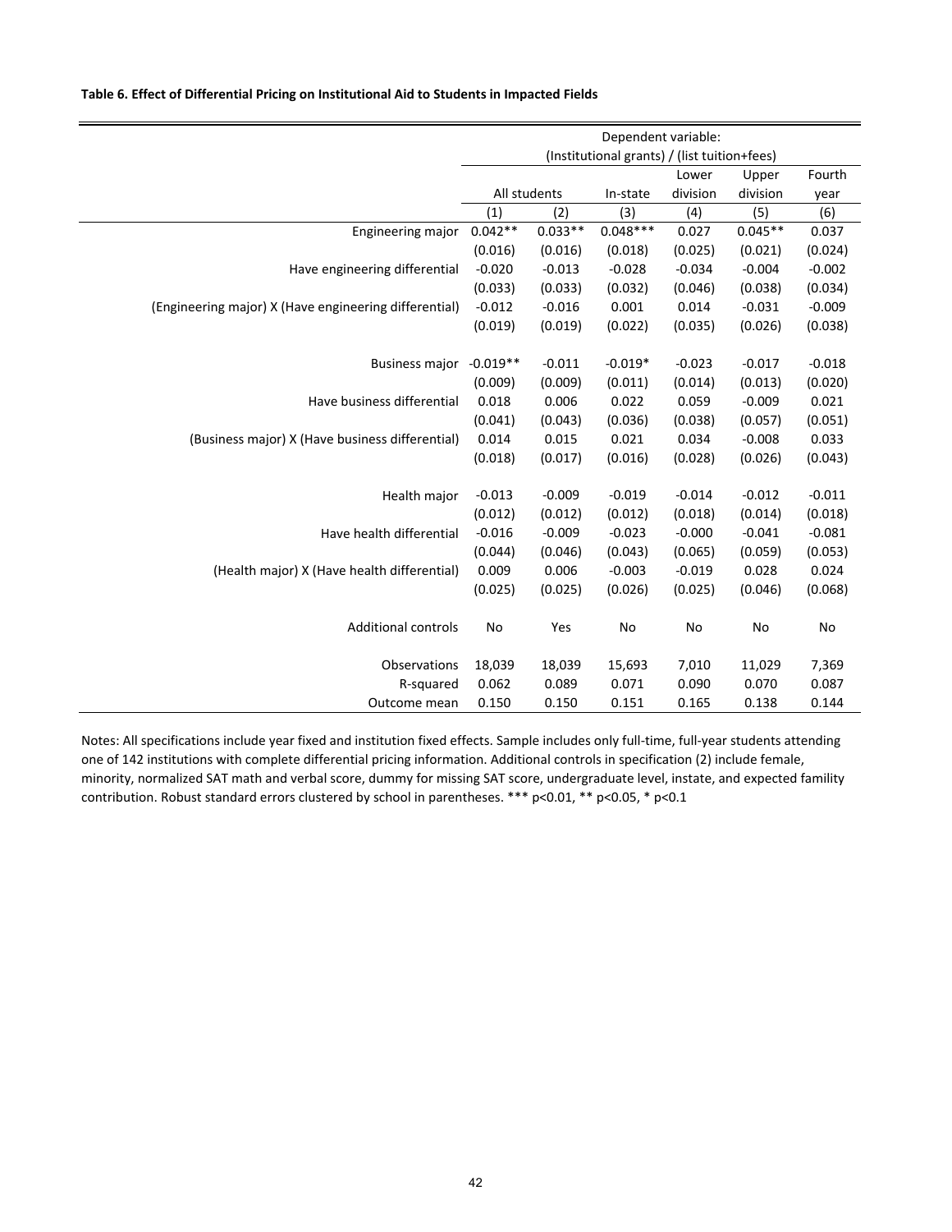**Table 6. Effect of Differential Pricing on Institutional Aid to Students in Impacted Fields**

| | Dependent variable: (Institutional grants) / (list tuition+fees) | | | | | |
|---|---|---|---|---|---|---|
| | All students | | In-state | Lower division | Upper division | Fourth year |
| | (1) | (2) | (3) | (4) | (5) | (6) |
| Engineering major | 0.042** | 0.033** | 0.048*** | 0.027 | 0.045** | 0.037 |
| | (0.016) | (0.016) | (0.018) | (0.025) | (0.021) | (0.024) |
| Have engineering differential | -0.020 | -0.013 | -0.028 | -0.034 | -0.004 | -0.002 |
| | (0.033) | (0.033) | (0.032) | (0.046) | (0.038) | (0.034) |
| (Engineering major) X (Have engineering differential) | -0.012 | -0.016 | 0.001 | 0.014 | -0.031 | -0.009 |
| | (0.019) | (0.019) | (0.022) | (0.035) | (0.026) | (0.038) |
| Business major | -0.019** | -0.011 | -0.019* | -0.023 | -0.017 | -0.018 |
| | (0.009) | (0.009) | (0.011) | (0.014) | (0.013) | (0.020) |
| Have business differential | 0.018 | 0.006 | 0.022 | 0.059 | -0.009 | 0.021 |
| | (0.041) | (0.043) | (0.036) | (0.038) | (0.057) | (0.051) |
| (Business major) X (Have business differential) | 0.014 | 0.015 | 0.021 | 0.034 | -0.008 | 0.033 |
| | (0.018) | (0.017) | (0.016) | (0.028) | (0.026) | (0.043) |
| Health major | -0.013 | -0.009 | -0.019 | -0.014 | -0.012 | -0.011 |
| | (0.012) | (0.012) | (0.012) | (0.018) | (0.014) | (0.018) |
| Have health differential | -0.016 | -0.009 | -0.023 | -0.000 | -0.041 | -0.081 |
| | (0.044) | (0.046) | (0.043) | (0.065) | (0.059) | (0.053) |
| (Health major) X (Have health differential) | 0.009 | 0.006 | -0.003 | -0.019 | 0.028 | 0.024 |
| | (0.025) | (0.025) | (0.026) | (0.025) | (0.046) | (0.068) |
| Additional controls | No | Yes | No | No | No | No |
| Observations | 18,039 | 18,039 | 15,693 | 7,010 | 11,029 | 7,369 |
| R-squared | 0.062 | 0.089 | 0.071 | 0.090 | 0.070 | 0.087 |
| Outcome mean | 0.150 | 0.150 | 0.151 | 0.165 | 0.138 | 0.144 |

Notes: All specifications include year fixed and institution fixed effects. Sample includes only full-time, full-year students attending one of 142 institutions with complete differential pricing information. Additional controls in specification (2) include female, minority, normalized SAT math and verbal score, dummy for missing SAT score, undergraduate level, instate, and expected famility contribution. Robust standard errors clustered by school in parentheses. *** p<0.01, ** p<0.05, * p<0.1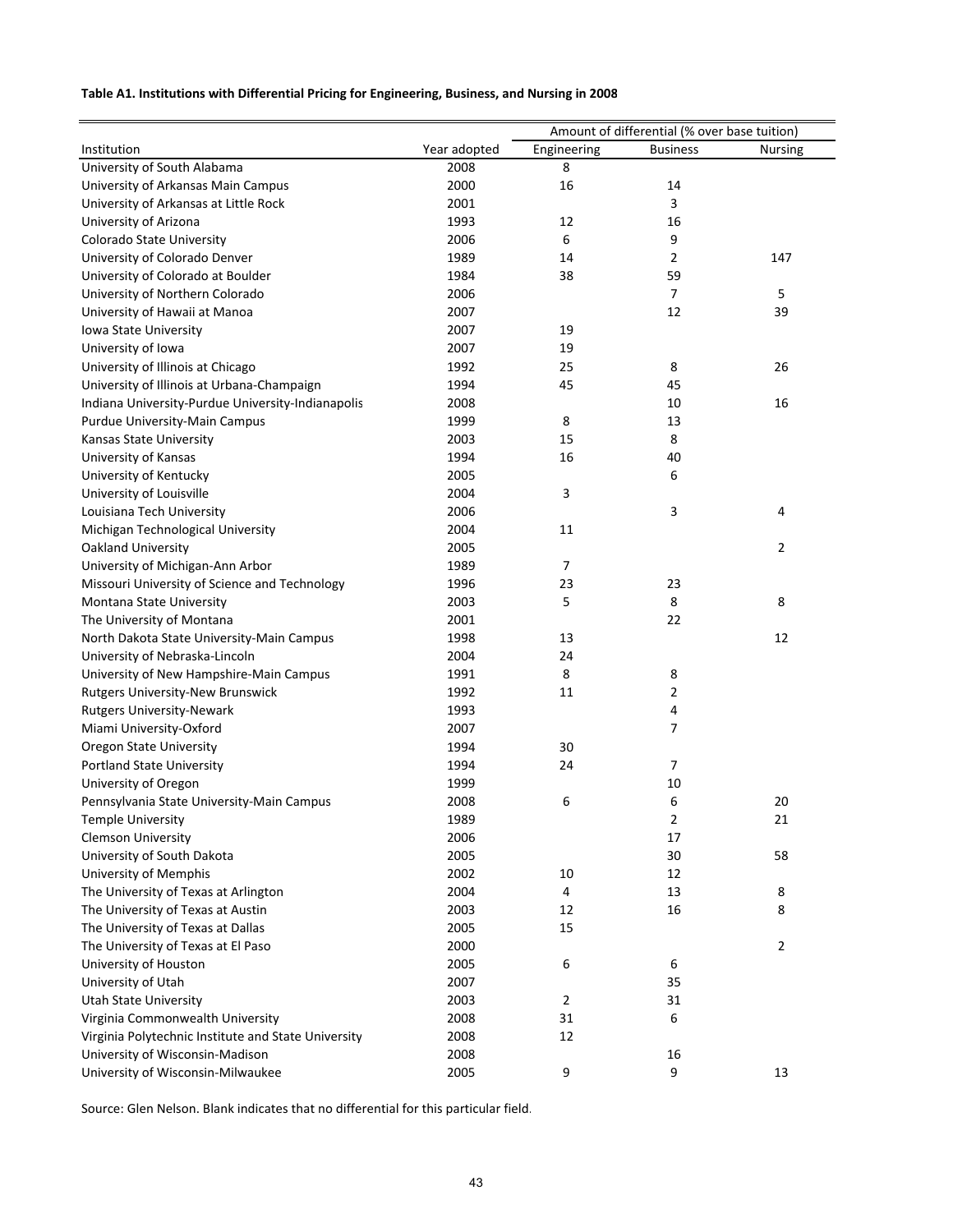**Table A1. Institutions with Differential Pricing for Engineering, Business, and Nursing in 2008**

| | | Amount of differential (% over base tuition) | | |
|---|---|---|---|---|
| Institution | Year adopted | Engineering | Business | Nursing |
| University of South Alabama | 2008 | 8 | | |
| University of Arkansas Main Campus | 2000 | 16 | 14 | |
| University of Arkansas at Little Rock | 2001 | | 3 | |
| University of Arizona | 1993 | 12 | 16 | |
| Colorado State University | 2006 | 6 | 9 | |
| University of Colorado Denver | 1989 | 14 | 2 | 147 |
| University of Colorado at Boulder | 1984 | 38 | 59 | |
| University of Northern Colorado | 2006 | | 7 | 5 |
| University of Hawaii at Manoa | 2007 | | 12 | 39 |
| Iowa State University | 2007 | 19 | | |
| University of Iowa | 2007 | 19 | | |
| University of Illinois at Chicago | 1992 | 25 | 8 | 26 |
| University of Illinois at Urbana-Champaign | 1994 | 45 | 45 | |
| Indiana University-Purdue University-Indianapolis | 2008 | | 10 | 16 |
| Purdue University-Main Campus | 1999 | 8 | 13 | |
| Kansas State University | 2003 | 15 | 8 | |
| University of Kansas | 1994 | 16 | 40 | |
| University of Kentucky | 2005 | | 6 | |
| University of Louisville | 2004 | 3 | | |
| Louisiana Tech University | 2006 | | 3 | 4 |
| Michigan Technological University | 2004 | 11 | | |
| Oakland University | 2005 | | | 2 |
| University of Michigan-Ann Arbor | 1989 | 7 | | |
| Missouri University of Science and Technology | 1996 | 23 | 23 | |
| Montana State University | 2003 | 5 | 8 | 8 |
| The University of Montana | 2001 | | 22 | |
| North Dakota State University-Main Campus | 1998 | 13 | | 12 |
| University of Nebraska-Lincoln | 2004 | 24 | | |
| University of New Hampshire-Main Campus | 1991 | 8 | 8 | |
| Rutgers University-New Brunswick | 1992 | 11 | 2 | |
| Rutgers University-Newark | 1993 | | 4 | |
| Miami University-Oxford | 2007 | | 7 | |
| Oregon State University | 1994 | 30 | | |
| Portland State University | 1994 | 24 | 7 | |
| University of Oregon | 1999 | | 10 | |
| Pennsylvania State University-Main Campus | 2008 | 6 | 6 | 20 |
| Temple University | 1989 | | 2 | 21 |
| Clemson University | 2006 | | 17 | |
| University of South Dakota | 2005 | | 30 | 58 |
| University of Memphis | 2002 | 10 | 12 | |
| The University of Texas at Arlington | 2004 | 4 | 13 | 8 |
| The University of Texas at Austin | 2003 | 12 | 16 | 8 |
| The University of Texas at Dallas | 2005 | 15 | | |
| The University of Texas at El Paso | 2000 | | | 2 |
| University of Houston | 2005 | 6 | 6 | |
| University of Utah | 2007 | | 35 | |
| Utah State University | 2003 | 2 | 31 | |
| Virginia Commonwealth University | 2008 | 31 | 6 | |
| Virginia Polytechnic Institute and State University | 2008 | 12 | | |
| University of Wisconsin-Madison | 2008 | | 16 | |
| University of Wisconsin-Milwaukee | 2005 | 9 | 9 | 13 |

Source: Glen Nelson. Blank indicates that no differential for this particular field.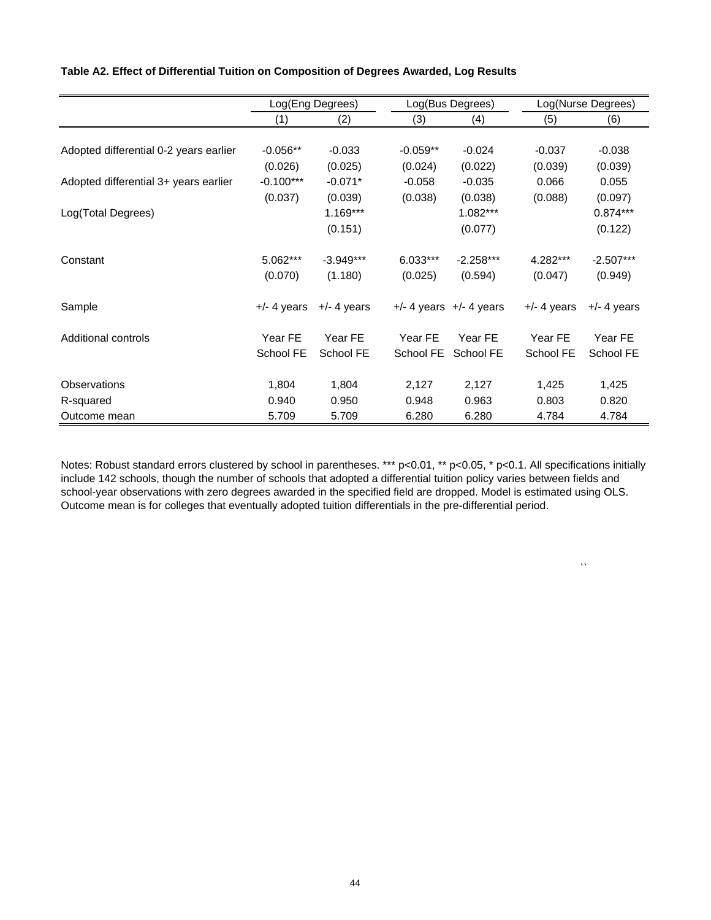**Table A2. Effect of Differential Tuition on Composition of Degrees Awarded, Log Results**

| | Log(Eng Degrees) | | Log(Bus Degrees) | | Log(Nurse Degrees) | |
|---|---|---|---|---|---|---|
| | (1) | (2) | (3) | (4) | (5) | (6) |
| Adopted differential 0-2 years earlier | -0.056** | -0.033 | -0.059** | -0.024 | -0.037 | -0.038 |
| | (0.026) | (0.025) | (0.024) | (0.022) | (0.039) | (0.039) |
| Adopted differential 3+ years earlier | -0.100*** | -0.071* | -0.058 | -0.035 | 0.066 | 0.055 |
| | (0.037) | (0.039) | (0.038) | (0.038) | (0.088) | (0.097) |
| Log(Total Degrees) | | 1.169*** | | 1.082*** | | 0.874*** |
| | | (0.151) | | (0.077) | | (0.122) |
| Constant | 5.062*** | -3.949*** | 6.033*** | -2.258*** | 4.282*** | -2.507*** |
| | (0.070) | (1.180) | (0.025) | (0.594) | (0.047) | (0.949) |
| Sample | +/- 4 years | +/- 4 years | +/- 4 years | +/- 4 years | +/- 4 years | +/- 4 years |
| Additional controls | Year FE | Year FE | Year FE | Year FE | Year FE | Year FE |
| | School FE | School FE | School FE | School FE | School FE | School FE |
| Observations | 1,804 | 1,804 | 2,127 | 2,127 | 1,425 | 1,425 |
| R-squared | 0.940 | 0.950 | 0.948 | 0.963 | 0.803 | 0.820 |
| Outcome mean | 5.709 | 5.709 | 6.280 | 6.280 | 4.784 | 4.784 |

Notes: Robust standard errors clustered by school in parentheses. *** p<0.01, ** p<0.05, * p<0.1. All specifications initially include 142 schools, though the number of schools that adopted a differential tuition policy varies between fields and school-year observations with zero degrees awarded in the specified field are dropped. Model is estimated using OLS. Outcome mean is for colleges that eventually adopted tuition differentials in the pre-differential period.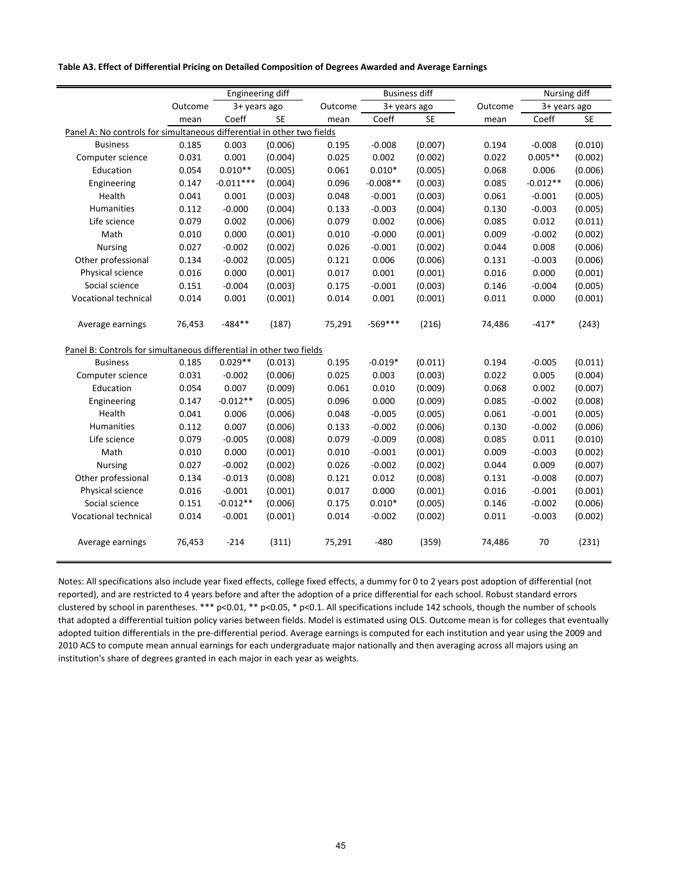**Table A3. Effect of Differential Pricing on Detailed Composition of Degrees Awarded and Average Earnings**

| | Outcome | Engineering diff | | Outcome | Business diff | | Outcome | Nursing diff | |
|---|---|---|---|---|---|---|---|---|---|
| | | 3+ years ago | | | 3+ years ago | | | 3+ years ago | |
| | mean | Coeff | SE | mean | Coeff | SE | mean | Coeff | SE |
| Panel A: No controls for simultaneous differential in other two fields | | | | | | | | | |
| Business | 0.185 | 0.003 | (0.006) | 0.195 | -0.008 | (0.007) | 0.194 | -0.008 | (0.010) |
| Computer science | 0.031 | 0.001 | (0.004) | 0.025 | 0.002 | (0.002) | 0.022 | 0.005** | (0.002) |
| Education | 0.054 | 0.010** | (0.005) | 0.061 | 0.010* | (0.005) | 0.068 | 0.006 | (0.006) |
| Engineering | 0.147 | -0.011*** | (0.004) | 0.096 | -0.008** | (0.003) | 0.085 | -0.012** | (0.006) |
| Health | 0.041 | 0.001 | (0.003) | 0.048 | -0.001 | (0.003) | 0.061 | -0.001 | (0.005) |
| Humanities | 0.112 | -0.000 | (0.004) | 0.133 | -0.003 | (0.004) | 0.130 | -0.003 | (0.005) |
| Life science | 0.079 | 0.002 | (0.006) | 0.079 | 0.002 | (0.006) | 0.085 | 0.012 | (0.011) |
| Math | 0.010 | 0.000 | (0.001) | 0.010 | -0.000 | (0.001) | 0.009 | -0.002 | (0.002) |
| Nursing | 0.027 | -0.002 | (0.002) | 0.026 | -0.001 | (0.002) | 0.044 | 0.008 | (0.006) |
| Other professional | 0.134 | -0.002 | (0.005) | 0.121 | 0.006 | (0.006) | 0.131 | -0.003 | (0.006) |
| Physical science | 0.016 | 0.000 | (0.001) | 0.017 | 0.001 | (0.001) | 0.016 | 0.000 | (0.001) |
| Social science | 0.151 | -0.004 | (0.003) | 0.175 | -0.001 | (0.003) | 0.146 | -0.004 | (0.005) |
| Vocational technical | 0.014 | 0.001 | (0.001) | 0.014 | 0.001 | (0.001) | 0.011 | 0.000 | (0.001) |
| Average earnings | 76,453 | -484** | (187) | 75,291 | -569*** | (216) | 74,486 | -417* | (243) |
| Panel B: Controls for simultaneous differential in other two fields | | | | | | | | | |
| Business | 0.185 | 0.029** | (0.013) | 0.195 | -0.019* | (0.011) | 0.194 | -0.005 | (0.011) |
| Computer science | 0.031 | -0.002 | (0.006) | 0.025 | 0.003 | (0.003) | 0.022 | 0.005 | (0.004) |
| Education | 0.054 | 0.007 | (0.009) | 0.061 | 0.010 | (0.009) | 0.068 | 0.002 | (0.007) |
| Engineering | 0.147 | -0.012** | (0.005) | 0.096 | 0.000 | (0.009) | 0.085 | -0.002 | (0.008) |
| Health | 0.041 | 0.006 | (0.006) | 0.048 | -0.005 | (0.005) | 0.061 | -0.001 | (0.005) |
| Humanities | 0.112 | 0.007 | (0.006) | 0.133 | -0.002 | (0.006) | 0.130 | -0.002 | (0.006) |
| Life science | 0.079 | -0.005 | (0.008) | 0.079 | -0.009 | (0.008) | 0.085 | 0.011 | (0.010) |
| Math | 0.010 | 0.000 | (0.001) | 0.010 | -0.001 | (0.001) | 0.009 | -0.003 | (0.002) |
| Nursing | 0.027 | -0.002 | (0.002) | 0.026 | -0.002 | (0.002) | 0.044 | 0.009 | (0.007) |
| Other professional | 0.134 | -0.013 | (0.008) | 0.121 | 0.012 | (0.008) | 0.131 | -0.008 | (0.007) |
| Physical science | 0.016 | -0.001 | (0.001) | 0.017 | 0.000 | (0.001) | 0.016 | -0.001 | (0.001) |
| Social science | 0.151 | -0.012** | (0.006) | 0.175 | 0.010* | (0.005) | 0.146 | -0.002 | (0.006) |
| Vocational technical | 0.014 | -0.001 | (0.001) | 0.014 | -0.002 | (0.002) | 0.011 | -0.003 | (0.002) |
| Average earnings | 76,453 | -214 | (311) | 75,291 | -480 | (359) | 74,486 | 70 | (231) |

Notes: All specifications also include year fixed effects, college fixed effects, a dummy for 0 to 2 years post adoption of differential (not reported), and are restricted to 4 years before and after the adoption of a price differential for each school. Robust standard errors clustered by school in parentheses. *** p<0.01, ** p<0.05, * p<0.1. All specifications include 142 schools, though the number of schools that adopted a differential tuition policy varies between fields. Model is estimated using OLS. Outcome mean is for colleges that eventually adopted tuition differentials in the pre-differential period. Average earnings is computed for each institution and year using the 2009 and 2010 ACS to compute mean annual earnings for each undergraduate major nationally and then averaging across all majors using an institution's share of degrees granted in each major in each year as weights.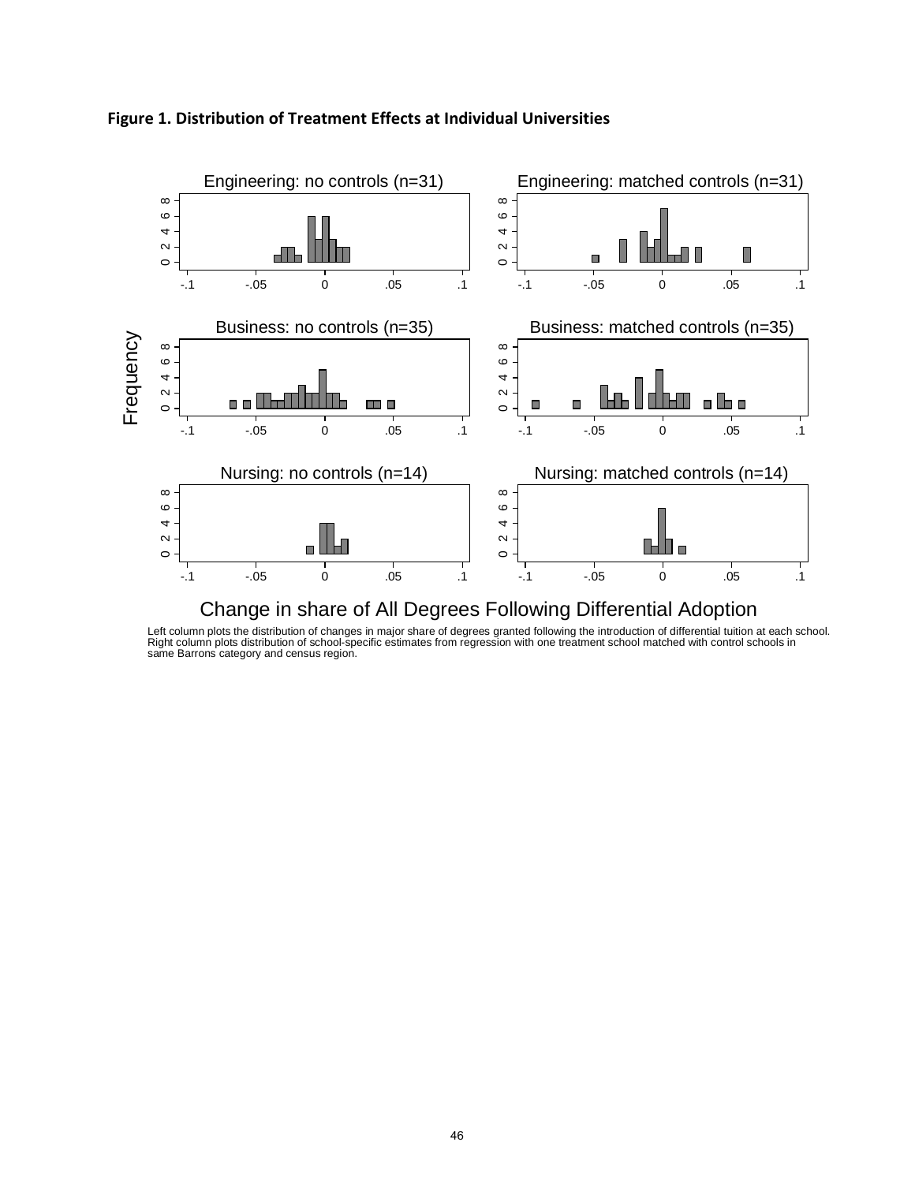**Figure 1. Distribution of Treatment Effects at Individual Universities**

Left column plots the distribution of changes in major share of degrees granted following the introduction of differential tuition at each school. Right column plots distribution of school-specific estimates from regression with one treatment school matched with control schools in same Barrons category and census region.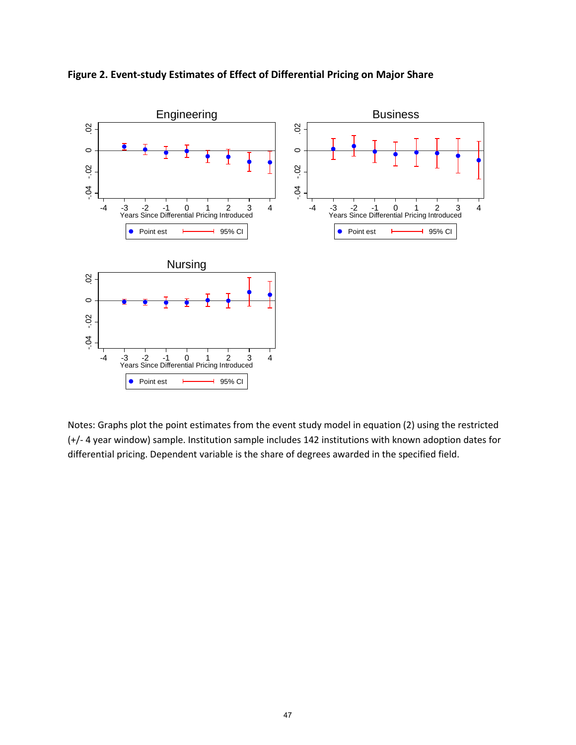**Figure 2. Event-study Estimates of Effect of Differential Pricing on Major Share**

Notes: Graphs plot the point estimates from the event study model in equation (2) using the restricted (+/- 4 year window) sample. Institution sample includes 142 institutions with known adoption dates for differential pricing. Dependent variable is the share of degrees awarded in the specified field.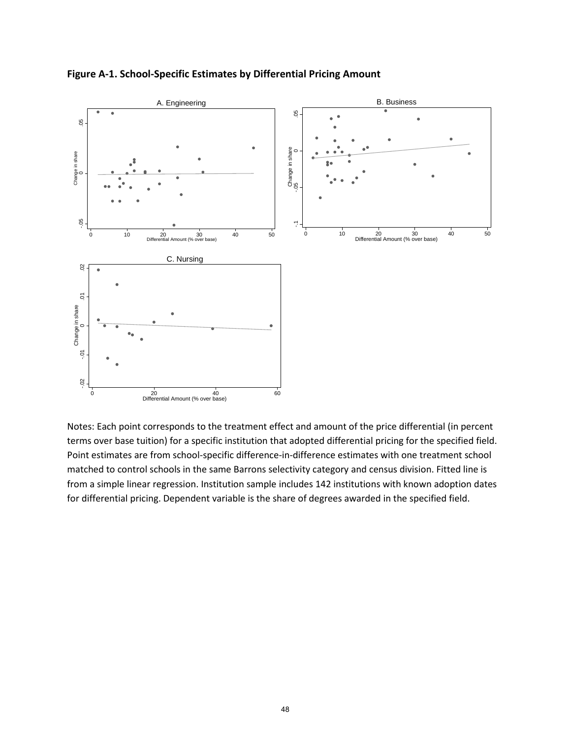**Figure A-1. School-Specific Estimates by Differential Pricing Amount**

A. Engineering

Change in share

.05

0

-.05

0 10 20 30 40 50

Differential Amount (% over base)

B. Business

Change in share

.05

0

-.05

-.1

0 10 20 30 40 50

Differential Amount (% over base)

C. Nursing

Change in share

.02

.01

0

-.01

-.02

0 20 40 60

Differential Amount (% over base)

Notes: Each point corresponds to the treatment effect and amount of the price differential (in percent terms over base tuition) for a specific institution that adopted differential pricing for the specified field. Point estimates are from school-specific difference-in-difference estimates with one treatment school matched to control schools in the same Barrons selectivity category and census division. Fitted line is from a simple linear regression. Institution sample includes 142 institutions with known adoption dates for differential pricing. Dependent variable is the share of degrees awarded in the specified field.